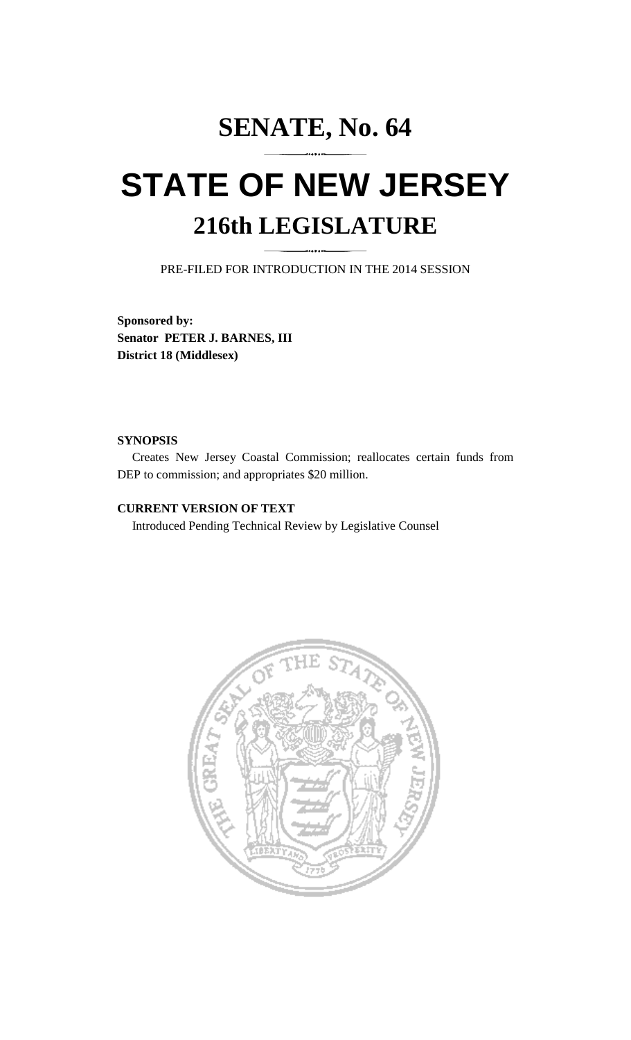# SENATE, No. 64

# STATE OF NEW JERSEY

## 216th LEGISLATURE

PRE-FILED FOR INTRODUCTION IN THE 2014 SESSION

**Sponsored by:**
**Senator PETER J. BARNES, III**
**District 18 (Middlesex)**

**SYNOPSIS**

Creates New Jersey Coastal Commission; reallocates certain funds from DEP to commission; and appropriates $20 million.

**CURRENT VERSION OF TEXT**

Introduced Pending Technical Review by Legislative Counsel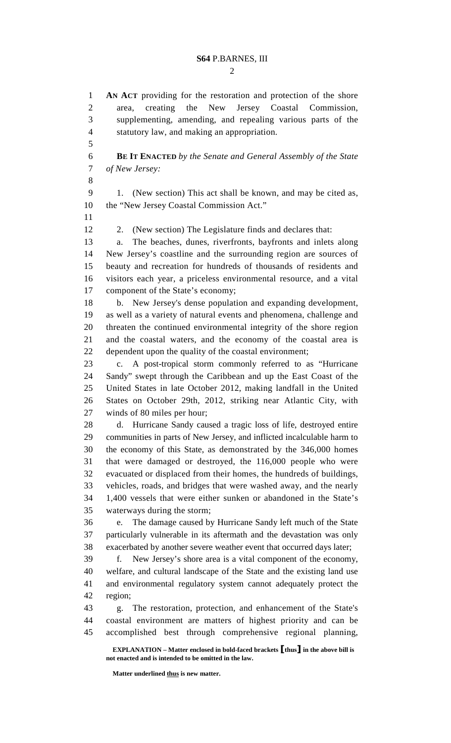**AN ACT** providing for the restoration and protection of the shore area, creating the New Jersey Coastal Commission, supplementing, amending, and repealing various parts of the statutory law, and making an appropriation.

**BE IT ENACTED** *by the Senate and General Assembly of the State of New Jersey:*

1. (New section) This act shall be known, and may be cited as, the "New Jersey Coastal Commission Act."

2. (New section) The Legislature finds and declares that:

a. The beaches, dunes, riverfronts, bayfronts and inlets along New Jersey's coastline and the surrounding region are sources of beauty and recreation for hundreds of thousands of residents and visitors each year, a priceless environmental resource, and a vital component of the State's economy;

b. New Jersey's dense population and expanding development, as well as a variety of natural events and phenomena, challenge and threaten the continued environmental integrity of the shore region and the coastal waters, and the economy of the coastal area is dependent upon the quality of the coastal environment;

c. A post-tropical storm commonly referred to as "Hurricane Sandy" swept through the Caribbean and up the East Coast of the United States in late October 2012, making landfall in the United States on October 29th, 2012, striking near Atlantic City, with winds of 80 miles per hour;

d. Hurricane Sandy caused a tragic loss of life, destroyed entire communities in parts of New Jersey, and inflicted incalculable harm to the economy of this State, as demonstrated by the 346,000 homes that were damaged or destroyed, the 116,000 people who were evacuated or displaced from their homes, the hundreds of buildings, vehicles, roads, and bridges that were washed away, and the nearly 1,400 vessels that were either sunken or abandoned in the State's waterways during the storm;

e. The damage caused by Hurricane Sandy left much of the State particularly vulnerable in its aftermath and the devastation was only exacerbated by another severe weather event that occurred days later;

f. New Jersey's shore area is a vital component of the economy, welfare, and cultural landscape of the State and the existing land use and environmental regulatory system cannot adequately protect the region;

g. The restoration, protection, and enhancement of the State's coastal environment are matters of highest priority and can be accomplished best through comprehensive regional planning,

**EXPLANATION – Matter enclosed in bold-faced brackets [thus] in the above bill is not enacted and is intended to be omitted in the law.**

**Matter underlined thus is new matter.**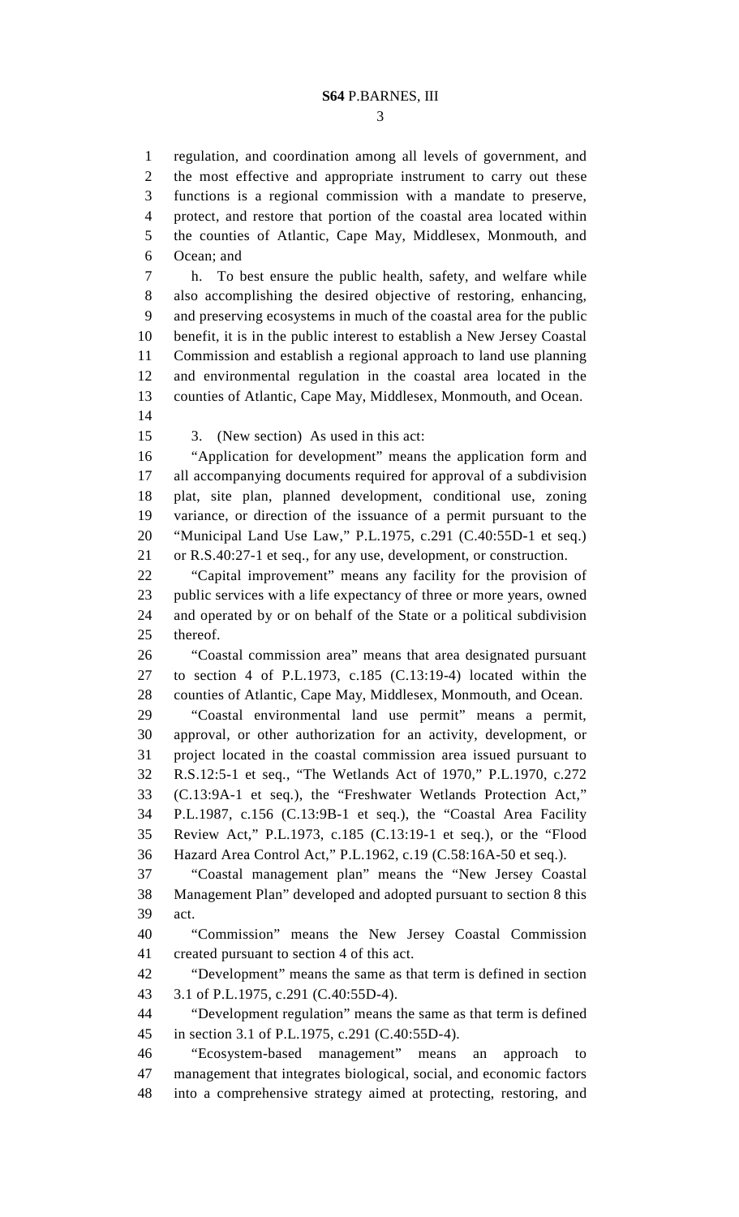regulation, and coordination among all levels of government, and the most effective and appropriate instrument to carry out these functions is a regional commission with a mandate to preserve, protect, and restore that portion of the coastal area located within the counties of Atlantic, Cape May, Middlesex, Monmouth, and Ocean; and

h. To best ensure the public health, safety, and welfare while also accomplishing the desired objective of restoring, enhancing, and preserving ecosystems in much of the coastal area for the public benefit, it is in the public interest to establish a New Jersey Coastal Commission and establish a regional approach to land use planning and environmental regulation in the coastal area located in the counties of Atlantic, Cape May, Middlesex, Monmouth, and Ocean.

3. (New section) As used in this act:

"Application for development" means the application form and all accompanying documents required for approval of a subdivision plat, site plan, planned development, conditional use, zoning variance, or direction of the issuance of a permit pursuant to the "Municipal Land Use Law," P.L.1975, c.291 (C.40:55D-1 et seq.) or R.S.40:27-1 et seq., for any use, development, or construction.

"Capital improvement" means any facility for the provision of public services with a life expectancy of three or more years, owned and operated by or on behalf of the State or a political subdivision thereof.

"Coastal commission area" means that area designated pursuant to section 4 of P.L.1973, c.185 (C.13:19-4) located within the counties of Atlantic, Cape May, Middlesex, Monmouth, and Ocean.

"Coastal environmental land use permit" means a permit, approval, or other authorization for an activity, development, or project located in the coastal commission area issued pursuant to R.S.12:5-1 et seq., "The Wetlands Act of 1970," P.L.1970, c.272 (C.13:9A-1 et seq.), the "Freshwater Wetlands Protection Act," P.L.1987, c.156 (C.13:9B-1 et seq.), the "Coastal Area Facility Review Act," P.L.1973, c.185 (C.13:19-1 et seq.), or the "Flood Hazard Area Control Act," P.L.1962, c.19 (C.58:16A-50 et seq.).

"Coastal management plan" means the "New Jersey Coastal Management Plan" developed and adopted pursuant to section 8 this act.

"Commission" means the New Jersey Coastal Commission created pursuant to section 4 of this act.

"Development" means the same as that term is defined in section 3.1 of P.L.1975, c.291 (C.40:55D-4).

"Development regulation" means the same as that term is defined in section 3.1 of P.L.1975, c.291 (C.40:55D-4).

"Ecosystem-based management" means an approach to management that integrates biological, social, and economic factors into a comprehensive strategy aimed at protecting, restoring, and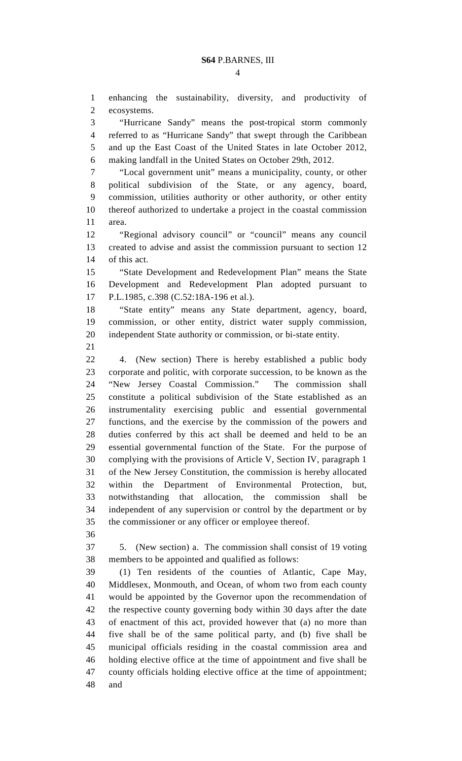enhancing the sustainability, diversity, and productivity of ecosystems.

"Hurricane Sandy" means the post-tropical storm commonly referred to as "Hurricane Sandy" that swept through the Caribbean and up the East Coast of the United States in late October 2012, making landfall in the United States on October 29th, 2012.

"Local government unit" means a municipality, county, or other political subdivision of the State, or any agency, board, commission, utilities authority or other authority, or other entity thereof authorized to undertake a project in the coastal commission area.

"Regional advisory council" or "council" means any council created to advise and assist the commission pursuant to section 12 of this act.

"State Development and Redevelopment Plan" means the State Development and Redevelopment Plan adopted pursuant to P.L.1985, c.398 (C.52:18A-196 et al.).

"State entity" means any State department, agency, board, commission, or other entity, district water supply commission, independent State authority or commission, or bi-state entity.

4. (New section) There is hereby established a public body corporate and politic, with corporate succession, to be known as the "New Jersey Coastal Commission." The commission shall constitute a political subdivision of the State established as an instrumentality exercising public and essential governmental functions, and the exercise by the commission of the powers and duties conferred by this act shall be deemed and held to be an essential governmental function of the State. For the purpose of complying with the provisions of Article V, Section IV, paragraph 1 of the New Jersey Constitution, the commission is hereby allocated within the Department of Environmental Protection, but, notwithstanding that allocation, the commission shall be independent of any supervision or control by the department or by the commissioner or any officer or employee thereof.

5. (New section) a. The commission shall consist of 19 voting members to be appointed and qualified as follows:

(1) Ten residents of the counties of Atlantic, Cape May, Middlesex, Monmouth, and Ocean, of whom two from each county would be appointed by the Governor upon the recommendation of the respective county governing body within 30 days after the date of enactment of this act, provided however that (a) no more than five shall be of the same political party, and (b) five shall be municipal officials residing in the coastal commission area and holding elective office at the time of appointment and five shall be county officials holding elective office at the time of appointment; and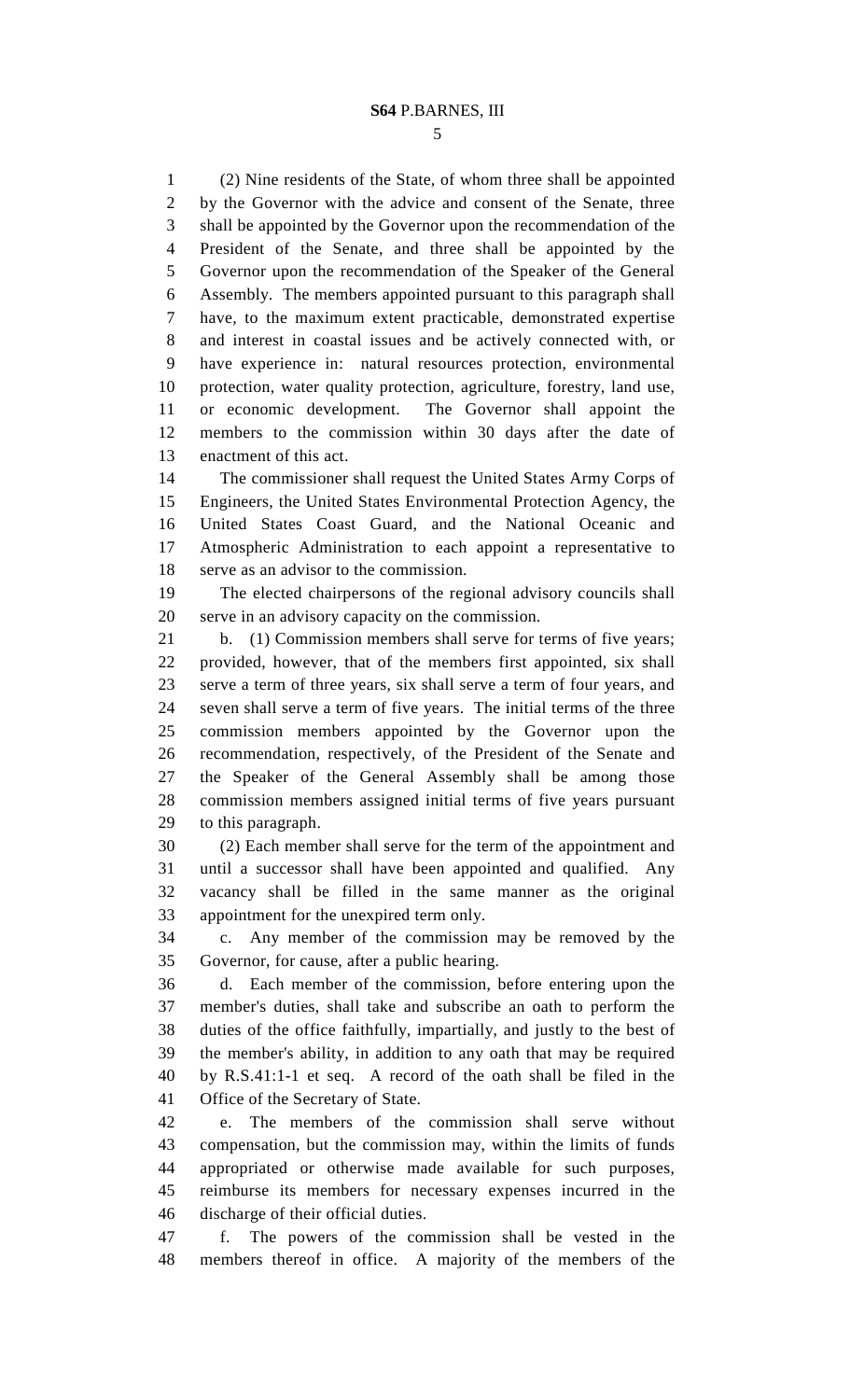(2) Nine residents of the State, of whom three shall be appointed by the Governor with the advice and consent of the Senate, three shall be appointed by the Governor upon the recommendation of the President of the Senate, and three shall be appointed by the Governor upon the recommendation of the Speaker of the General Assembly. The members appointed pursuant to this paragraph shall have, to the maximum extent practicable, demonstrated expertise and interest in coastal issues and be actively connected with, or have experience in: natural resources protection, environmental protection, water quality protection, agriculture, forestry, land use, or economic development. The Governor shall appoint the members to the commission within 30 days after the date of enactment of this act.

The commissioner shall request the United States Army Corps of Engineers, the United States Environmental Protection Agency, the United States Coast Guard, and the National Oceanic and Atmospheric Administration to each appoint a representative to serve as an advisor to the commission.

The elected chairpersons of the regional advisory councils shall serve in an advisory capacity on the commission.

b. (1) Commission members shall serve for terms of five years; provided, however, that of the members first appointed, six shall serve a term of three years, six shall serve a term of four years, and seven shall serve a term of five years. The initial terms of the three commission members appointed by the Governor upon the recommendation, respectively, of the President of the Senate and the Speaker of the General Assembly shall be among those commission members assigned initial terms of five years pursuant to this paragraph.

(2) Each member shall serve for the term of the appointment and until a successor shall have been appointed and qualified. Any vacancy shall be filled in the same manner as the original appointment for the unexpired term only.

c. Any member of the commission may be removed by the Governor, for cause, after a public hearing.

d. Each member of the commission, before entering upon the member's duties, shall take and subscribe an oath to perform the duties of the office faithfully, impartially, and justly to the best of the member's ability, in addition to any oath that may be required by R.S.41:1-1 et seq. A record of the oath shall be filed in the Office of the Secretary of State.

e. The members of the commission shall serve without compensation, but the commission may, within the limits of funds appropriated or otherwise made available for such purposes, reimburse its members for necessary expenses incurred in the discharge of their official duties.

f. The powers of the commission shall be vested in the members thereof in office. A majority of the members of the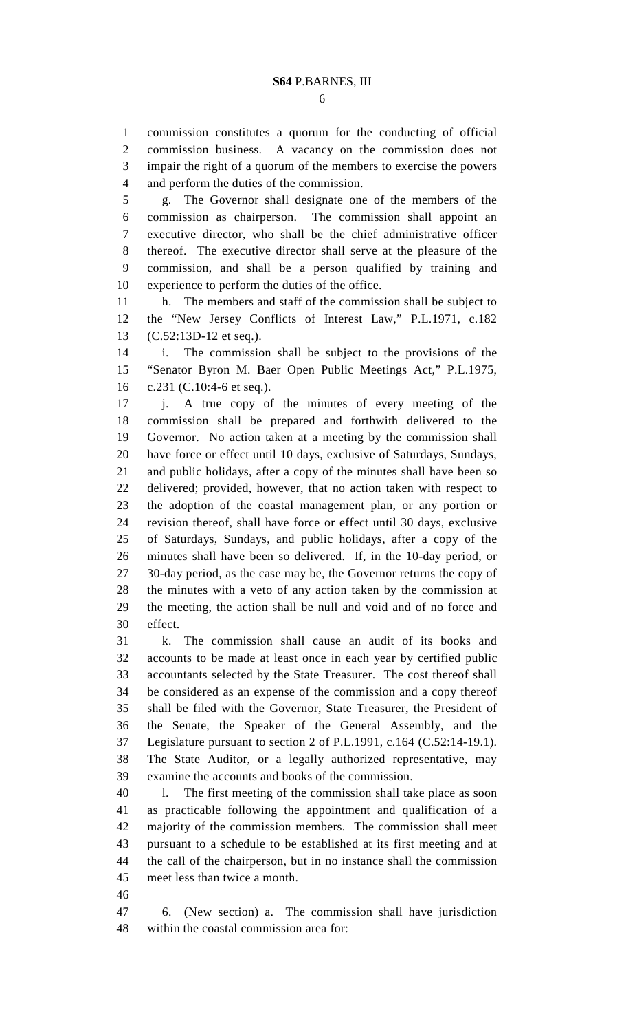commission constitutes a quorum for the conducting of official commission business. A vacancy on the commission does not impair the right of a quorum of the members to exercise the powers and perform the duties of the commission.

g. The Governor shall designate one of the members of the commission as chairperson. The commission shall appoint an executive director, who shall be the chief administrative officer thereof. The executive director shall serve at the pleasure of the commission, and shall be a person qualified by training and experience to perform the duties of the office.

h. The members and staff of the commission shall be subject to the "New Jersey Conflicts of Interest Law," P.L.1971, c.182 (C.52:13D-12 et seq.).

i. The commission shall be subject to the provisions of the "Senator Byron M. Baer Open Public Meetings Act," P.L.1975, c.231 (C.10:4-6 et seq.).

j. A true copy of the minutes of every meeting of the commission shall be prepared and forthwith delivered to the Governor. No action taken at a meeting by the commission shall have force or effect until 10 days, exclusive of Saturdays, Sundays, and public holidays, after a copy of the minutes shall have been so delivered; provided, however, that no action taken with respect to the adoption of the coastal management plan, or any portion or revision thereof, shall have force or effect until 30 days, exclusive of Saturdays, Sundays, and public holidays, after a copy of the minutes shall have been so delivered. If, in the 10-day period, or 30-day period, as the case may be, the Governor returns the copy of the minutes with a veto of any action taken by the commission at the meeting, the action shall be null and void and of no force and effect.

k. The commission shall cause an audit of its books and accounts to be made at least once in each year by certified public accountants selected by the State Treasurer. The cost thereof shall be considered as an expense of the commission and a copy thereof shall be filed with the Governor, State Treasurer, the President of the Senate, the Speaker of the General Assembly, and the Legislature pursuant to section 2 of P.L.1991, c.164 (C.52:14-19.1). The State Auditor, or a legally authorized representative, may examine the accounts and books of the commission.

l. The first meeting of the commission shall take place as soon as practicable following the appointment and qualification of a majority of the commission members. The commission shall meet pursuant to a schedule to be established at its first meeting and at the call of the chairperson, but in no instance shall the commission meet less than twice a month.

6. (New section) a. The commission shall have jurisdiction within the coastal commission area for: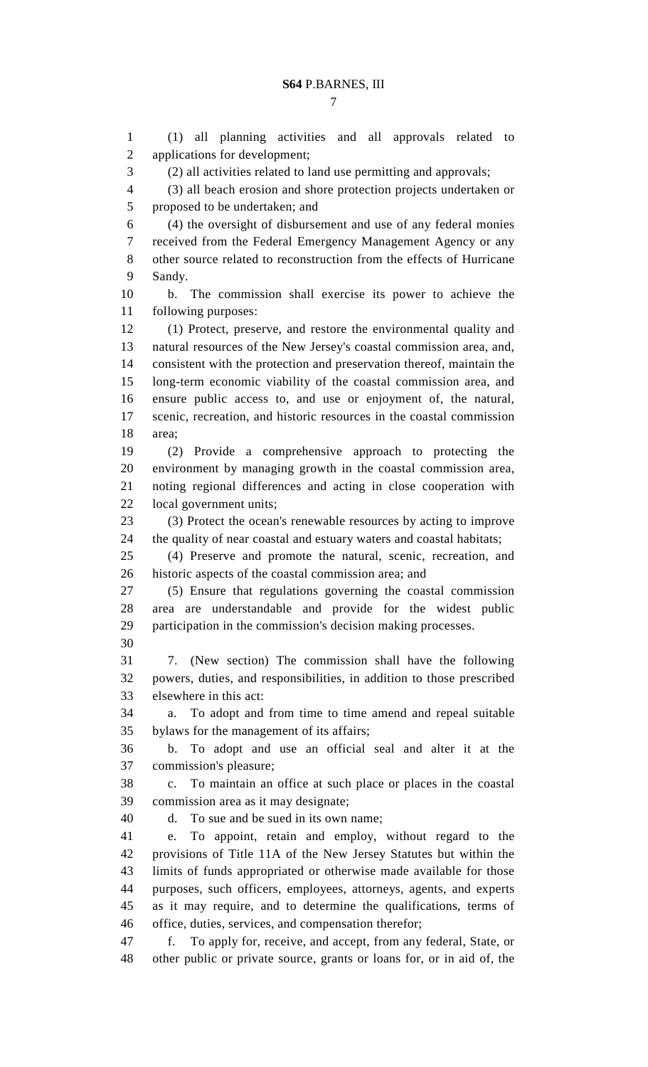(1) all planning activities and all approvals related to applications for development;

(2) all activities related to land use permitting and approvals;

(3) all beach erosion and shore protection projects undertaken or proposed to be undertaken; and

(4) the oversight of disbursement and use of any federal monies received from the Federal Emergency Management Agency or any other source related to reconstruction from the effects of Hurricane Sandy.

b. The commission shall exercise its power to achieve the following purposes:

(1) Protect, preserve, and restore the environmental quality and natural resources of the New Jersey's coastal commission area, and, consistent with the protection and preservation thereof, maintain the long-term economic viability of the coastal commission area, and ensure public access to, and use or enjoyment of, the natural, scenic, recreation, and historic resources in the coastal commission area;

(2) Provide a comprehensive approach to protecting the environment by managing growth in the coastal commission area, noting regional differences and acting in close cooperation with local government units;

(3) Protect the ocean's renewable resources by acting to improve the quality of near coastal and estuary waters and coastal habitats;

(4) Preserve and promote the natural, scenic, recreation, and historic aspects of the coastal commission area; and

(5) Ensure that regulations governing the coastal commission area are understandable and provide for the widest public participation in the commission's decision making processes.

7. (New section) The commission shall have the following powers, duties, and responsibilities, in addition to those prescribed elsewhere in this act:

a. To adopt and from time to time amend and repeal suitable bylaws for the management of its affairs;

b. To adopt and use an official seal and alter it at the commission's pleasure;

c. To maintain an office at such place or places in the coastal commission area as it may designate;

d. To sue and be sued in its own name;

e. To appoint, retain and employ, without regard to the provisions of Title 11A of the New Jersey Statutes but within the limits of funds appropriated or otherwise made available for those purposes, such officers, employees, attorneys, agents, and experts as it may require, and to determine the qualifications, terms of office, duties, services, and compensation therefor;

f. To apply for, receive, and accept, from any federal, State, or other public or private source, grants or loans for, or in aid of, the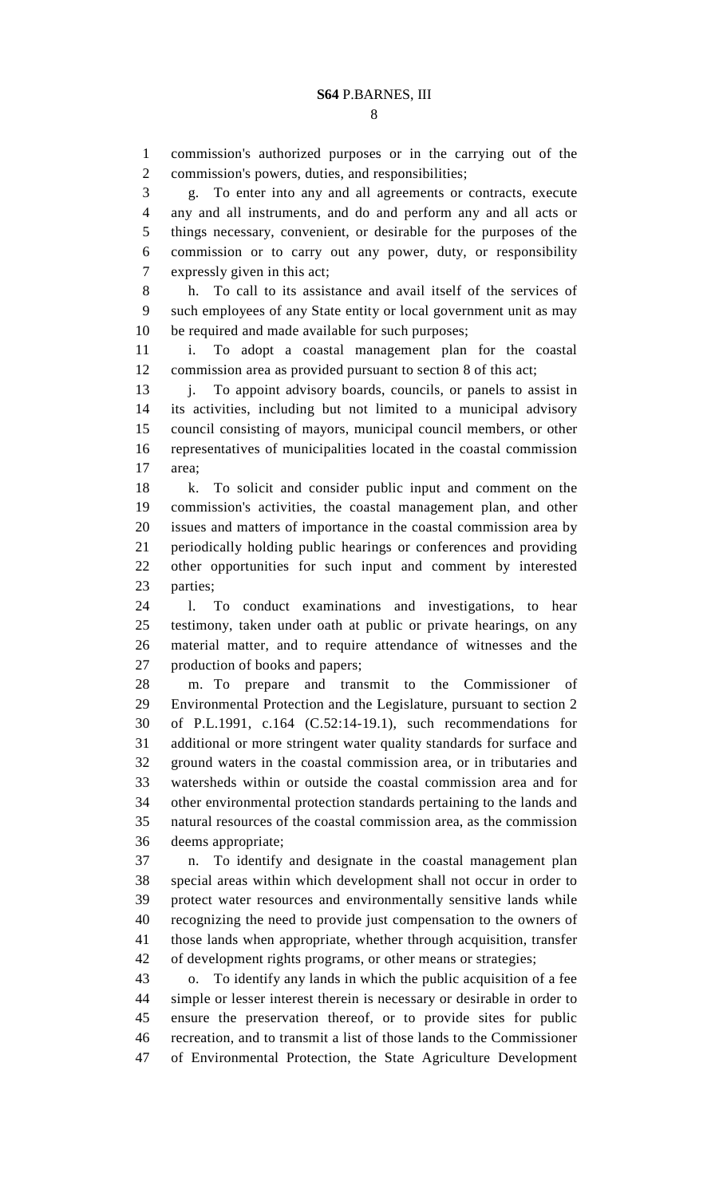commission's authorized purposes or in the carrying out of the commission's powers, duties, and responsibilities;

g. To enter into any and all agreements or contracts, execute any and all instruments, and do and perform any and all acts or things necessary, convenient, or desirable for the purposes of the commission or to carry out any power, duty, or responsibility expressly given in this act;

h. To call to its assistance and avail itself of the services of such employees of any State entity or local government unit as may be required and made available for such purposes;

i. To adopt a coastal management plan for the coastal commission area as provided pursuant to section 8 of this act;

j. To appoint advisory boards, councils, or panels to assist in its activities, including but not limited to a municipal advisory council consisting of mayors, municipal council members, or other representatives of municipalities located in the coastal commission area;

k. To solicit and consider public input and comment on the commission's activities, the coastal management plan, and other issues and matters of importance in the coastal commission area by periodically holding public hearings or conferences and providing other opportunities for such input and comment by interested parties;

l. To conduct examinations and investigations, to hear testimony, taken under oath at public or private hearings, on any material matter, and to require attendance of witnesses and the production of books and papers;

m. To prepare and transmit to the Commissioner of Environmental Protection and the Legislature, pursuant to section 2 of P.L.1991, c.164 (C.52:14-19.1), such recommendations for additional or more stringent water quality standards for surface and ground waters in the coastal commission area, or in tributaries and watersheds within or outside the coastal commission area and for other environmental protection standards pertaining to the lands and natural resources of the coastal commission area, as the commission deems appropriate;

n. To identify and designate in the coastal management plan special areas within which development shall not occur in order to protect water resources and environmentally sensitive lands while recognizing the need to provide just compensation to the owners of those lands when appropriate, whether through acquisition, transfer of development rights programs, or other means or strategies;

o. To identify any lands in which the public acquisition of a fee simple or lesser interest therein is necessary or desirable in order to ensure the preservation thereof, or to provide sites for public recreation, and to transmit a list of those lands to the Commissioner of Environmental Protection, the State Agriculture Development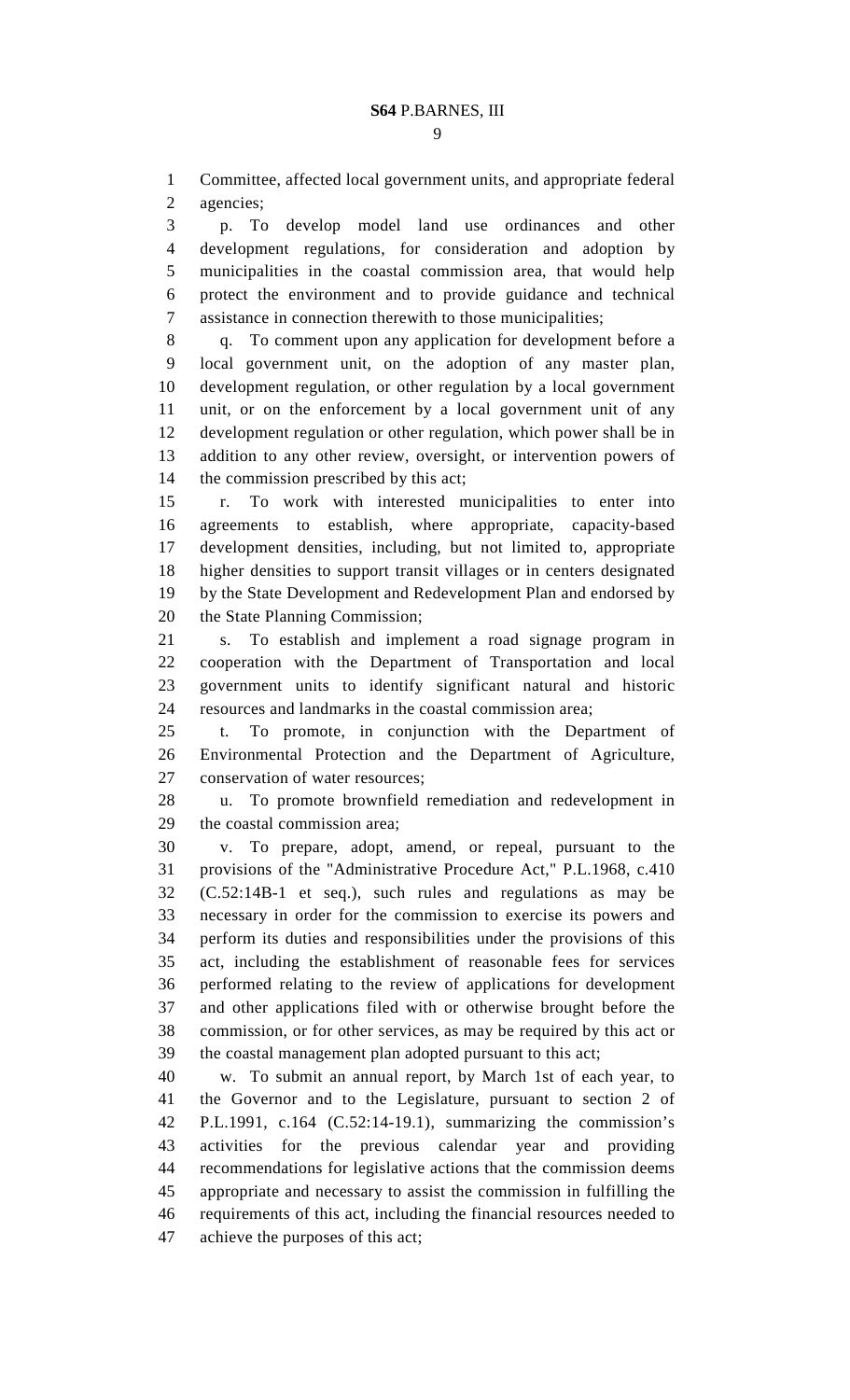Committee, affected local government units, and appropriate federal agencies;

p. To develop model land use ordinances and other development regulations, for consideration and adoption by municipalities in the coastal commission area, that would help protect the environment and to provide guidance and technical assistance in connection therewith to those municipalities;

q. To comment upon any application for development before a local government unit, on the adoption of any master plan, development regulation, or other regulation by a local government unit, or on the enforcement by a local government unit of any development regulation or other regulation, which power shall be in addition to any other review, oversight, or intervention powers of the commission prescribed by this act;

r. To work with interested municipalities to enter into agreements to establish, where appropriate, capacity-based development densities, including, but not limited to, appropriate higher densities to support transit villages or in centers designated by the State Development and Redevelopment Plan and endorsed by the State Planning Commission;

s. To establish and implement a road signage program in cooperation with the Department of Transportation and local government units to identify significant natural and historic resources and landmarks in the coastal commission area;

t. To promote, in conjunction with the Department of Environmental Protection and the Department of Agriculture, conservation of water resources;

u. To promote brownfield remediation and redevelopment in the coastal commission area;

v. To prepare, adopt, amend, or repeal, pursuant to the provisions of the "Administrative Procedure Act," P.L.1968, c.410 (C.52:14B-1 et seq.), such rules and regulations as may be necessary in order for the commission to exercise its powers and perform its duties and responsibilities under the provisions of this act, including the establishment of reasonable fees for services performed relating to the review of applications for development and other applications filed with or otherwise brought before the commission, or for other services, as may be required by this act or the coastal management plan adopted pursuant to this act;

w. To submit an annual report, by March 1st of each year, to the Governor and to the Legislature, pursuant to section 2 of P.L.1991, c.164 (C.52:14-19.1), summarizing the commission's activities for the previous calendar year and providing recommendations for legislative actions that the commission deems appropriate and necessary to assist the commission in fulfilling the requirements of this act, including the financial resources needed to achieve the purposes of this act;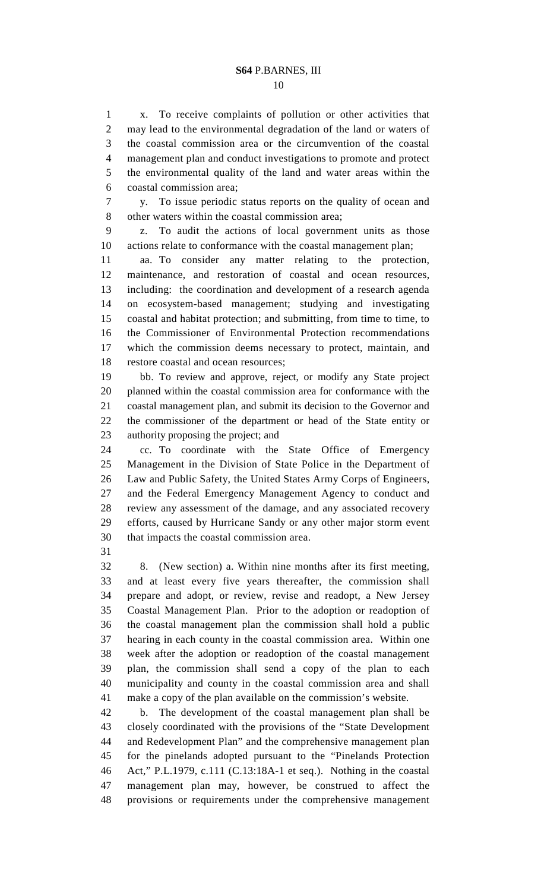x. To receive complaints of pollution or other activities that may lead to the environmental degradation of the land or waters of the coastal commission area or the circumvention of the coastal management plan and conduct investigations to promote and protect the environmental quality of the land and water areas within the coastal commission area;

y. To issue periodic status reports on the quality of ocean and other waters within the coastal commission area;

z. To audit the actions of local government units as those actions relate to conformance with the coastal management plan;

aa. To consider any matter relating to the protection, maintenance, and restoration of coastal and ocean resources, including: the coordination and development of a research agenda on ecosystem-based management; studying and investigating coastal and habitat protection; and submitting, from time to time, to the Commissioner of Environmental Protection recommendations which the commission deems necessary to protect, maintain, and restore coastal and ocean resources;

bb. To review and approve, reject, or modify any State project planned within the coastal commission area for conformance with the coastal management plan, and submit its decision to the Governor and the commissioner of the department or head of the State entity or authority proposing the project; and

cc. To coordinate with the State Office of Emergency Management in the Division of State Police in the Department of Law and Public Safety, the United States Army Corps of Engineers, and the Federal Emergency Management Agency to conduct and review any assessment of the damage, and any associated recovery efforts, caused by Hurricane Sandy or any other major storm event that impacts the coastal commission area.

8. (New section) a. Within nine months after its first meeting, and at least every five years thereafter, the commission shall prepare and adopt, or review, revise and readopt, a New Jersey Coastal Management Plan. Prior to the adoption or readoption of the coastal management plan the commission shall hold a public hearing in each county in the coastal commission area. Within one week after the adoption or readoption of the coastal management plan, the commission shall send a copy of the plan to each municipality and county in the coastal commission area and shall make a copy of the plan available on the commission's website.

b. The development of the coastal management plan shall be closely coordinated with the provisions of the "State Development and Redevelopment Plan" and the comprehensive management plan for the pinelands adopted pursuant to the "Pinelands Protection Act," P.L.1979, c.111 (C.13:18A-1 et seq.). Nothing in the coastal management plan may, however, be construed to affect the provisions or requirements under the comprehensive management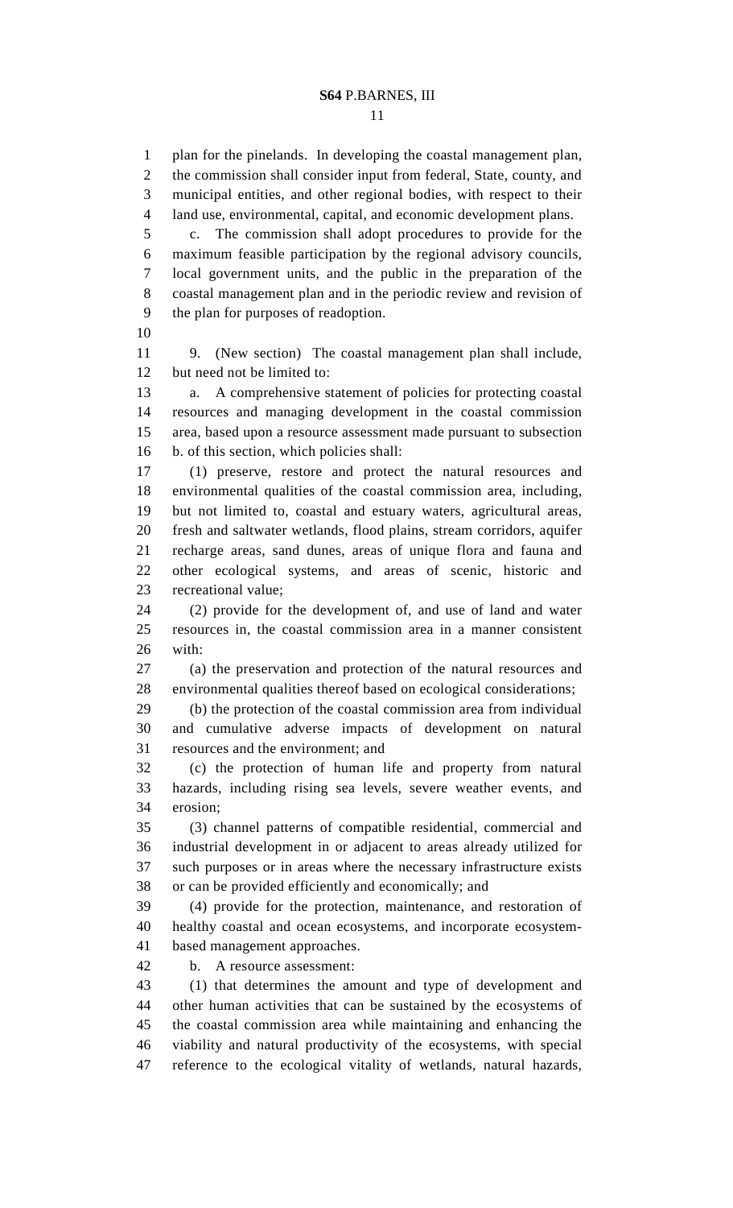plan for the pinelands. In developing the coastal management plan, the commission shall consider input from federal, State, county, and municipal entities, and other regional bodies, with respect to their land use, environmental, capital, and economic development plans.

c. The commission shall adopt procedures to provide for the maximum feasible participation by the regional advisory councils, local government units, and the public in the preparation of the coastal management plan and in the periodic review and revision of the plan for purposes of readoption.

9. (New section) The coastal management plan shall include, but need not be limited to:

a. A comprehensive statement of policies for protecting coastal resources and managing development in the coastal commission area, based upon a resource assessment made pursuant to subsection b. of this section, which policies shall:

(1) preserve, restore and protect the natural resources and environmental qualities of the coastal commission area, including, but not limited to, coastal and estuary waters, agricultural areas, fresh and saltwater wetlands, flood plains, stream corridors, aquifer recharge areas, sand dunes, areas of unique flora and fauna and other ecological systems, and areas of scenic, historic and recreational value;

(2) provide for the development of, and use of land and water resources in, the coastal commission area in a manner consistent with:

(a) the preservation and protection of the natural resources and environmental qualities thereof based on ecological considerations;

(b) the protection of the coastal commission area from individual and cumulative adverse impacts of development on natural resources and the environment; and

(c) the protection of human life and property from natural hazards, including rising sea levels, severe weather events, and erosion;

(3) channel patterns of compatible residential, commercial and industrial development in or adjacent to areas already utilized for such purposes or in areas where the necessary infrastructure exists or can be provided efficiently and economically; and

(4) provide for the protection, maintenance, and restoration of healthy coastal and ocean ecosystems, and incorporate ecosystem-based management approaches.

b. A resource assessment:

(1) that determines the amount and type of development and other human activities that can be sustained by the ecosystems of the coastal commission area while maintaining and enhancing the viability and natural productivity of the ecosystems, with special reference to the ecological vitality of wetlands, natural hazards,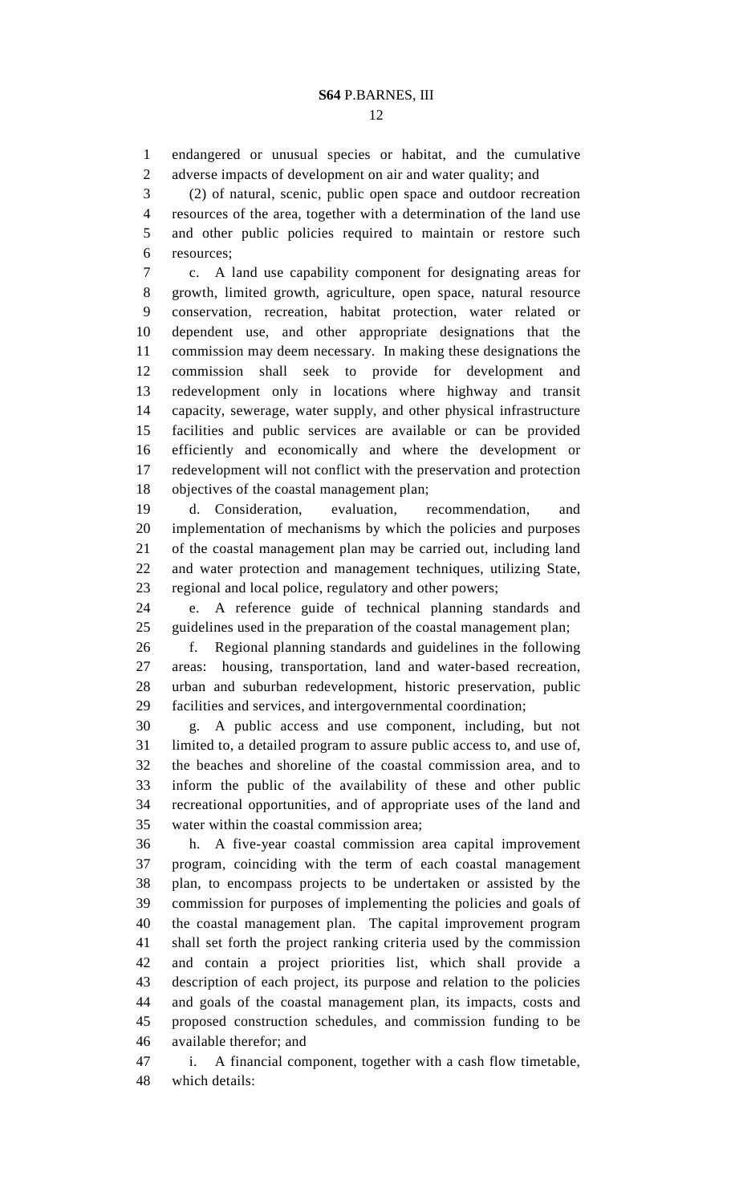endangered or unusual species or habitat, and the cumulative adverse impacts of development on air and water quality; and

(2) of natural, scenic, public open space and outdoor recreation resources of the area, together with a determination of the land use and other public policies required to maintain or restore such resources;

c. A land use capability component for designating areas for growth, limited growth, agriculture, open space, natural resource conservation, recreation, habitat protection, water related or dependent use, and other appropriate designations that the commission may deem necessary. In making these designations the commission shall seek to provide for development and redevelopment only in locations where highway and transit capacity, sewerage, water supply, and other physical infrastructure facilities and public services are available or can be provided efficiently and economically and where the development or redevelopment will not conflict with the preservation and protection objectives of the coastal management plan;

d. Consideration, evaluation, recommendation, and implementation of mechanisms by which the policies and purposes of the coastal management plan may be carried out, including land and water protection and management techniques, utilizing State, regional and local police, regulatory and other powers;

e. A reference guide of technical planning standards and guidelines used in the preparation of the coastal management plan;

f. Regional planning standards and guidelines in the following areas: housing, transportation, land and water-based recreation, urban and suburban redevelopment, historic preservation, public facilities and services, and intergovernmental coordination;

g. A public access and use component, including, but not limited to, a detailed program to assure public access to, and use of, the beaches and shoreline of the coastal commission area, and to inform the public of the availability of these and other public recreational opportunities, and of appropriate uses of the land and water within the coastal commission area;

h. A five-year coastal commission area capital improvement program, coinciding with the term of each coastal management plan, to encompass projects to be undertaken or assisted by the commission for purposes of implementing the policies and goals of the coastal management plan. The capital improvement program shall set forth the project ranking criteria used by the commission and contain a project priorities list, which shall provide a description of each project, its purpose and relation to the policies and goals of the coastal management plan, its impacts, costs and proposed construction schedules, and commission funding to be available therefor; and

i. A financial component, together with a cash flow timetable, which details: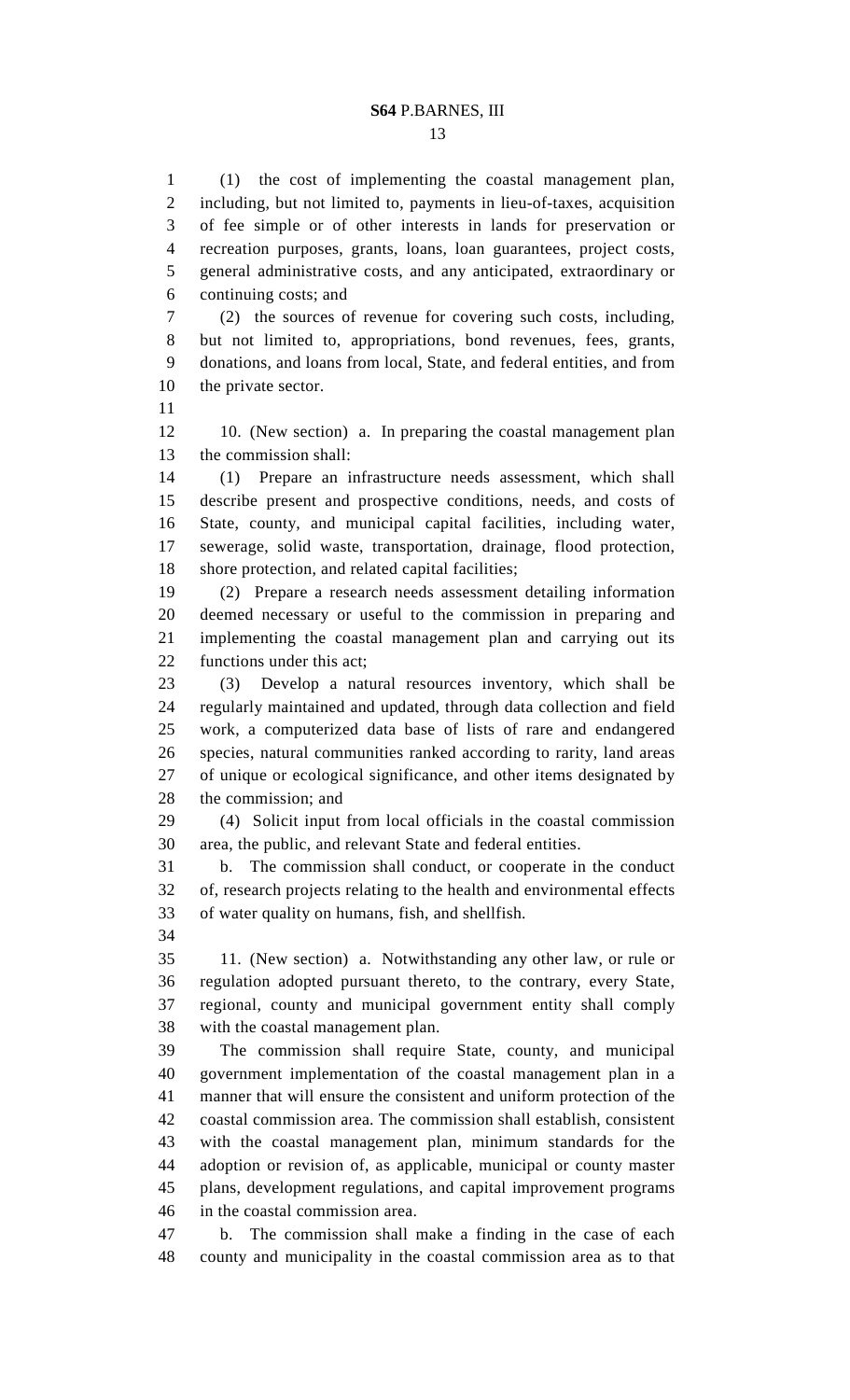(1) the cost of implementing the coastal management plan, including, but not limited to, payments in lieu-of-taxes, acquisition of fee simple or of other interests in lands for preservation or recreation purposes, grants, loans, loan guarantees, project costs, general administrative costs, and any anticipated, extraordinary or continuing costs; and

(2) the sources of revenue for covering such costs, including, but not limited to, appropriations, bond revenues, fees, grants, donations, and loans from local, State, and federal entities, and from the private sector.

10. (New section) a. In preparing the coastal management plan the commission shall:

(1) Prepare an infrastructure needs assessment, which shall describe present and prospective conditions, needs, and costs of State, county, and municipal capital facilities, including water, sewerage, solid waste, transportation, drainage, flood protection, shore protection, and related capital facilities;

(2) Prepare a research needs assessment detailing information deemed necessary or useful to the commission in preparing and implementing the coastal management plan and carrying out its functions under this act;

(3) Develop a natural resources inventory, which shall be regularly maintained and updated, through data collection and field work, a computerized data base of lists of rare and endangered species, natural communities ranked according to rarity, land areas of unique or ecological significance, and other items designated by the commission; and

(4) Solicit input from local officials in the coastal commission area, the public, and relevant State and federal entities.

b. The commission shall conduct, or cooperate in the conduct of, research projects relating to the health and environmental effects of water quality on humans, fish, and shellfish.

11. (New section) a. Notwithstanding any other law, or rule or regulation adopted pursuant thereto, to the contrary, every State, regional, county and municipal government entity shall comply with the coastal management plan.

The commission shall require State, county, and municipal government implementation of the coastal management plan in a manner that will ensure the consistent and uniform protection of the coastal commission area. The commission shall establish, consistent with the coastal management plan, minimum standards for the adoption or revision of, as applicable, municipal or county master plans, development regulations, and capital improvement programs in the coastal commission area.

b. The commission shall make a finding in the case of each county and municipality in the coastal commission area as to that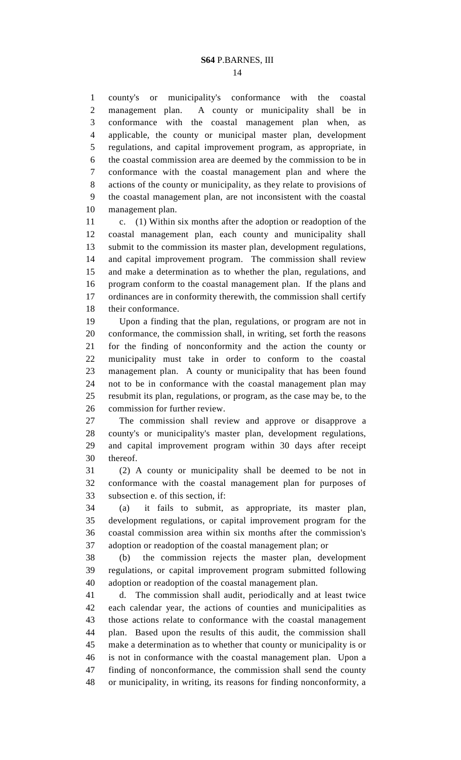county's or municipality's conformance with the coastal management plan. A county or municipality shall be in conformance with the coastal management plan when, as applicable, the county or municipal master plan, development regulations, and capital improvement program, as appropriate, in the coastal commission area are deemed by the commission to be in conformance with the coastal management plan and where the actions of the county or municipality, as they relate to provisions of the coastal management plan, are not inconsistent with the coastal management plan.

c. (1) Within six months after the adoption or readoption of the coastal management plan, each county and municipality shall submit to the commission its master plan, development regulations, and capital improvement program. The commission shall review and make a determination as to whether the plan, regulations, and program conform to the coastal management plan. If the plans and ordinances are in conformity therewith, the commission shall certify their conformance.

Upon a finding that the plan, regulations, or program are not in conformance, the commission shall, in writing, set forth the reasons for the finding of nonconformity and the action the county or municipality must take in order to conform to the coastal management plan. A county or municipality that has been found not to be in conformance with the coastal management plan may resubmit its plan, regulations, or program, as the case may be, to the commission for further review.

The commission shall review and approve or disapprove a county's or municipality's master plan, development regulations, and capital improvement program within 30 days after receipt thereof.

(2) A county or municipality shall be deemed to be not in conformance with the coastal management plan for purposes of subsection e. of this section, if:

(a) it fails to submit, as appropriate, its master plan, development regulations, or capital improvement program for the coastal commission area within six months after the commission's adoption or readoption of the coastal management plan; or

(b) the commission rejects the master plan, development regulations, or capital improvement program submitted following adoption or readoption of the coastal management plan.

d. The commission shall audit, periodically and at least twice each calendar year, the actions of counties and municipalities as those actions relate to conformance with the coastal management plan. Based upon the results of this audit, the commission shall make a determination as to whether that county or municipality is or is not in conformance with the coastal management plan. Upon a finding of nonconformance, the commission shall send the county or municipality, in writing, its reasons for finding nonconformity, a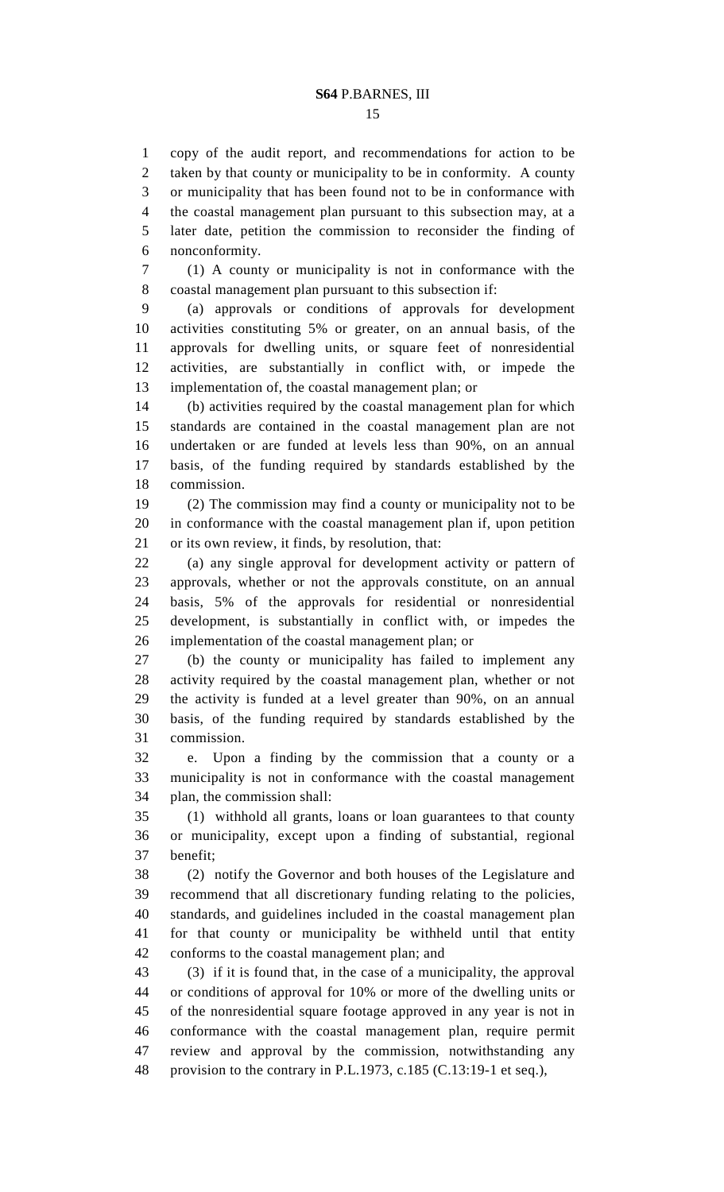copy of the audit report, and recommendations for action to be taken by that county or municipality to be in conformity. A county or municipality that has been found not to be in conformance with the coastal management plan pursuant to this subsection may, at a later date, petition the commission to reconsider the finding of nonconformity.

(1) A county or municipality is not in conformance with the coastal management plan pursuant to this subsection if:

(a) approvals or conditions of approvals for development activities constituting 5% or greater, on an annual basis, of the approvals for dwelling units, or square feet of nonresidential activities, are substantially in conflict with, or impede the implementation of, the coastal management plan; or

(b) activities required by the coastal management plan for which standards are contained in the coastal management plan are not undertaken or are funded at levels less than 90%, on an annual basis, of the funding required by standards established by the commission.

(2) The commission may find a county or municipality not to be in conformance with the coastal management plan if, upon petition or its own review, it finds, by resolution, that:

(a) any single approval for development activity or pattern of approvals, whether or not the approvals constitute, on an annual basis, 5% of the approvals for residential or nonresidential development, is substantially in conflict with, or impedes the implementation of the coastal management plan; or

(b) the county or municipality has failed to implement any activity required by the coastal management plan, whether or not the activity is funded at a level greater than 90%, on an annual basis, of the funding required by standards established by the commission.

e. Upon a finding by the commission that a county or a municipality is not in conformance with the coastal management plan, the commission shall:

(1) withhold all grants, loans or loan guarantees to that county or municipality, except upon a finding of substantial, regional benefit;

(2) notify the Governor and both houses of the Legislature and recommend that all discretionary funding relating to the policies, standards, and guidelines included in the coastal management plan for that county or municipality be withheld until that entity conforms to the coastal management plan; and

(3) if it is found that, in the case of a municipality, the approval or conditions of approval for 10% or more of the dwelling units or of the nonresidential square footage approved in any year is not in conformance with the coastal management plan, require permit review and approval by the commission, notwithstanding any provision to the contrary in P.L.1973, c.185 (C.13:19-1 et seq.),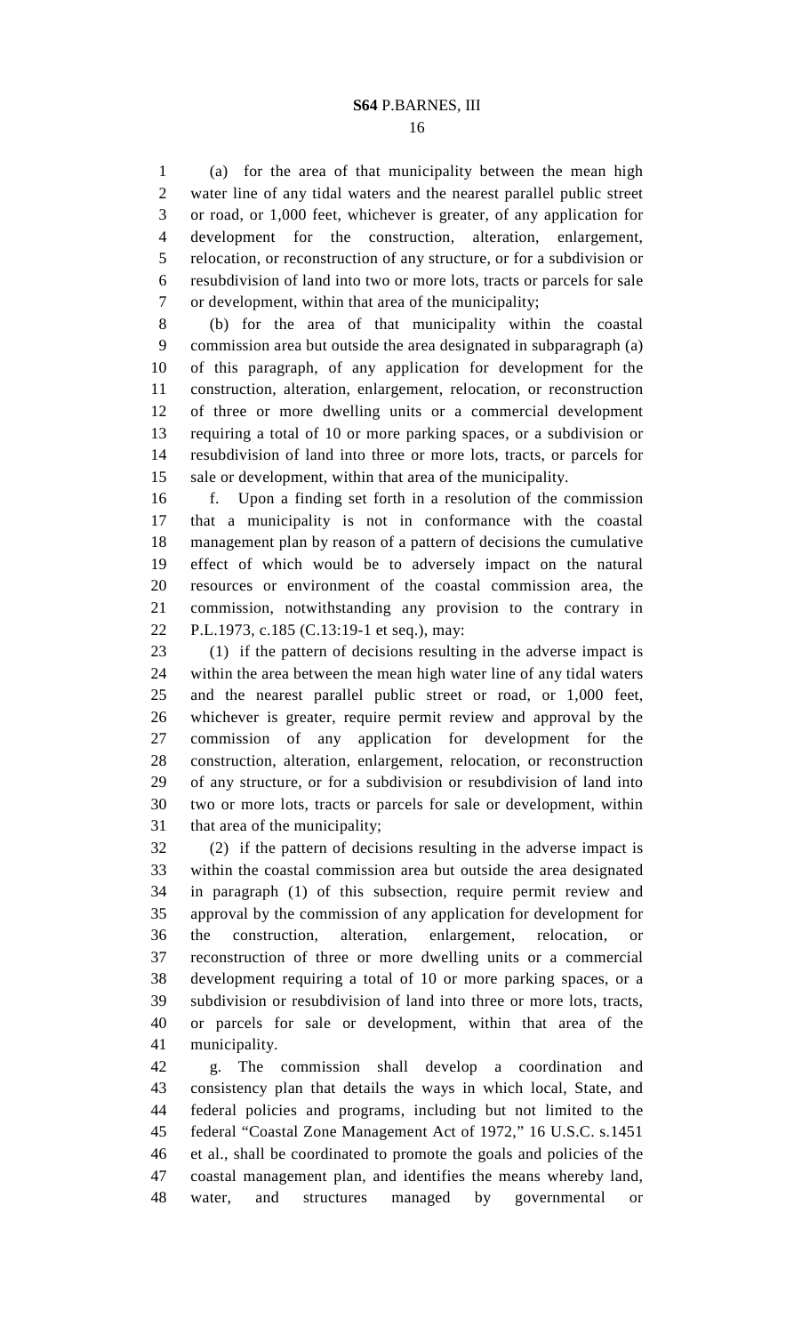(a) for the area of that municipality between the mean high water line of any tidal waters and the nearest parallel public street or road, or 1,000 feet, whichever is greater, of any application for development for the construction, alteration, enlargement, relocation, or reconstruction of any structure, or for a subdivision or resubdivision of land into two or more lots, tracts or parcels for sale or development, within that area of the municipality;

(b) for the area of that municipality within the coastal commission area but outside the area designated in subparagraph (a) of this paragraph, of any application for development for the construction, alteration, enlargement, relocation, or reconstruction of three or more dwelling units or a commercial development requiring a total of 10 or more parking spaces, or a subdivision or resubdivision of land into three or more lots, tracts, or parcels for sale or development, within that area of the municipality.

f. Upon a finding set forth in a resolution of the commission that a municipality is not in conformance with the coastal management plan by reason of a pattern of decisions the cumulative effect of which would be to adversely impact on the natural resources or environment of the coastal commission area, the commission, notwithstanding any provision to the contrary in P.L.1973, c.185 (C.13:19-1 et seq.), may:

(1) if the pattern of decisions resulting in the adverse impact is within the area between the mean high water line of any tidal waters and the nearest parallel public street or road, or 1,000 feet, whichever is greater, require permit review and approval by the commission of any application for development for the construction, alteration, enlargement, relocation, or reconstruction of any structure, or for a subdivision or resubdivision of land into two or more lots, tracts or parcels for sale or development, within that area of the municipality;

(2) if the pattern of decisions resulting in the adverse impact is within the coastal commission area but outside the area designated in paragraph (1) of this subsection, require permit review and approval by the commission of any application for development for the construction, alteration, enlargement, relocation, or reconstruction of three or more dwelling units or a commercial development requiring a total of 10 or more parking spaces, or a subdivision or resubdivision of land into three or more lots, tracts, or parcels for sale or development, within that area of the municipality.

g. The commission shall develop a coordination and consistency plan that details the ways in which local, State, and federal policies and programs, including but not limited to the federal "Coastal Zone Management Act of 1972," 16 U.S.C. s.1451 et al., shall be coordinated to promote the goals and policies of the coastal management plan, and identifies the means whereby land, water, and structures managed by governmental or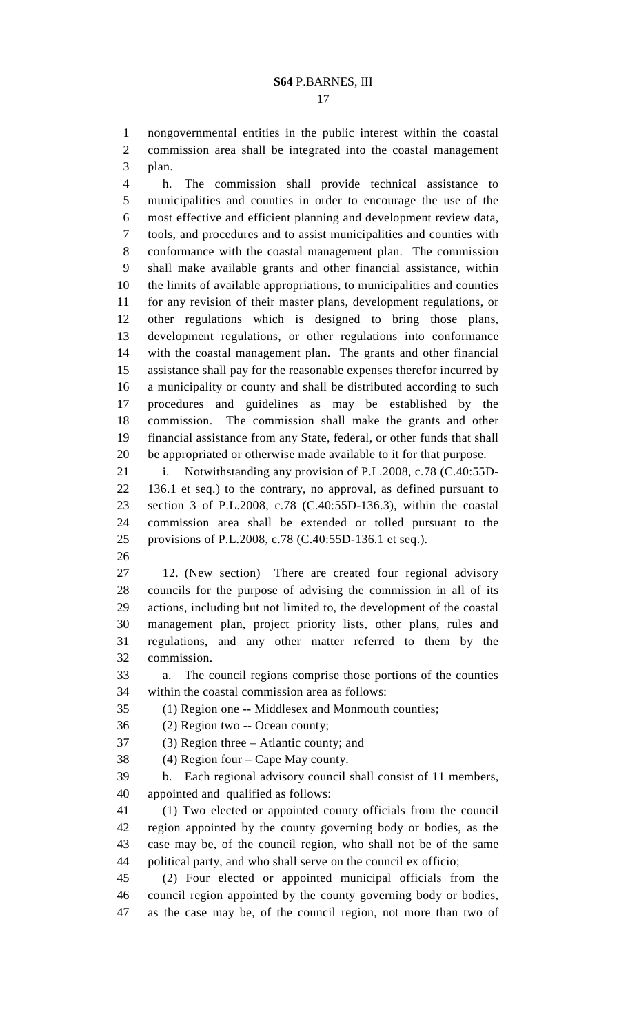nongovernmental entities in the public interest within the coastal commission area shall be integrated into the coastal management plan.

h. The commission shall provide technical assistance to municipalities and counties in order to encourage the use of the most effective and efficient planning and development review data, tools, and procedures and to assist municipalities and counties with conformance with the coastal management plan. The commission shall make available grants and other financial assistance, within the limits of available appropriations, to municipalities and counties for any revision of their master plans, development regulations, or other regulations which is designed to bring those plans, development regulations, or other regulations into conformance with the coastal management plan. The grants and other financial assistance shall pay for the reasonable expenses therefor incurred by a municipality or county and shall be distributed according to such procedures and guidelines as may be established by the commission. The commission shall make the grants and other financial assistance from any State, federal, or other funds that shall be appropriated or otherwise made available to it for that purpose.

i. Notwithstanding any provision of P.L.2008, c.78 (C.40:55D-136.1 et seq.) to the contrary, no approval, as defined pursuant to section 3 of P.L.2008, c.78 (C.40:55D-136.3), within the coastal commission area shall be extended or tolled pursuant to the provisions of P.L.2008, c.78 (C.40:55D-136.1 et seq.).

12. (New section) There are created four regional advisory councils for the purpose of advising the commission in all of its actions, including but not limited to, the development of the coastal management plan, project priority lists, other plans, rules and regulations, and any other matter referred to them by the commission.

a. The council regions comprise those portions of the counties within the coastal commission area as follows:

(1) Region one -- Middlesex and Monmouth counties;

(2) Region two -- Ocean county;

(3) Region three – Atlantic county; and

(4) Region four – Cape May county.

b. Each regional advisory council shall consist of 11 members, appointed and qualified as follows:

(1) Two elected or appointed county officials from the council region appointed by the county governing body or bodies, as the case may be, of the council region, who shall not be of the same political party, and who shall serve on the council ex officio;

(2) Four elected or appointed municipal officials from the council region appointed by the county governing body or bodies, as the case may be, of the council region, not more than two of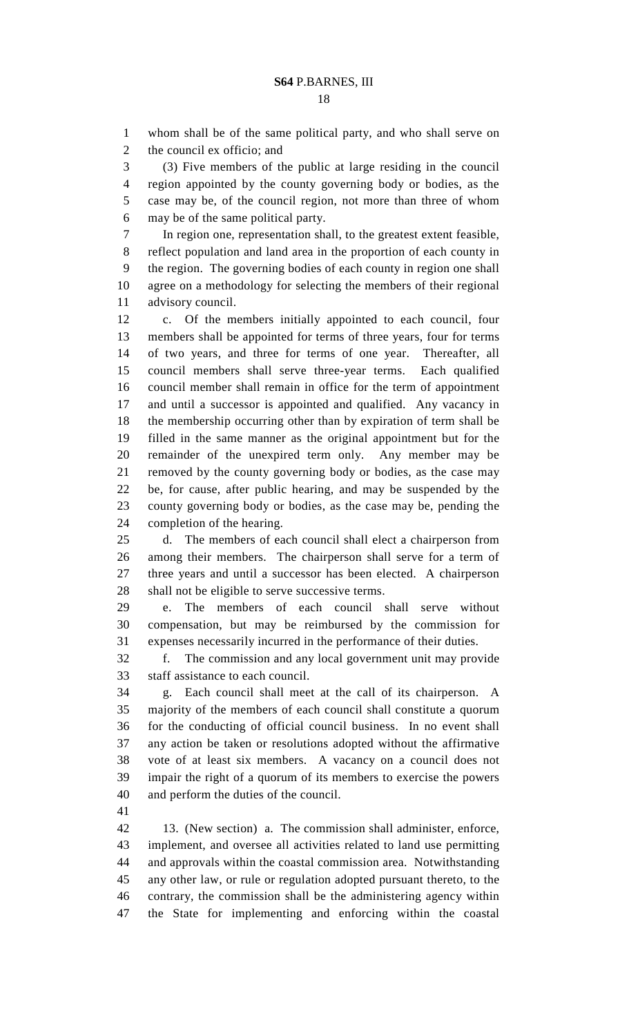whom shall be of the same political party, and who shall serve on the council ex officio; and

(3) Five members of the public at large residing in the council region appointed by the county governing body or bodies, as the case may be, of the council region, not more than three of whom may be of the same political party.

In region one, representation shall, to the greatest extent feasible, reflect population and land area in the proportion of each county in the region. The governing bodies of each county in region one shall agree on a methodology for selecting the members of their regional advisory council.

c. Of the members initially appointed to each council, four members shall be appointed for terms of three years, four for terms of two years, and three for terms of one year. Thereafter, all council members shall serve three-year terms. Each qualified council member shall remain in office for the term of appointment and until a successor is appointed and qualified. Any vacancy in the membership occurring other than by expiration of term shall be filled in the same manner as the original appointment but for the remainder of the unexpired term only. Any member may be removed by the county governing body or bodies, as the case may be, for cause, after public hearing, and may be suspended by the county governing body or bodies, as the case may be, pending the completion of the hearing.

d. The members of each council shall elect a chairperson from among their members. The chairperson shall serve for a term of three years and until a successor has been elected. A chairperson shall not be eligible to serve successive terms.

e. The members of each council shall serve without compensation, but may be reimbursed by the commission for expenses necessarily incurred in the performance of their duties.

f. The commission and any local government unit may provide staff assistance to each council.

g. Each council shall meet at the call of its chairperson. A majority of the members of each council shall constitute a quorum for the conducting of official council business. In no event shall any action be taken or resolutions adopted without the affirmative vote of at least six members. A vacancy on a council does not impair the right of a quorum of its members to exercise the powers and perform the duties of the council.

13. (New section) a. The commission shall administer, enforce, implement, and oversee all activities related to land use permitting and approvals within the coastal commission area. Notwithstanding any other law, or rule or regulation adopted pursuant thereto, to the contrary, the commission shall be the administering agency within the State for implementing and enforcing within the coastal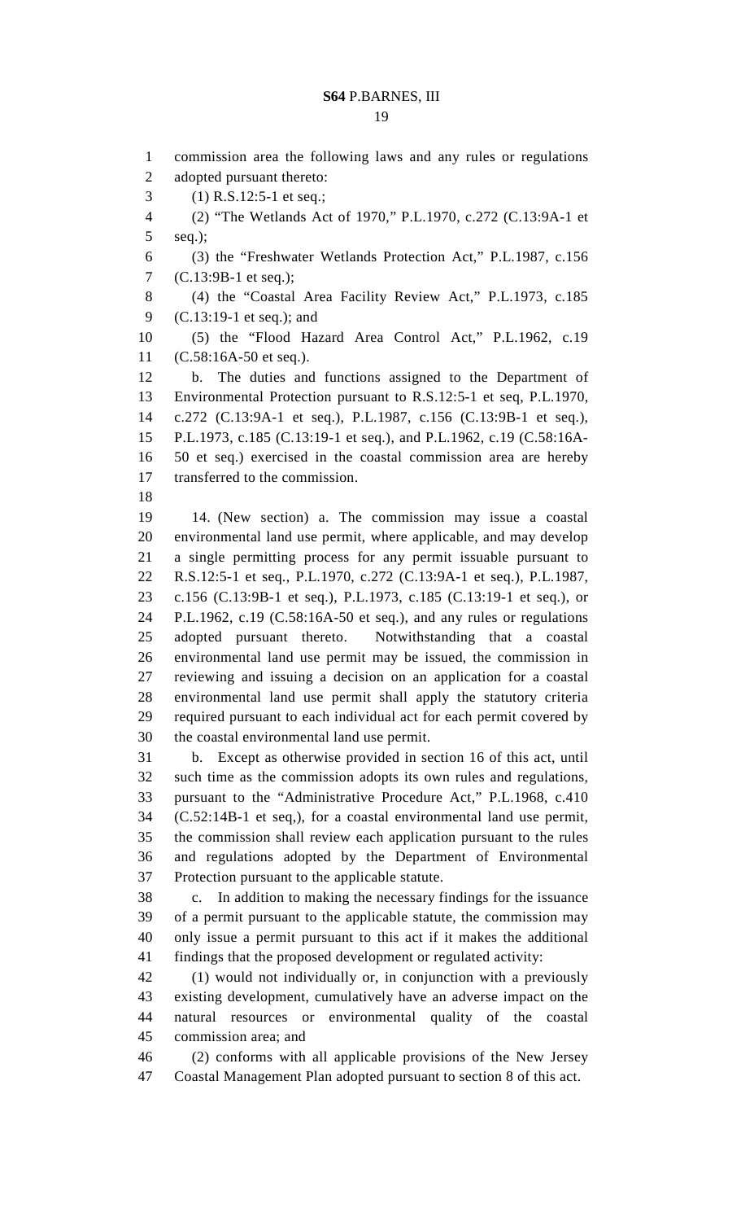commission area the following laws and any rules or regulations adopted pursuant thereto:

(1) R.S.12:5-1 et seq.;

(2) "The Wetlands Act of 1970," P.L.1970, c.272 (C.13:9A-1 et seq.);

(3) the "Freshwater Wetlands Protection Act," P.L.1987, c.156 (C.13:9B-1 et seq.);

(4) the "Coastal Area Facility Review Act," P.L.1973, c.185 (C.13:19-1 et seq.); and

(5) the "Flood Hazard Area Control Act," P.L.1962, c.19 (C.58:16A-50 et seq.).

b. The duties and functions assigned to the Department of Environmental Protection pursuant to R.S.12:5-1 et seq, P.L.1970, c.272 (C.13:9A-1 et seq.), P.L.1987, c.156 (C.13:9B-1 et seq.), P.L.1973, c.185 (C.13:19-1 et seq.), and P.L.1962, c.19 (C.58:16A-50 et seq.) exercised in the coastal commission area are hereby transferred to the commission.

14. (New section) a. The commission may issue a coastal environmental land use permit, where applicable, and may develop a single permitting process for any permit issuable pursuant to R.S.12:5-1 et seq., P.L.1970, c.272 (C.13:9A-1 et seq.), P.L.1987, c.156 (C.13:9B-1 et seq.), P.L.1973, c.185 (C.13:19-1 et seq.), or P.L.1962, c.19 (C.58:16A-50 et seq.), and any rules or regulations adopted pursuant thereto. Notwithstanding that a coastal environmental land use permit may be issued, the commission in reviewing and issuing a decision on an application for a coastal environmental land use permit shall apply the statutory criteria required pursuant to each individual act for each permit covered by the coastal environmental land use permit.

b. Except as otherwise provided in section 16 of this act, until such time as the commission adopts its own rules and regulations, pursuant to the "Administrative Procedure Act," P.L.1968, c.410 (C.52:14B-1 et seq,), for a coastal environmental land use permit, the commission shall review each application pursuant to the rules and regulations adopted by the Department of Environmental Protection pursuant to the applicable statute.

c. In addition to making the necessary findings for the issuance of a permit pursuant to the applicable statute, the commission may only issue a permit pursuant to this act if it makes the additional findings that the proposed development or regulated activity:

(1) would not individually or, in conjunction with a previously existing development, cumulatively have an adverse impact on the natural resources or environmental quality of the coastal commission area; and

(2) conforms with all applicable provisions of the New Jersey Coastal Management Plan adopted pursuant to section 8 of this act.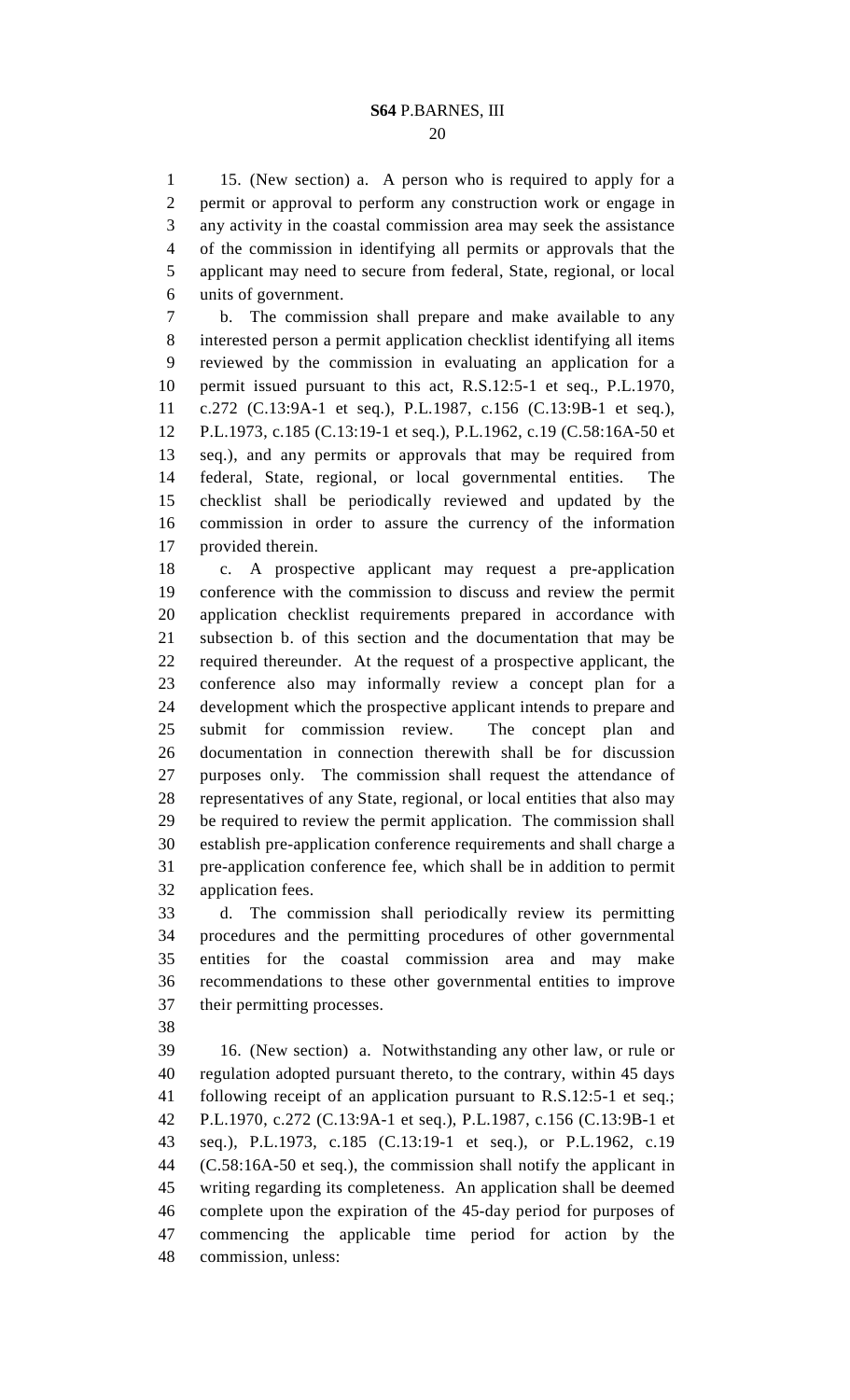15. (New section) a. A person who is required to apply for a permit or approval to perform any construction work or engage in any activity in the coastal commission area may seek the assistance of the commission in identifying all permits or approvals that the applicant may need to secure from federal, State, regional, or local units of government.

b. The commission shall prepare and make available to any interested person a permit application checklist identifying all items reviewed by the commission in evaluating an application for a permit issued pursuant to this act, R.S.12:5-1 et seq., P.L.1970, c.272 (C.13:9A-1 et seq.), P.L.1987, c.156 (C.13:9B-1 et seq.), P.L.1973, c.185 (C.13:19-1 et seq.), P.L.1962, c.19 (C.58:16A-50 et seq.), and any permits or approvals that may be required from federal, State, regional, or local governmental entities. The checklist shall be periodically reviewed and updated by the commission in order to assure the currency of the information provided therein.

c. A prospective applicant may request a pre-application conference with the commission to discuss and review the permit application checklist requirements prepared in accordance with subsection b. of this section and the documentation that may be required thereunder. At the request of a prospective applicant, the conference also may informally review a concept plan for a development which the prospective applicant intends to prepare and submit for commission review. The concept plan and documentation in connection therewith shall be for discussion purposes only. The commission shall request the attendance of representatives of any State, regional, or local entities that also may be required to review the permit application. The commission shall establish pre-application conference requirements and shall charge a pre-application conference fee, which shall be in addition to permit application fees.

d. The commission shall periodically review its permitting procedures and the permitting procedures of other governmental entities for the coastal commission area and may make recommendations to these other governmental entities to improve their permitting processes.

16. (New section) a. Notwithstanding any other law, or rule or regulation adopted pursuant thereto, to the contrary, within 45 days following receipt of an application pursuant to R.S.12:5-1 et seq.; P.L.1970, c.272 (C.13:9A-1 et seq.), P.L.1987, c.156 (C.13:9B-1 et seq.), P.L.1973, c.185 (C.13:19-1 et seq.), or P.L.1962, c.19 (C.58:16A-50 et seq.), the commission shall notify the applicant in writing regarding its completeness. An application shall be deemed complete upon the expiration of the 45-day period for purposes of commencing the applicable time period for action by the commission, unless: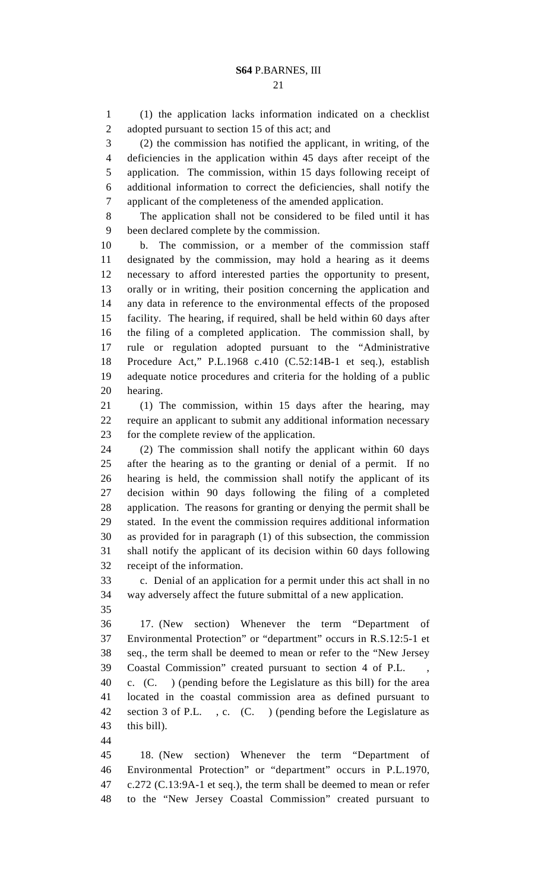(1) the application lacks information indicated on a checklist adopted pursuant to section 15 of this act; and

(2) the commission has notified the applicant, in writing, of the deficiencies in the application within 45 days after receipt of the application. The commission, within 15 days following receipt of additional information to correct the deficiencies, shall notify the applicant of the completeness of the amended application.

The application shall not be considered to be filed until it has been declared complete by the commission.

b. The commission, or a member of the commission staff designated by the commission, may hold a hearing as it deems necessary to afford interested parties the opportunity to present, orally or in writing, their position concerning the application and any data in reference to the environmental effects of the proposed facility. The hearing, if required, shall be held within 60 days after the filing of a completed application. The commission shall, by rule or regulation adopted pursuant to the "Administrative Procedure Act," P.L.1968 c.410 (C.52:14B-1 et seq.), establish adequate notice procedures and criteria for the holding of a public hearing.

(1) The commission, within 15 days after the hearing, may require an applicant to submit any additional information necessary for the complete review of the application.

(2) The commission shall notify the applicant within 60 days after the hearing as to the granting or denial of a permit. If no hearing is held, the commission shall notify the applicant of its decision within 90 days following the filing of a completed application. The reasons for granting or denying the permit shall be stated. In the event the commission requires additional information as provided for in paragraph (1) of this subsection, the commission shall notify the applicant of its decision within 60 days following receipt of the information.

c. Denial of an application for a permit under this act shall in no way adversely affect the future submittal of a new application.

17. (New section) Whenever the term "Department of Environmental Protection" or "department" occurs in R.S.12:5-1 et seq., the term shall be deemed to mean or refer to the "New Jersey Coastal Commission" created pursuant to section 4 of P.L. , c. (C. ) (pending before the Legislature as this bill) for the area located in the coastal commission area as defined pursuant to section 3 of P.L. , c. (C. ) (pending before the Legislature as this bill).

18. (New section) Whenever the term "Department of Environmental Protection" or "department" occurs in P.L.1970, c.272 (C.13:9A-1 et seq.), the term shall be deemed to mean or refer to the "New Jersey Coastal Commission" created pursuant to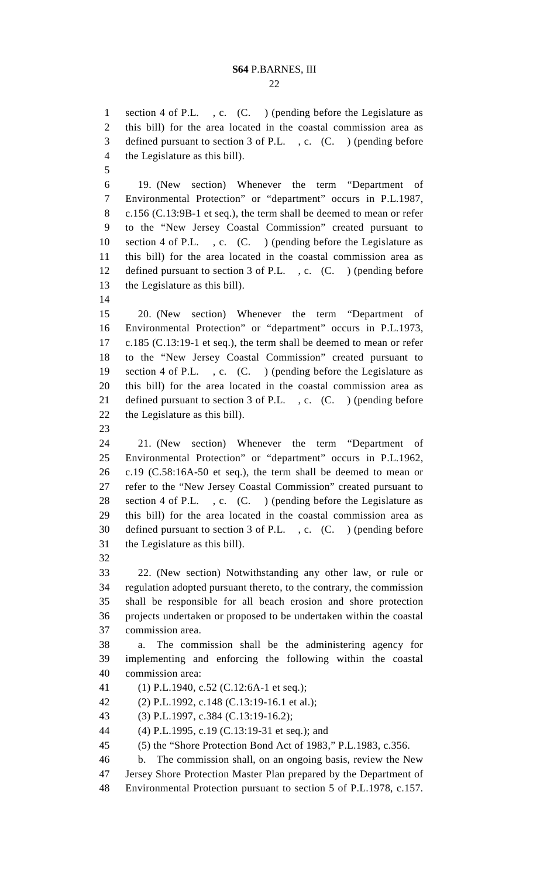section 4 of P.L. , c. (C. ) (pending before the Legislature as this bill) for the area located in the coastal commission area as defined pursuant to section 3 of P.L. , c. (C. ) (pending before the Legislature as this bill).

19. (New section) Whenever the term "Department of Environmental Protection" or "department" occurs in P.L.1987, c.156 (C.13:9B-1 et seq.), the term shall be deemed to mean or refer to the "New Jersey Coastal Commission" created pursuant to section 4 of P.L. , c. (C. ) (pending before the Legislature as this bill) for the area located in the coastal commission area as defined pursuant to section 3 of P.L. , c. (C. ) (pending before the Legislature as this bill).

20. (New section) Whenever the term "Department of Environmental Protection" or "department" occurs in P.L.1973, c.185 (C.13:19-1 et seq.), the term shall be deemed to mean or refer to the "New Jersey Coastal Commission" created pursuant to section 4 of P.L. , c. (C. ) (pending before the Legislature as this bill) for the area located in the coastal commission area as defined pursuant to section 3 of P.L. , c. (C. ) (pending before the Legislature as this bill).

21. (New section) Whenever the term "Department of Environmental Protection" or "department" occurs in P.L.1962, c.19 (C.58:16A-50 et seq.), the term shall be deemed to mean or refer to the "New Jersey Coastal Commission" created pursuant to section 4 of P.L. , c. (C. ) (pending before the Legislature as this bill) for the area located in the coastal commission area as defined pursuant to section 3 of P.L. , c. (C. ) (pending before the Legislature as this bill).

22. (New section) Notwithstanding any other law, or rule or regulation adopted pursuant thereto, to the contrary, the commission shall be responsible for all beach erosion and shore protection projects undertaken or proposed to be undertaken within the coastal commission area.

a. The commission shall be the administering agency for implementing and enforcing the following within the coastal commission area:

(1) P.L.1940, c.52 (C.12:6A-1 et seq.);

(2) P.L.1992, c.148 (C.13:19-16.1 et al.);

(3) P.L.1997, c.384 (C.13:19-16.2);

(4) P.L.1995, c.19 (C.13:19-31 et seq.); and

(5) the "Shore Protection Bond Act of 1983," P.L.1983, c.356.

b. The commission shall, on an ongoing basis, review the New Jersey Shore Protection Master Plan prepared by the Department of Environmental Protection pursuant to section 5 of P.L.1978, c.157.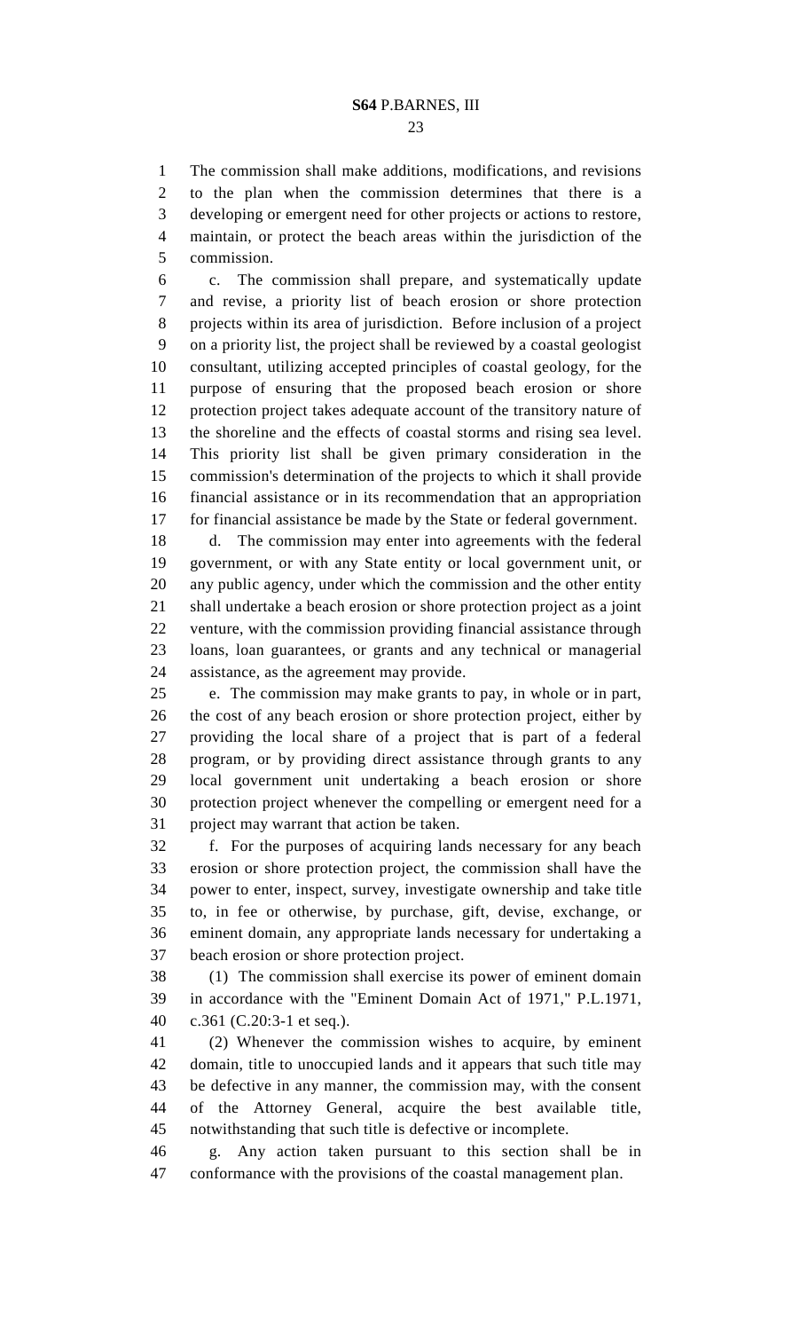The commission shall make additions, modifications, and revisions to the plan when the commission determines that there is a developing or emergent need for other projects or actions to restore, maintain, or protect the beach areas within the jurisdiction of the commission.

c. The commission shall prepare, and systematically update and revise, a priority list of beach erosion or shore protection projects within its area of jurisdiction. Before inclusion of a project on a priority list, the project shall be reviewed by a coastal geologist consultant, utilizing accepted principles of coastal geology, for the purpose of ensuring that the proposed beach erosion or shore protection project takes adequate account of the transitory nature of the shoreline and the effects of coastal storms and rising sea level. This priority list shall be given primary consideration in the commission's determination of the projects to which it shall provide financial assistance or in its recommendation that an appropriation for financial assistance be made by the State or federal government.

d. The commission may enter into agreements with the federal government, or with any State entity or local government unit, or any public agency, under which the commission and the other entity shall undertake a beach erosion or shore protection project as a joint venture, with the commission providing financial assistance through loans, loan guarantees, or grants and any technical or managerial assistance, as the agreement may provide.

e. The commission may make grants to pay, in whole or in part, the cost of any beach erosion or shore protection project, either by providing the local share of a project that is part of a federal program, or by providing direct assistance through grants to any local government unit undertaking a beach erosion or shore protection project whenever the compelling or emergent need for a project may warrant that action be taken.

f. For the purposes of acquiring lands necessary for any beach erosion or shore protection project, the commission shall have the power to enter, inspect, survey, investigate ownership and take title to, in fee or otherwise, by purchase, gift, devise, exchange, or eminent domain, any appropriate lands necessary for undertaking a beach erosion or shore protection project.

(1) The commission shall exercise its power of eminent domain in accordance with the "Eminent Domain Act of 1971," P.L.1971, c.361 (C.20:3-1 et seq.).

(2) Whenever the commission wishes to acquire, by eminent domain, title to unoccupied lands and it appears that such title may be defective in any manner, the commission may, with the consent of the Attorney General, acquire the best available title, notwithstanding that such title is defective or incomplete.

g. Any action taken pursuant to this section shall be in conformance with the provisions of the coastal management plan.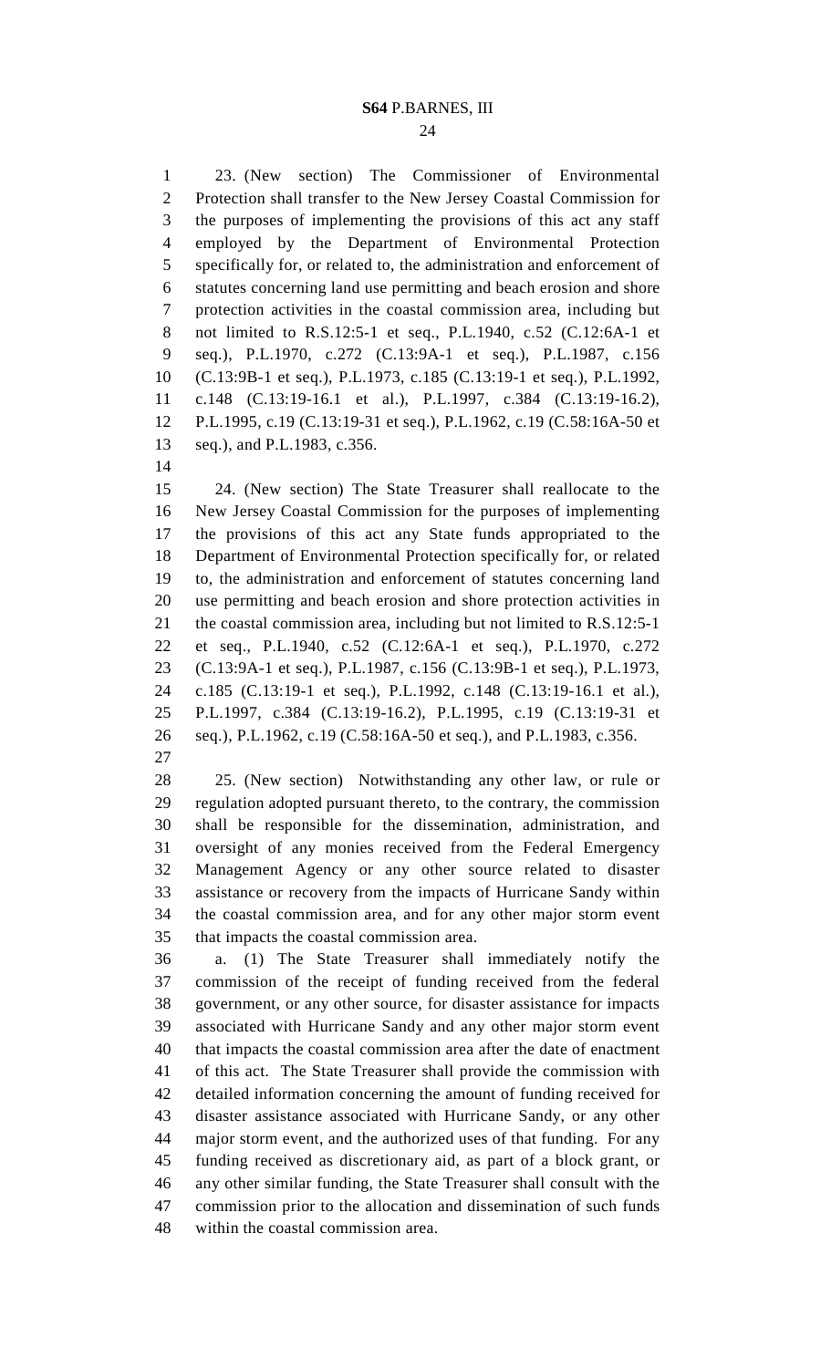23. (New section) The Commissioner of Environmental Protection shall transfer to the New Jersey Coastal Commission for the purposes of implementing the provisions of this act any staff employed by the Department of Environmental Protection specifically for, or related to, the administration and enforcement of statutes concerning land use permitting and beach erosion and shore protection activities in the coastal commission area, including but not limited to R.S.12:5-1 et seq., P.L.1940, c.52 (C.12:6A-1 et seq.), P.L.1970, c.272 (C.13:9A-1 et seq.), P.L.1987, c.156 (C.13:9B-1 et seq.), P.L.1973, c.185 (C.13:19-1 et seq.), P.L.1992, c.148 (C.13:19-16.1 et al.), P.L.1997, c.384 (C.13:19-16.2), P.L.1995, c.19 (C.13:19-31 et seq.), P.L.1962, c.19 (C.58:16A-50 et seq.), and P.L.1983, c.356.

24. (New section) The State Treasurer shall reallocate to the New Jersey Coastal Commission for the purposes of implementing the provisions of this act any State funds appropriated to the Department of Environmental Protection specifically for, or related to, the administration and enforcement of statutes concerning land use permitting and beach erosion and shore protection activities in the coastal commission area, including but not limited to R.S.12:5-1 et seq., P.L.1940, c.52 (C.12:6A-1 et seq.), P.L.1970, c.272 (C.13:9A-1 et seq.), P.L.1987, c.156 (C.13:9B-1 et seq.), P.L.1973, c.185 (C.13:19-1 et seq.), P.L.1992, c.148 (C.13:19-16.1 et al.), P.L.1997, c.384 (C.13:19-16.2), P.L.1995, c.19 (C.13:19-31 et seq.), P.L.1962, c.19 (C.58:16A-50 et seq.), and P.L.1983, c.356.

25. (New section) Notwithstanding any other law, or rule or regulation adopted pursuant thereto, to the contrary, the commission shall be responsible for the dissemination, administration, and oversight of any monies received from the Federal Emergency Management Agency or any other source related to disaster assistance or recovery from the impacts of Hurricane Sandy within the coastal commission area, and for any other major storm event that impacts the coastal commission area.

a. (1) The State Treasurer shall immediately notify the commission of the receipt of funding received from the federal government, or any other source, for disaster assistance for impacts associated with Hurricane Sandy and any other major storm event that impacts the coastal commission area after the date of enactment of this act. The State Treasurer shall provide the commission with detailed information concerning the amount of funding received for disaster assistance associated with Hurricane Sandy, or any other major storm event, and the authorized uses of that funding. For any funding received as discretionary aid, as part of a block grant, or any other similar funding, the State Treasurer shall consult with the commission prior to the allocation and dissemination of such funds within the coastal commission area.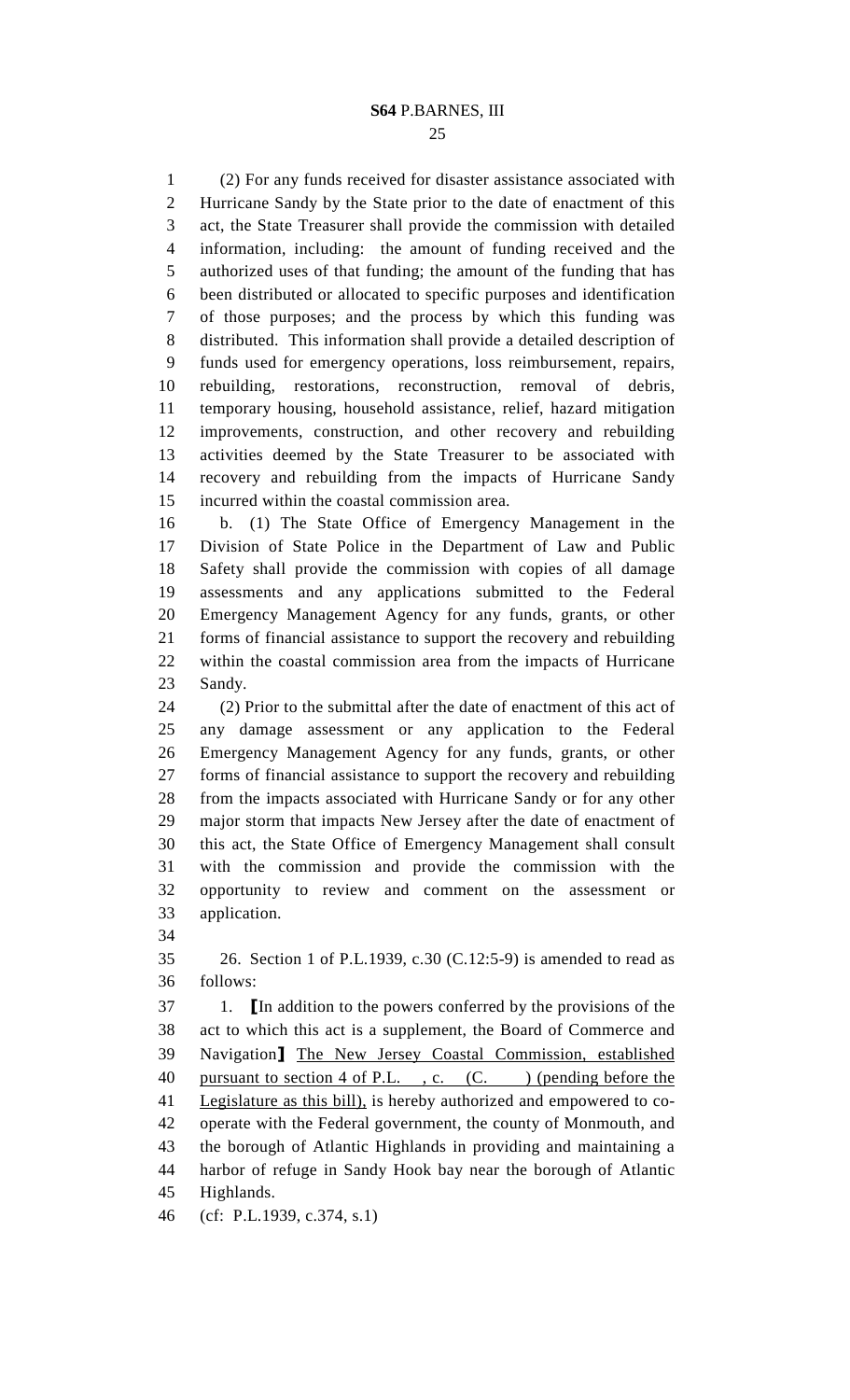(2) For any funds received for disaster assistance associated with Hurricane Sandy by the State prior to the date of enactment of this act, the State Treasurer shall provide the commission with detailed information, including: the amount of funding received and the authorized uses of that funding; the amount of the funding that has been distributed or allocated to specific purposes and identification of those purposes; and the process by which this funding was distributed. This information shall provide a detailed description of funds used for emergency operations, loss reimbursement, repairs, rebuilding, restorations, reconstruction, removal of debris, temporary housing, household assistance, relief, hazard mitigation improvements, construction, and other recovery and rebuilding activities deemed by the State Treasurer to be associated with recovery and rebuilding from the impacts of Hurricane Sandy incurred within the coastal commission area.

b. (1) The State Office of Emergency Management in the Division of State Police in the Department of Law and Public Safety shall provide the commission with copies of all damage assessments and any applications submitted to the Federal Emergency Management Agency for any funds, grants, or other forms of financial assistance to support the recovery and rebuilding within the coastal commission area from the impacts of Hurricane Sandy.

(2) Prior to the submittal after the date of enactment of this act of any damage assessment or any application to the Federal Emergency Management Agency for any funds, grants, or other forms of financial assistance to support the recovery and rebuilding from the impacts associated with Hurricane Sandy or for any other major storm that impacts New Jersey after the date of enactment of this act, the State Office of Emergency Management shall consult with the commission and provide the commission with the opportunity to review and comment on the assessment or application.

26. Section 1 of P.L.1939, c.30 (C.12:5-9) is amended to read as follows:

1. **[**In addition to the powers conferred by the provisions of the act to which this act is a supplement, the Board of Commerce and Navigation**]** <u>The New Jersey Coastal Commission, established pursuant to section 4 of P.L. , c. (C. ) (pending before the Legislature as this bill),</u> is hereby authorized and empowered to co-operate with the Federal government, the county of Monmouth, and the borough of Atlantic Highlands in providing and maintaining a harbor of refuge in Sandy Hook bay near the borough of Atlantic Highlands.

(cf: P.L.1939, c.374, s.1)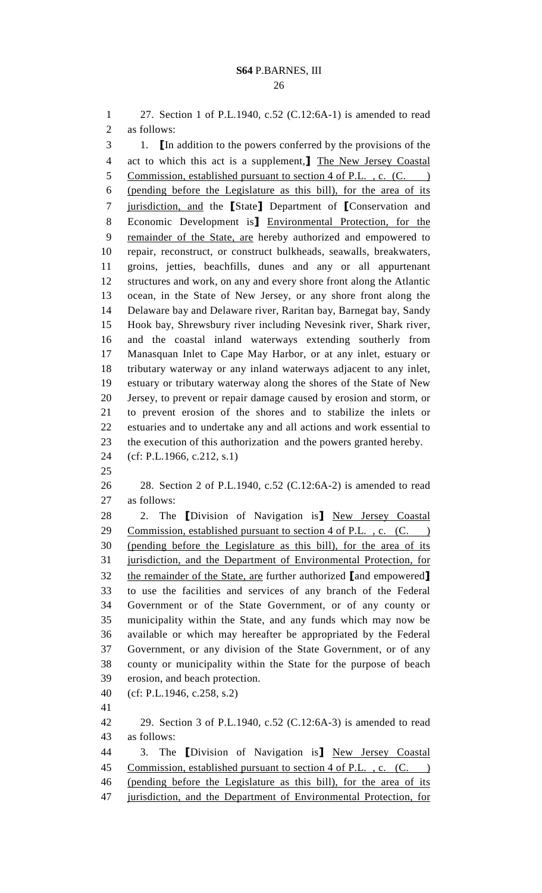27. Section 1 of P.L.1940, c.52 (C.12:6A-1) is amended to read as follows:

1. [In addition to the powers conferred by the provisions of the act to which this act is a supplement,] The New Jersey Coastal Commission, established pursuant to section 4 of P.L. , c. (C. ) (pending before the Legislature as this bill), for the area of its jurisdiction, and the [State] Department of [Conservation and Economic Development is] Environmental Protection, for the remainder of the State, are hereby authorized and empowered to repair, reconstruct, or construct bulkheads, seawalls, breakwaters, groins, jetties, beachfills, dunes and any or all appurtenant structures and work, on any and every shore front along the Atlantic ocean, in the State of New Jersey, or any shore front along the Delaware bay and Delaware river, Raritan bay, Barnegat bay, Sandy Hook bay, Shrewsbury river including Nevesink river, Shark river, and the coastal inland waterways extending southerly from Manasquan Inlet to Cape May Harbor, or at any inlet, estuary or tributary waterway or any inland waterways adjacent to any inlet, estuary or tributary waterway along the shores of the State of New Jersey, to prevent or repair damage caused by erosion and storm, or to prevent erosion of the shores and to stabilize the inlets or estuaries and to undertake any and all actions and work essential to the execution of this authorization and the powers granted hereby.

(cf: P.L.1966, c.212, s.1)

28. Section 2 of P.L.1940, c.52 (C.12:6A-2) is amended to read as follows:

2. The [Division of Navigation is] New Jersey Coastal Commission, established pursuant to section 4 of P.L. , c. (C. ) (pending before the Legislature as this bill), for the area of its jurisdiction, and the Department of Environmental Protection, for the remainder of the State, are further authorized [and empowered] to use the facilities and services of any branch of the Federal Government or of the State Government, or of any county or municipality within the State, and any funds which may now be available or which may hereafter be appropriated by the Federal Government, or any division of the State Government, or of any county or municipality within the State for the purpose of beach erosion, and beach protection.

(cf: P.L.1946, c.258, s.2)

29. Section 3 of P.L.1940, c.52 (C.12:6A-3) is amended to read as follows:

3. The [Division of Navigation is] New Jersey Coastal Commission, established pursuant to section 4 of P.L. , c. (C. ) (pending before the Legislature as this bill), for the area of its jurisdiction, and the Department of Environmental Protection, for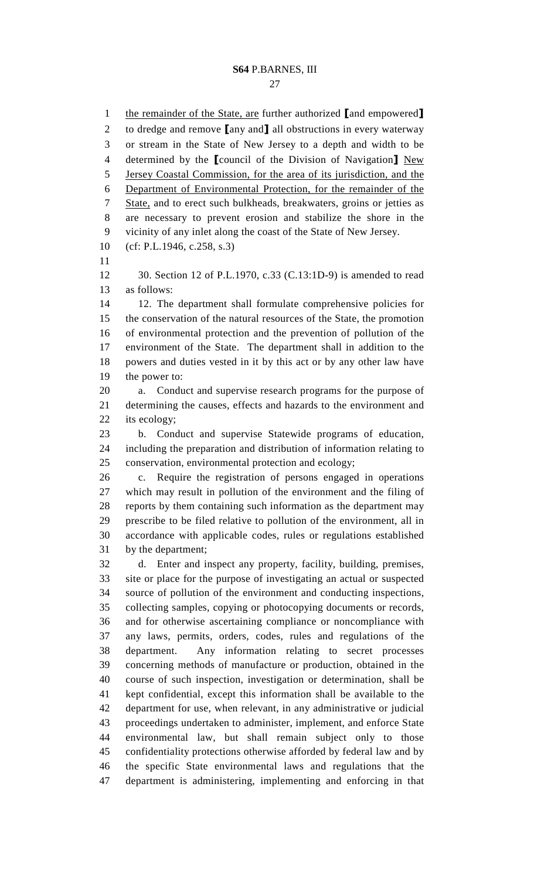the remainder of the State, are further authorized [and empowered] to dredge and remove [any and] all obstructions in every waterway or stream in the State of New Jersey to a depth and width to be determined by the [council of the Division of Navigation] New Jersey Coastal Commission, for the area of its jurisdiction, and the Department of Environmental Protection, for the remainder of the State, and to erect such bulkheads, breakwaters, groins or jetties as are necessary to prevent erosion and stabilize the shore in the vicinity of any inlet along the coast of the State of New Jersey.

(cf: P.L.1946, c.258, s.3)

30. Section 12 of P.L.1970, c.33 (C.13:1D-9) is amended to read as follows:

12. The department shall formulate comprehensive policies for the conservation of the natural resources of the State, the promotion of environmental protection and the prevention of pollution of the environment of the State. The department shall in addition to the powers and duties vested in it by this act or by any other law have the power to:

a. Conduct and supervise research programs for the purpose of determining the causes, effects and hazards to the environment and its ecology;

b. Conduct and supervise Statewide programs of education, including the preparation and distribution of information relating to conservation, environmental protection and ecology;

c. Require the registration of persons engaged in operations which may result in pollution of the environment and the filing of reports by them containing such information as the department may prescribe to be filed relative to pollution of the environment, all in accordance with applicable codes, rules or regulations established by the department;

d. Enter and inspect any property, facility, building, premises, site or place for the purpose of investigating an actual or suspected source of pollution of the environment and conducting inspections, collecting samples, copying or photocopying documents or records, and for otherwise ascertaining compliance or noncompliance with any laws, permits, orders, codes, rules and regulations of the department. Any information relating to secret processes concerning methods of manufacture or production, obtained in the course of such inspection, investigation or determination, shall be kept confidential, except this information shall be available to the department for use, when relevant, in any administrative or judicial proceedings undertaken to administer, implement, and enforce State environmental law, but shall remain subject only to those confidentiality protections otherwise afforded by federal law and by the specific State environmental laws and regulations that the department is administering, implementing and enforcing in that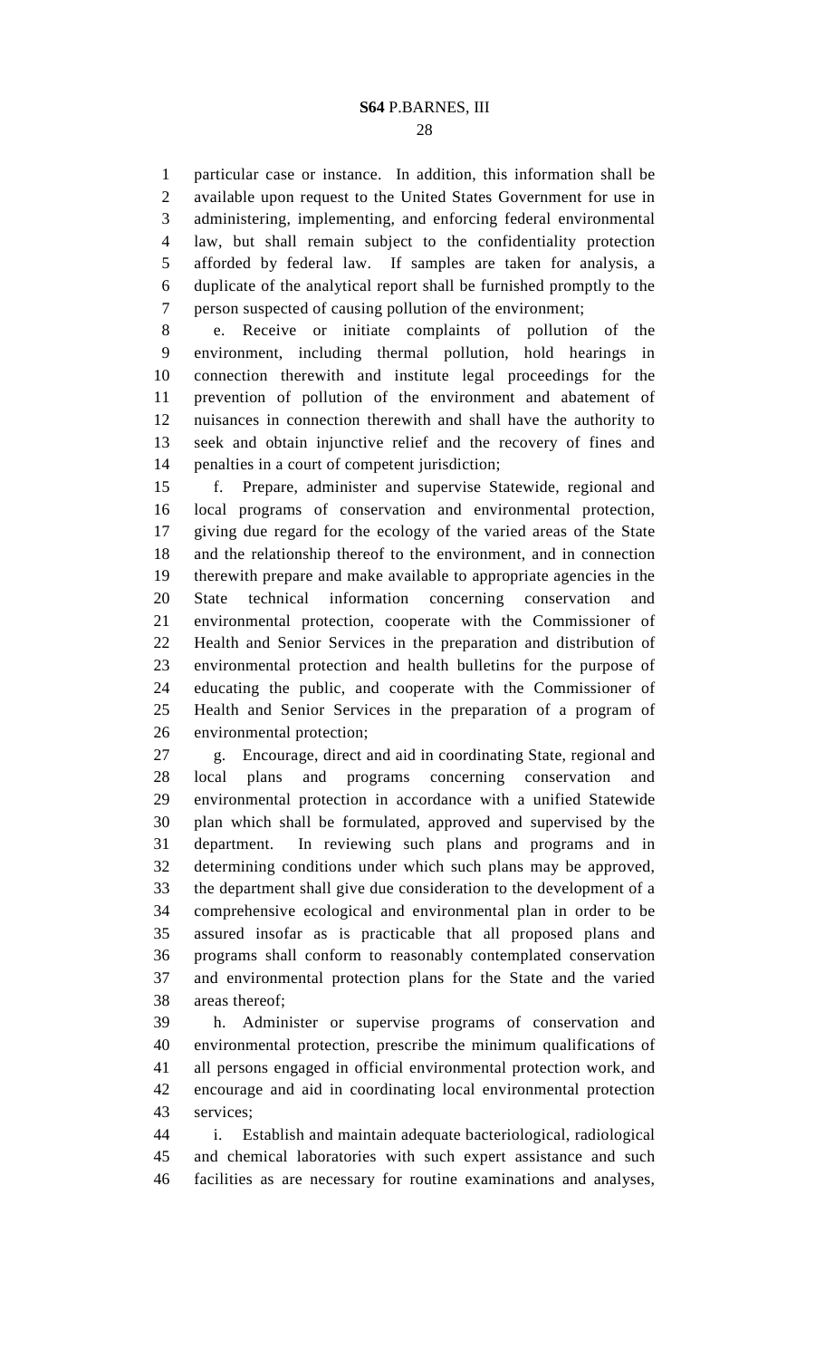particular case or instance. In addition, this information shall be available upon request to the United States Government for use in administering, implementing, and enforcing federal environmental law, but shall remain subject to the confidentiality protection afforded by federal law. If samples are taken for analysis, a duplicate of the analytical report shall be furnished promptly to the person suspected of causing pollution of the environment;

e. Receive or initiate complaints of pollution of the environment, including thermal pollution, hold hearings in connection therewith and institute legal proceedings for the prevention of pollution of the environment and abatement of nuisances in connection therewith and shall have the authority to seek and obtain injunctive relief and the recovery of fines and penalties in a court of competent jurisdiction;

f. Prepare, administer and supervise Statewide, regional and local programs of conservation and environmental protection, giving due regard for the ecology of the varied areas of the State and the relationship thereof to the environment, and in connection therewith prepare and make available to appropriate agencies in the State technical information concerning conservation and environmental protection, cooperate with the Commissioner of Health and Senior Services in the preparation and distribution of environmental protection and health bulletins for the purpose of educating the public, and cooperate with the Commissioner of Health and Senior Services in the preparation of a program of environmental protection;

g. Encourage, direct and aid in coordinating State, regional and local plans and programs concerning conservation and environmental protection in accordance with a unified Statewide plan which shall be formulated, approved and supervised by the department. In reviewing such plans and programs and in determining conditions under which such plans may be approved, the department shall give due consideration to the development of a comprehensive ecological and environmental plan in order to be assured insofar as is practicable that all proposed plans and programs shall conform to reasonably contemplated conservation and environmental protection plans for the State and the varied areas thereof;

h. Administer or supervise programs of conservation and environmental protection, prescribe the minimum qualifications of all persons engaged in official environmental protection work, and encourage and aid in coordinating local environmental protection services;

i. Establish and maintain adequate bacteriological, radiological and chemical laboratories with such expert assistance and such facilities as are necessary for routine examinations and analyses,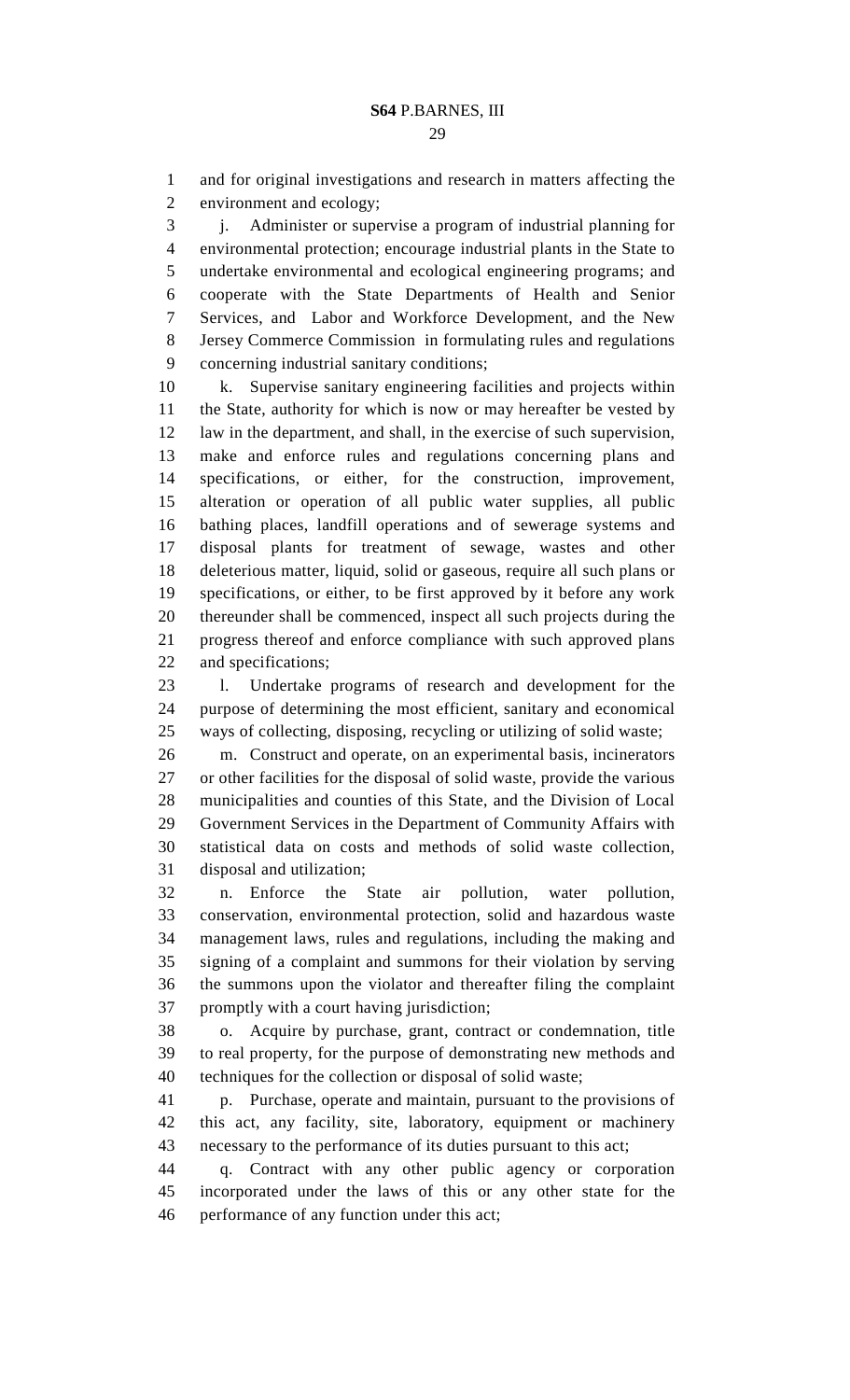and for original investigations and research in matters affecting the environment and ecology;

j. Administer or supervise a program of industrial planning for environmental protection; encourage industrial plants in the State to undertake environmental and ecological engineering programs; and cooperate with the State Departments of Health and Senior Services, and Labor and Workforce Development, and the New Jersey Commerce Commission in formulating rules and regulations concerning industrial sanitary conditions;

k. Supervise sanitary engineering facilities and projects within the State, authority for which is now or may hereafter be vested by law in the department, and shall, in the exercise of such supervision, make and enforce rules and regulations concerning plans and specifications, or either, for the construction, improvement, alteration or operation of all public water supplies, all public bathing places, landfill operations and of sewerage systems and disposal plants for treatment of sewage, wastes and other deleterious matter, liquid, solid or gaseous, require all such plans or specifications, or either, to be first approved by it before any work thereunder shall be commenced, inspect all such projects during the progress thereof and enforce compliance with such approved plans and specifications;

l. Undertake programs of research and development for the purpose of determining the most efficient, sanitary and economical ways of collecting, disposing, recycling or utilizing of solid waste;

m. Construct and operate, on an experimental basis, incinerators or other facilities for the disposal of solid waste, provide the various municipalities and counties of this State, and the Division of Local Government Services in the Department of Community Affairs with statistical data on costs and methods of solid waste collection, disposal and utilization;

n. Enforce the State air pollution, water pollution, conservation, environmental protection, solid and hazardous waste management laws, rules and regulations, including the making and signing of a complaint and summons for their violation by serving the summons upon the violator and thereafter filing the complaint promptly with a court having jurisdiction;

o. Acquire by purchase, grant, contract or condemnation, title to real property, for the purpose of demonstrating new methods and techniques for the collection or disposal of solid waste;

p. Purchase, operate and maintain, pursuant to the provisions of this act, any facility, site, laboratory, equipment or machinery necessary to the performance of its duties pursuant to this act;

q. Contract with any other public agency or corporation incorporated under the laws of this or any other state for the performance of any function under this act;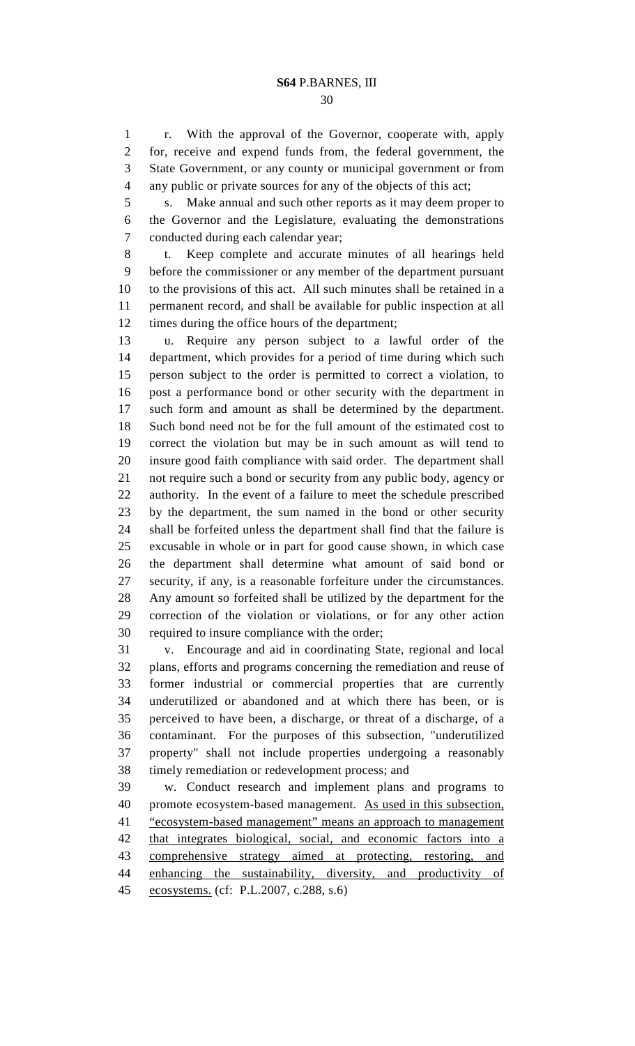r. With the approval of the Governor, cooperate with, apply for, receive and expend funds from, the federal government, the State Government, or any county or municipal government or from any public or private sources for any of the objects of this act;

s. Make annual and such other reports as it may deem proper to the Governor and the Legislature, evaluating the demonstrations conducted during each calendar year;

t. Keep complete and accurate minutes of all hearings held before the commissioner or any member of the department pursuant to the provisions of this act. All such minutes shall be retained in a permanent record, and shall be available for public inspection at all times during the office hours of the department;

u. Require any person subject to a lawful order of the department, which provides for a period of time during which such person subject to the order is permitted to correct a violation, to post a performance bond or other security with the department in such form and amount as shall be determined by the department. Such bond need not be for the full amount of the estimated cost to correct the violation but may be in such amount as will tend to insure good faith compliance with said order. The department shall not require such a bond or security from any public body, agency or authority. In the event of a failure to meet the schedule prescribed by the department, the sum named in the bond or other security shall be forfeited unless the department shall find that the failure is excusable in whole or in part for good cause shown, in which case the department shall determine what amount of said bond or security, if any, is a reasonable forfeiture under the circumstances. Any amount so forfeited shall be utilized by the department for the correction of the violation or violations, or for any other action required to insure compliance with the order;

v. Encourage and aid in coordinating State, regional and local plans, efforts and programs concerning the remediation and reuse of former industrial or commercial properties that are currently underutilized or abandoned and at which there has been, or is perceived to have been, a discharge, or threat of a discharge, of a contaminant. For the purposes of this subsection, "underutilized property" shall not include properties undergoing a reasonably timely remediation or redevelopment process; and

w. Conduct research and implement plans and programs to promote ecosystem-based management. <u>As used in this subsection, "ecosystem-based management" means an approach to management that integrates biological, social, and economic factors into a comprehensive strategy aimed at protecting, restoring, and enhancing the sustainability, diversity, and productivity of ecosystems.</u> (cf: P.L.2007, c.288, s.6)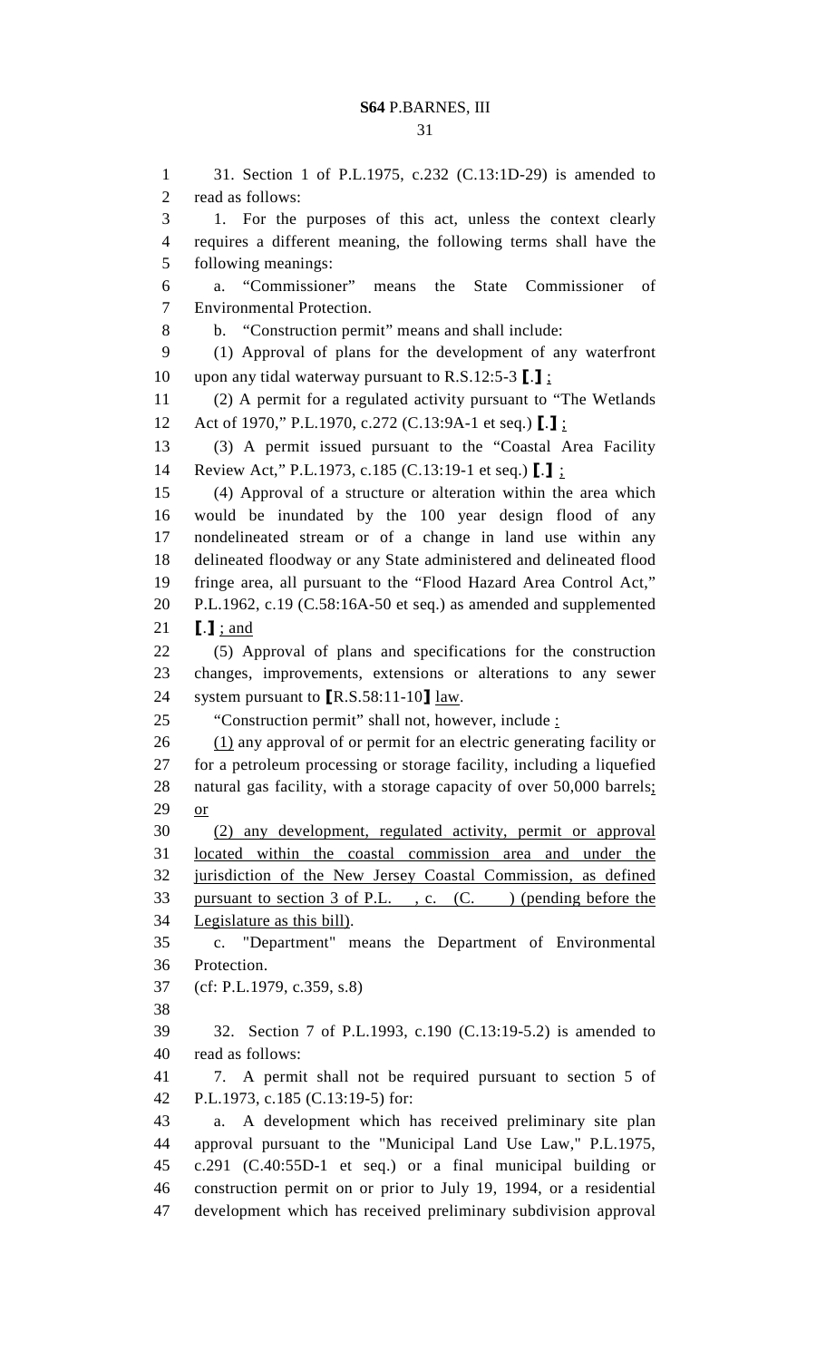31. Section 1 of P.L.1975, c.232 (C.13:1D-29) is amended to read as follows:

1. For the purposes of this act, unless the context clearly requires a different meaning, the following terms shall have the following meanings:

a. "Commissioner" means the State Commissioner of Environmental Protection.

b. "Construction permit" means and shall include:

(1) Approval of plans for the development of any waterfront upon any tidal waterway pursuant to R.S.12:5-3 [.] ;

(2) A permit for a regulated activity pursuant to "The Wetlands Act of 1970," P.L.1970, c.272 (C.13:9A-1 et seq.) [.] ;

(3) A permit issued pursuant to the "Coastal Area Facility Review Act," P.L.1973, c.185 (C.13:19-1 et seq.) [.] ;

(4) Approval of a structure or alteration within the area which would be inundated by the 100 year design flood of any nondelineated stream or of a change in land use within any delineated floodway or any State administered and delineated flood fringe area, all pursuant to the "Flood Hazard Area Control Act," P.L.1962, c.19 (C.58:16A-50 et seq.) as amended and supplemented [.] ; and

(5) Approval of plans and specifications for the construction changes, improvements, extensions or alterations to any sewer system pursuant to [R.S.58:11-10] law.

"Construction permit" shall not, however, include :

(1) any approval of or permit for an electric generating facility or for a petroleum processing or storage facility, including a liquefied natural gas facility, with a storage capacity of over 50,000 barrels; or

(2) any development, regulated activity, permit or approval located within the coastal commission area and under the jurisdiction of the New Jersey Coastal Commission, as defined pursuant to section 3 of P.L. , c. (C. ) (pending before the Legislature as this bill).

c. "Department" means the Department of Environmental Protection.

(cf: P.L.1979, c.359, s.8)

32. Section 7 of P.L.1993, c.190 (C.13:19-5.2) is amended to read as follows:

7. A permit shall not be required pursuant to section 5 of P.L.1973, c.185 (C.13:19-5) for:

a. A development which has received preliminary site plan approval pursuant to the "Municipal Land Use Law," P.L.1975, c.291 (C.40:55D-1 et seq.) or a final municipal building or construction permit on or prior to July 19, 1994, or a residential development which has received preliminary subdivision approval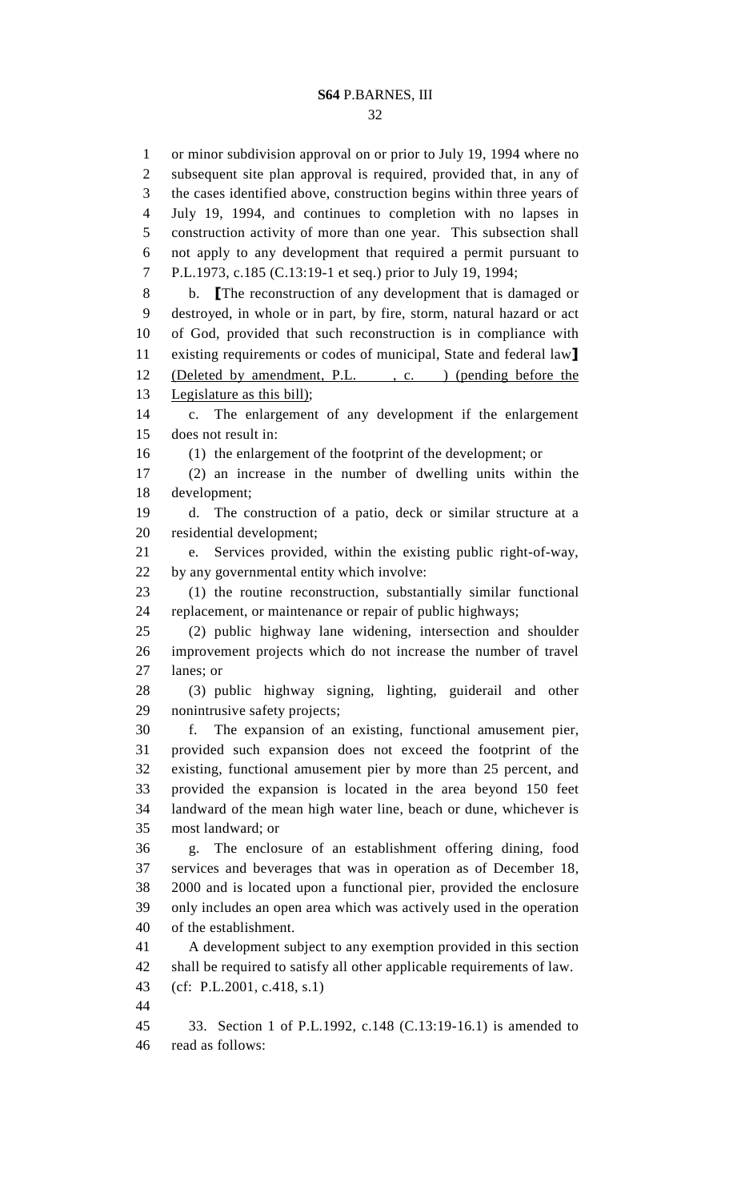or minor subdivision approval on or prior to July 19, 1994 where no subsequent site plan approval is required, provided that, in any of the cases identified above, construction begins within three years of July 19, 1994, and continues to completion with no lapses in construction activity of more than one year. This subsection shall not apply to any development that required a permit pursuant to P.L.1973, c.185 (C.13:19-1 et seq.) prior to July 19, 1994;

b. [The reconstruction of any development that is damaged or destroyed, in whole or in part, by fire, storm, natural hazard or act of God, provided that such reconstruction is in compliance with existing requirements or codes of municipal, State and federal law] (Deleted by amendment, P.L. , c. ) (pending before the Legislature as this bill);

c. The enlargement of any development if the enlargement does not result in:

(1) the enlargement of the footprint of the development; or

(2) an increase in the number of dwelling units within the development;

d. The construction of a patio, deck or similar structure at a residential development;

e. Services provided, within the existing public right-of-way, by any governmental entity which involve:

(1) the routine reconstruction, substantially similar functional replacement, or maintenance or repair of public highways;

(2) public highway lane widening, intersection and shoulder improvement projects which do not increase the number of travel lanes; or

(3) public highway signing, lighting, guiderail and other nonintrusive safety projects;

f. The expansion of an existing, functional amusement pier, provided such expansion does not exceed the footprint of the existing, functional amusement pier by more than 25 percent, and provided the expansion is located in the area beyond 150 feet landward of the mean high water line, beach or dune, whichever is most landward; or

g. The enclosure of an establishment offering dining, food services and beverages that was in operation as of December 18, 2000 and is located upon a functional pier, provided the enclosure only includes an open area which was actively used in the operation of the establishment.

A development subject to any exemption provided in this section shall be required to satisfy all other applicable requirements of law.

(cf: P.L.2001, c.418, s.1)

33. Section 1 of P.L.1992, c.148 (C.13:19-16.1) is amended to read as follows: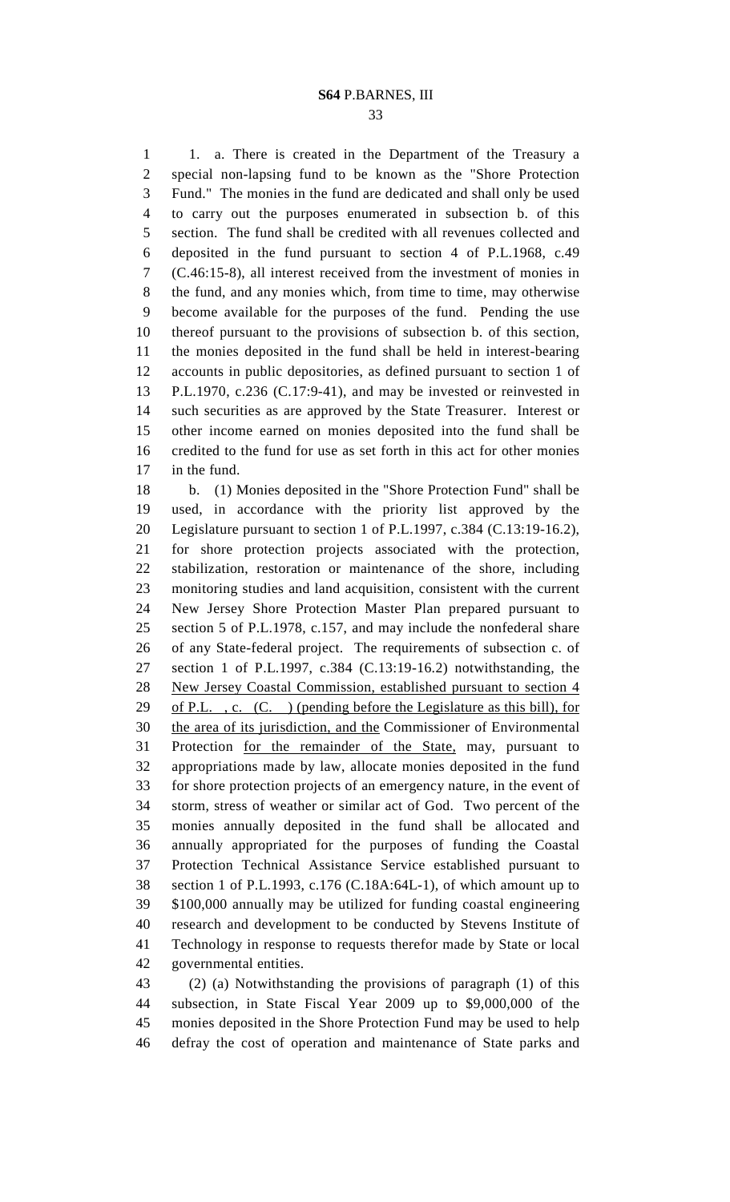1. a. There is created in the Department of the Treasury a special non-lapsing fund to be known as the "Shore Protection Fund." The monies in the fund are dedicated and shall only be used to carry out the purposes enumerated in subsection b. of this section. The fund shall be credited with all revenues collected and deposited in the fund pursuant to section 4 of P.L.1968, c.49 (C.46:15-8), all interest received from the investment of monies in the fund, and any monies which, from time to time, may otherwise become available for the purposes of the fund. Pending the use thereof pursuant to the provisions of subsection b. of this section, the monies deposited in the fund shall be held in interest-bearing accounts in public depositories, as defined pursuant to section 1 of P.L.1970, c.236 (C.17:9-41), and may be invested or reinvested in such securities as are approved by the State Treasurer. Interest or other income earned on monies deposited into the fund shall be credited to the fund for use as set forth in this act for other monies in the fund.

b. (1) Monies deposited in the "Shore Protection Fund" shall be used, in accordance with the priority list approved by the Legislature pursuant to section 1 of P.L.1997, c.384 (C.13:19-16.2), for shore protection projects associated with the protection, stabilization, restoration or maintenance of the shore, including monitoring studies and land acquisition, consistent with the current New Jersey Shore Protection Master Plan prepared pursuant to section 5 of P.L.1978, c.157, and may include the nonfederal share of any State-federal project. The requirements of subsection c. of section 1 of P.L.1997, c.384 (C.13:19-16.2) notwithstanding, the <u>New Jersey Coastal Commission, established pursuant to section 4 of P.L. , c. (C. ) (pending before the Legislature as this bill), for the area of its jurisdiction, and the</u> Commissioner of Environmental Protection <u>for the remainder of the State,</u> may, pursuant to appropriations made by law, allocate monies deposited in the fund for shore protection projects of an emergency nature, in the event of storm, stress of weather or similar act of God. Two percent of the monies annually deposited in the fund shall be allocated and annually appropriated for the purposes of funding the Coastal Protection Technical Assistance Service established pursuant to section 1 of P.L.1993, c.176 (C.18A:64L-1), of which amount up to $100,000 annually may be utilized for funding coastal engineering research and development to be conducted by Stevens Institute of Technology in response to requests therefor made by State or local governmental entities.

(2) (a) Notwithstanding the provisions of paragraph (1) of this subsection, in State Fiscal Year 2009 up to $9,000,000 of the monies deposited in the Shore Protection Fund may be used to help defray the cost of operation and maintenance of State parks and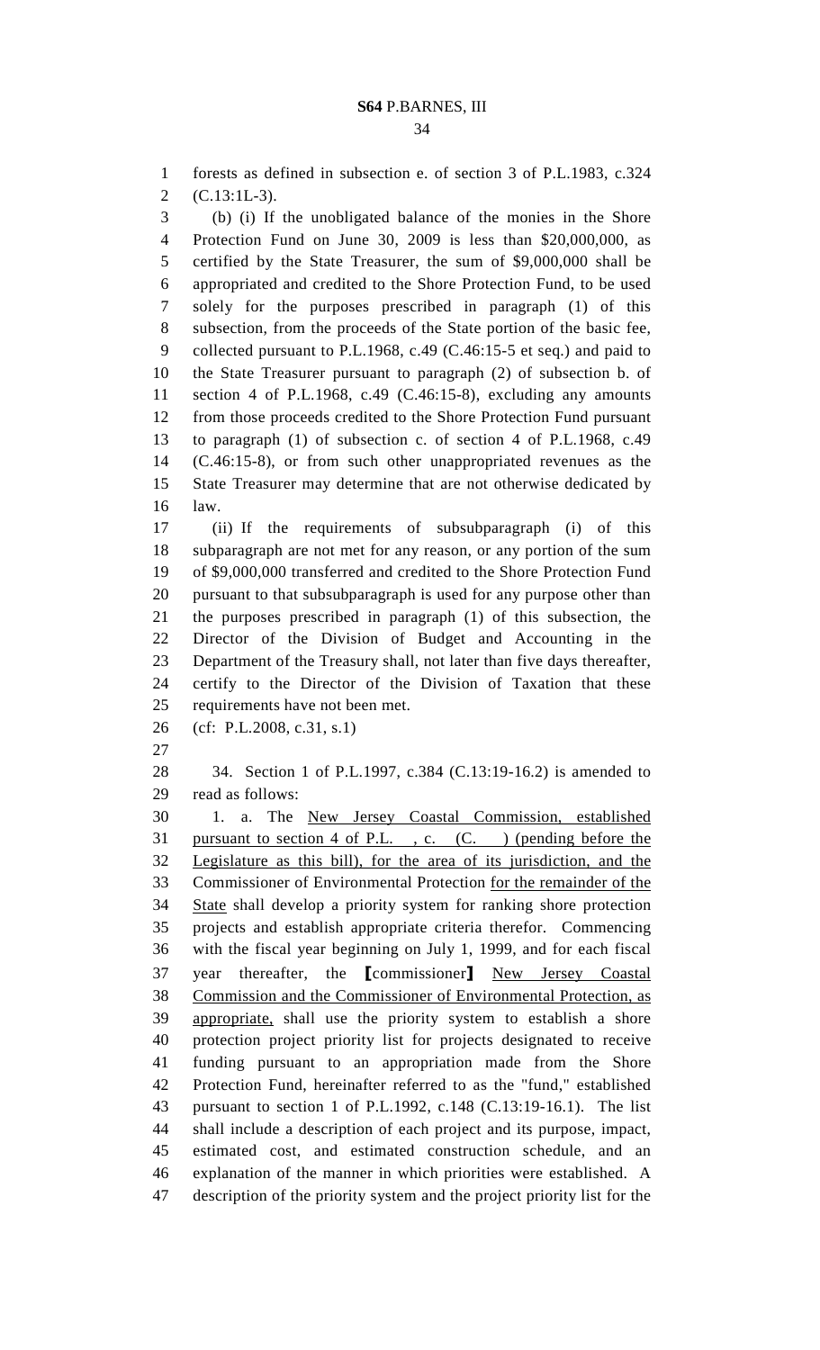forests as defined in subsection e. of section 3 of P.L.1983, c.324 (C.13:1L-3).

(b) (i) If the unobligated balance of the monies in the Shore Protection Fund on June 30, 2009 is less than $20,000,000, as certified by the State Treasurer, the sum of $9,000,000 shall be appropriated and credited to the Shore Protection Fund, to be used solely for the purposes prescribed in paragraph (1) of this subsection, from the proceeds of the State portion of the basic fee, collected pursuant to P.L.1968, c.49 (C.46:15-5 et seq.) and paid to the State Treasurer pursuant to paragraph (2) of subsection b. of section 4 of P.L.1968, c.49 (C.46:15-8), excluding any amounts from those proceeds credited to the Shore Protection Fund pursuant to paragraph (1) of subsection c. of section 4 of P.L.1968, c.49 (C.46:15-8), or from such other unappropriated revenues as the State Treasurer may determine that are not otherwise dedicated by law.

(ii) If the requirements of subsubparagraph (i) of this subparagraph are not met for any reason, or any portion of the sum of $9,000,000 transferred and credited to the Shore Protection Fund pursuant to that subsubparagraph is used for any purpose other than the purposes prescribed in paragraph (1) of this subsection, the Director of the Division of Budget and Accounting in the Department of the Treasury shall, not later than five days thereafter, certify to the Director of the Division of Taxation that these requirements have not been met.

(cf: P.L.2008, c.31, s.1)

34. Section 1 of P.L.1997, c.384 (C.13:19-16.2) is amended to read as follows:

1. a. The New Jersey Coastal Commission, established pursuant to section 4 of P.L. , c. (C. ) (pending before the Legislature as this bill), for the area of its jurisdiction, and the Commissioner of Environmental Protection for the remainder of the State shall develop a priority system for ranking shore protection projects and establish appropriate criteria therefor. Commencing with the fiscal year beginning on July 1, 1999, and for each fiscal year thereafter, the [commissioner] New Jersey Coastal Commission and the Commissioner of Environmental Protection, as appropriate, shall use the priority system to establish a shore protection project priority list for projects designated to receive funding pursuant to an appropriation made from the Shore Protection Fund, hereinafter referred to as the "fund," established pursuant to section 1 of P.L.1992, c.148 (C.13:19-16.1). The list shall include a description of each project and its purpose, impact, estimated cost, and estimated construction schedule, and an explanation of the manner in which priorities were established. A description of the priority system and the project priority list for the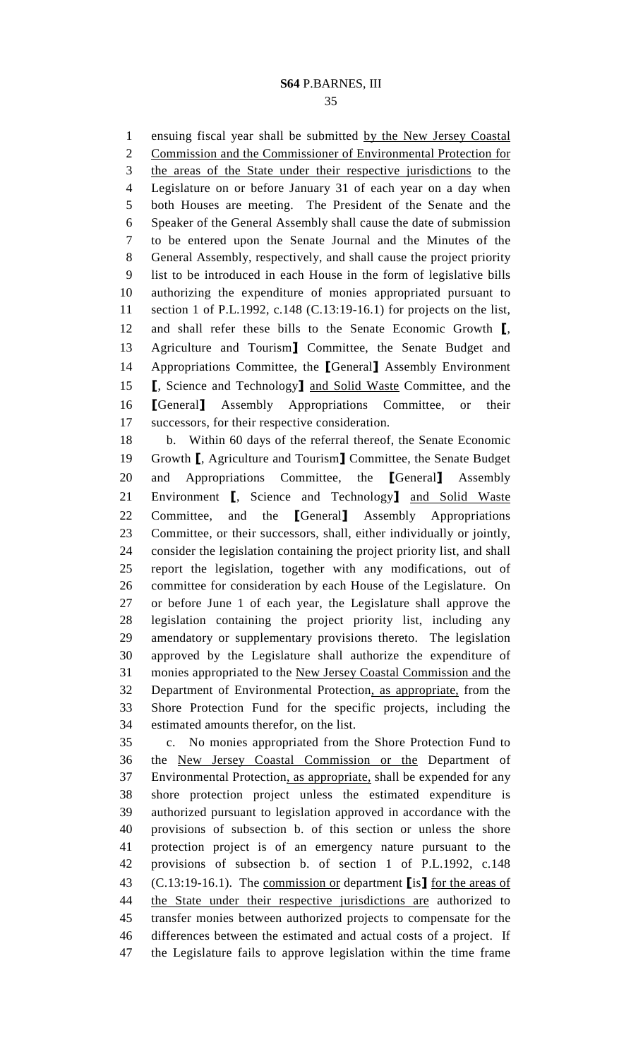ensuing fiscal year shall be submitted by the New Jersey Coastal Commission and the Commissioner of Environmental Protection for the areas of the State under their respective jurisdictions to the Legislature on or before January 31 of each year on a day when both Houses are meeting. The President of the Senate and the Speaker of the General Assembly shall cause the date of submission to be entered upon the Senate Journal and the Minutes of the General Assembly, respectively, and shall cause the project priority list to be introduced in each House in the form of legislative bills authorizing the expenditure of monies appropriated pursuant to section 1 of P.L.1992, c.148 (C.13:19-16.1) for projects on the list, and shall refer these bills to the Senate Economic Growth [, Agriculture and Tourism] Committee, the Senate Budget and Appropriations Committee, the [General] Assembly Environment [, Science and Technology] and Solid Waste Committee, and the [General] Assembly Appropriations Committee, or their successors, for their respective consideration.

b. Within 60 days of the referral thereof, the Senate Economic Growth [, Agriculture and Tourism] Committee, the Senate Budget and Appropriations Committee, the [General] Assembly Environment [, Science and Technology] and Solid Waste Committee, and the [General] Assembly Appropriations Committee, or their successors, shall, either individually or jointly, consider the legislation containing the project priority list, and shall report the legislation, together with any modifications, out of committee for consideration by each House of the Legislature. On or before June 1 of each year, the Legislature shall approve the legislation containing the project priority list, including any amendatory or supplementary provisions thereto. The legislation approved by the Legislature shall authorize the expenditure of monies appropriated to the New Jersey Coastal Commission and the Department of Environmental Protection, as appropriate, from the Shore Protection Fund for the specific projects, including the estimated amounts therefor, on the list.

c. No monies appropriated from the Shore Protection Fund to the New Jersey Coastal Commission or the Department of Environmental Protection, as appropriate, shall be expended for any shore protection project unless the estimated expenditure is authorized pursuant to legislation approved in accordance with the provisions of subsection b. of this section or unless the shore protection project is of an emergency nature pursuant to the provisions of subsection b. of section 1 of P.L.1992, c.148 (C.13:19-16.1). The commission or department [is] for the areas of the State under their respective jurisdictions are authorized to transfer monies between authorized projects to compensate for the differences between the estimated and actual costs of a project. If the Legislature fails to approve legislation within the time frame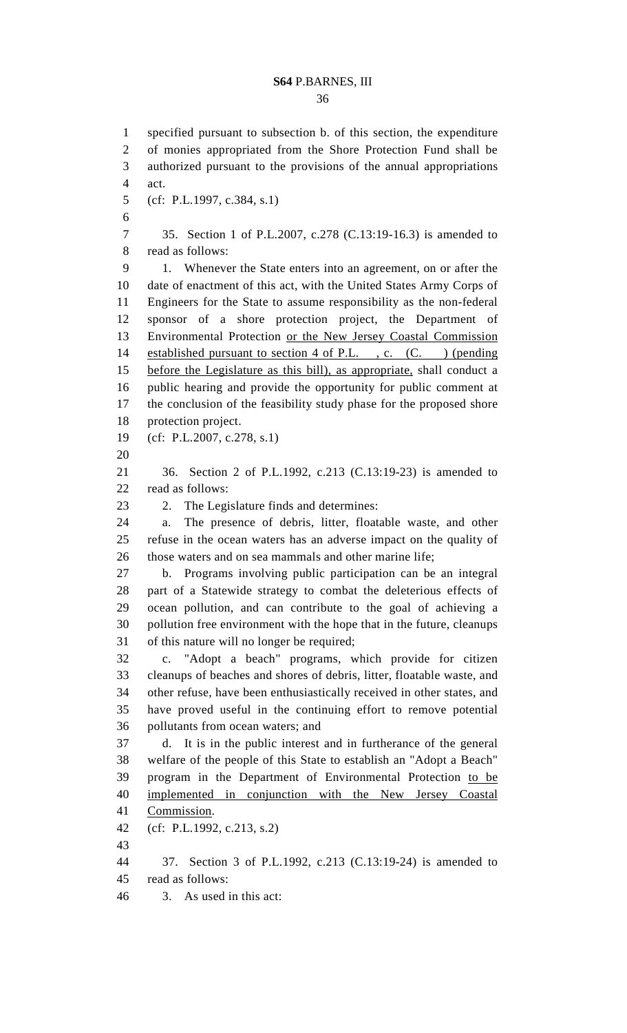specified pursuant to subsection b. of this section, the expenditure of monies appropriated from the Shore Protection Fund shall be authorized pursuant to the provisions of the annual appropriations act.

(cf: P.L.1997, c.384, s.1)

35. Section 1 of P.L.2007, c.278 (C.13:19-16.3) is amended to read as follows:

1. Whenever the State enters into an agreement, on or after the date of enactment of this act, with the United States Army Corps of Engineers for the State to assume responsibility as the non-federal sponsor of a shore protection project, the Department of Environmental Protection <u>or the New Jersey Coastal Commission established pursuant to section 4 of P.L. , c. (C. ) (pending before the Legislature as this bill), as appropriate,</u> shall conduct a public hearing and provide the opportunity for public comment at the conclusion of the feasibility study phase for the proposed shore protection project.

(cf: P.L.2007, c.278, s.1)

36. Section 2 of P.L.1992, c.213 (C.13:19-23) is amended to read as follows:

2. The Legislature finds and determines:

a. The presence of debris, litter, floatable waste, and other refuse in the ocean waters has an adverse impact on the quality of those waters and on sea mammals and other marine life;

b. Programs involving public participation can be an integral part of a Statewide strategy to combat the deleterious effects of ocean pollution, and can contribute to the goal of achieving a pollution free environment with the hope that in the future, cleanups of this nature will no longer be required;

c. "Adopt a beach" programs, which provide for citizen cleanups of beaches and shores of debris, litter, floatable waste, and other refuse, have been enthusiastically received in other states, and have proved useful in the continuing effort to remove potential pollutants from ocean waters; and

d. It is in the public interest and in furtherance of the general welfare of the people of this State to establish an "Adopt a Beach" program in the Department of Environmental Protection <u>to be implemented in conjunction with the New Jersey Coastal Commission</u>.

(cf: P.L.1992, c.213, s.2)

37. Section 3 of P.L.1992, c.213 (C.13:19-24) is amended to read as follows:

3. As used in this act: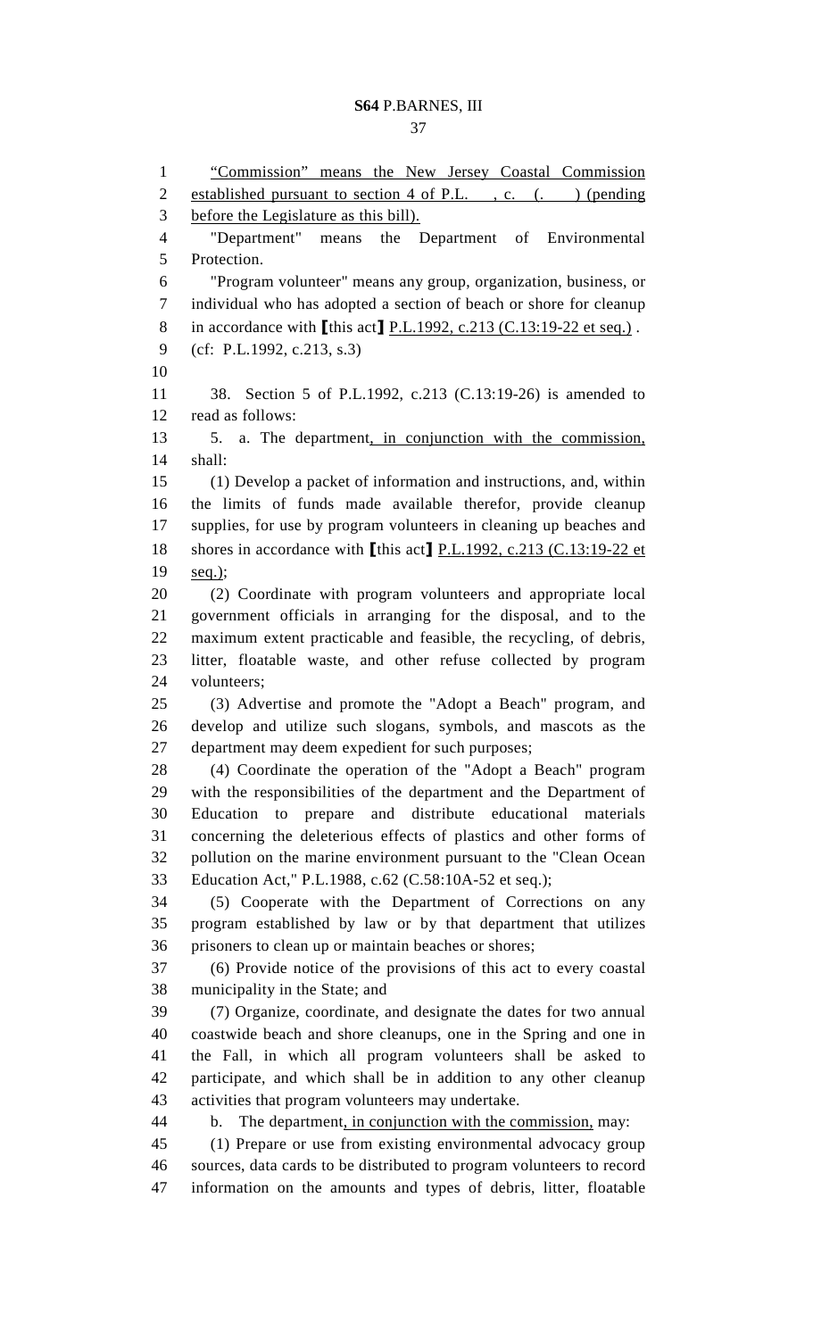"Commission" means the New Jersey Coastal Commission established pursuant to section 4 of P.L. , c. (. ) (pending before the Legislature as this bill).

"Department" means the Department of Environmental Protection.

"Program volunteer" means any group, organization, business, or individual who has adopted a section of beach or shore for cleanup in accordance with [this act] P.L.1992, c.213 (C.13:19-22 et seq.) .

(cf: P.L.1992, c.213, s.3)

38. Section 5 of P.L.1992, c.213 (C.13:19-26) is amended to read as follows:

5. a. The department, in conjunction with the commission, shall:

(1) Develop a packet of information and instructions, and, within the limits of funds made available therefor, provide cleanup supplies, for use by program volunteers in cleaning up beaches and shores in accordance with [this act] P.L.1992, c.213 (C.13:19-22 et seq.);

(2) Coordinate with program volunteers and appropriate local government officials in arranging for the disposal, and to the maximum extent practicable and feasible, the recycling, of debris, litter, floatable waste, and other refuse collected by program volunteers;

(3) Advertise and promote the "Adopt a Beach" program, and develop and utilize such slogans, symbols, and mascots as the department may deem expedient for such purposes;

(4) Coordinate the operation of the "Adopt a Beach" program with the responsibilities of the department and the Department of Education to prepare and distribute educational materials concerning the deleterious effects of plastics and other forms of pollution on the marine environment pursuant to the "Clean Ocean Education Act," P.L.1988, c.62 (C.58:10A-52 et seq.);

(5) Cooperate with the Department of Corrections on any program established by law or by that department that utilizes prisoners to clean up or maintain beaches or shores;

(6) Provide notice of the provisions of this act to every coastal municipality in the State; and

(7) Organize, coordinate, and designate the dates for two annual coastwide beach and shore cleanups, one in the Spring and one in the Fall, in which all program volunteers shall be asked to participate, and which shall be in addition to any other cleanup activities that program volunteers may undertake.

b. The department, in conjunction with the commission, may:

(1) Prepare or use from existing environmental advocacy group sources, data cards to be distributed to program volunteers to record information on the amounts and types of debris, litter, floatable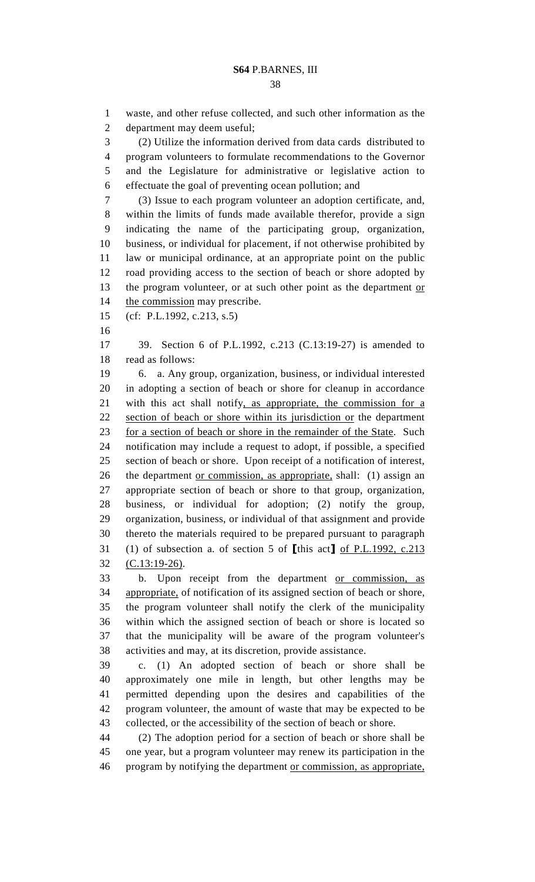waste, and other refuse collected, and such other information as the department may deem useful;

(2) Utilize the information derived from data cards distributed to program volunteers to formulate recommendations to the Governor and the Legislature for administrative or legislative action to effectuate the goal of preventing ocean pollution; and

(3) Issue to each program volunteer an adoption certificate, and, within the limits of funds made available therefor, provide a sign indicating the name of the participating group, organization, business, or individual for placement, if not otherwise prohibited by law or municipal ordinance, at an appropriate point on the public road providing access to the section of beach or shore adopted by the program volunteer, or at such other point as the department <u>or the commission</u> may prescribe.

(cf: P.L.1992, c.213, s.5)

39. Section 6 of P.L.1992, c.213 (C.13:19-27) is amended to read as follows:

6. a. Any group, organization, business, or individual interested in adopting a section of beach or shore for cleanup in accordance with this act shall notify<u>, as appropriate, the commission for a section of beach or shore within its jurisdiction or</u> the department <u>for a section of beach or shore in the remainder of the State</u>. Such notification may include a request to adopt, if possible, a specified section of beach or shore. Upon receipt of a notification of interest, the department <u>or commission, as appropriate,</u> shall: (1) assign an appropriate section of beach or shore to that group, organization, business, or individual for adoption; (2) notify the group, organization, business, or individual of that assignment and provide thereto the materials required to be prepared pursuant to paragraph (1) of subsection a. of section 5 of [this act] <u>of P.L.1992, c.213 (C.13:19-26)</u>.

b. Upon receipt from the department <u>or commission, as appropriate,</u> of notification of its assigned section of beach or shore, the program volunteer shall notify the clerk of the municipality within which the assigned section of beach or shore is located so that the municipality will be aware of the program volunteer's activities and may, at its discretion, provide assistance.

c. (1) An adopted section of beach or shore shall be approximately one mile in length, but other lengths may be permitted depending upon the desires and capabilities of the program volunteer, the amount of waste that may be expected to be collected, or the accessibility of the section of beach or shore.

(2) The adoption period for a section of beach or shore shall be one year, but a program volunteer may renew its participation in the program by notifying the department <u>or commission, as appropriate,</u>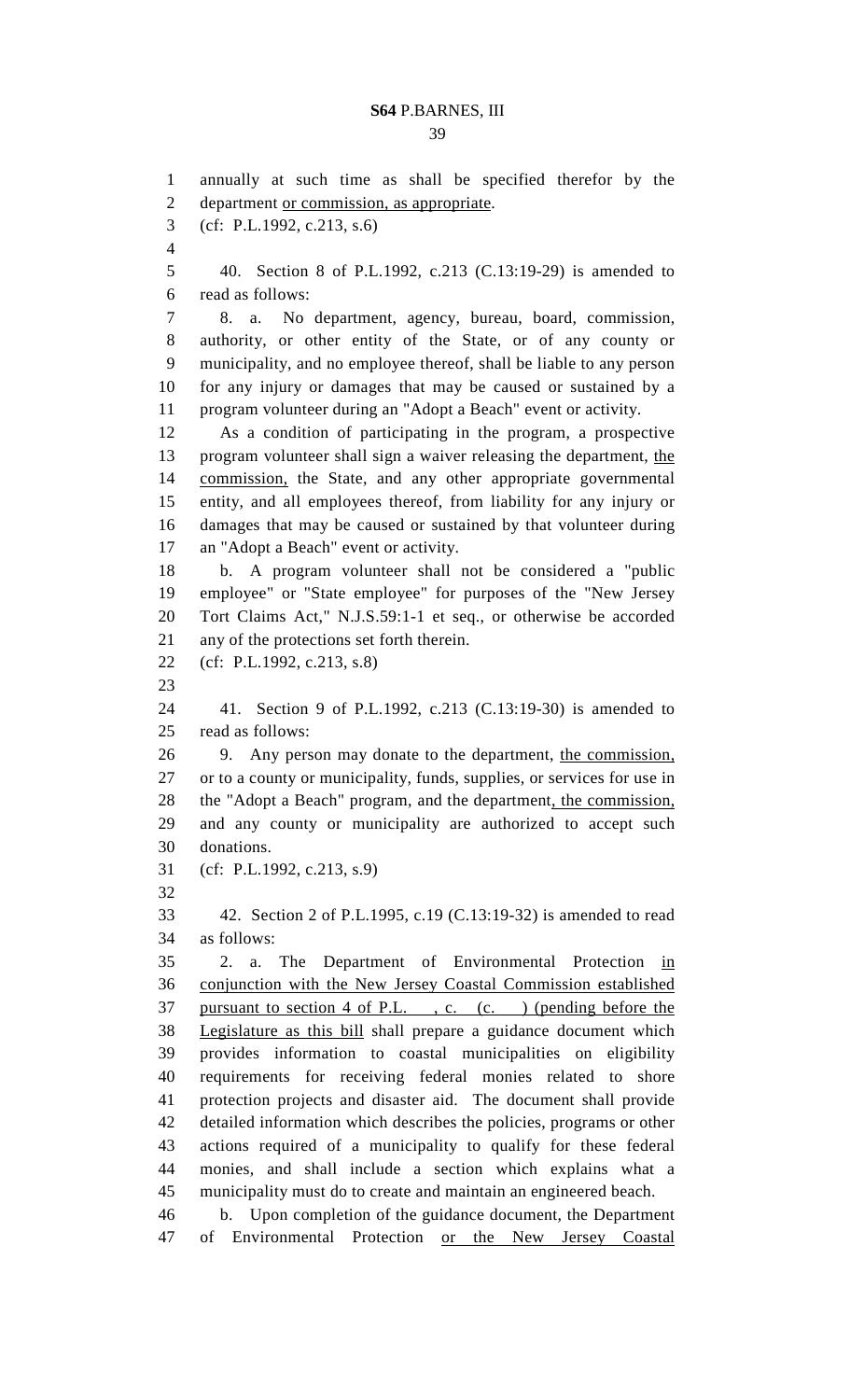annually at such time as shall be specified therefor by the department <u>or commission, as appropriate</u>.

(cf: P.L.1992, c.213, s.6)

40. Section 8 of P.L.1992, c.213 (C.13:19-29) is amended to read as follows:

8. a. No department, agency, bureau, board, commission, authority, or other entity of the State, or of any county or municipality, and no employee thereof, shall be liable to any person for any injury or damages that may be caused or sustained by a program volunteer during an "Adopt a Beach" event or activity.

As a condition of participating in the program, a prospective program volunteer shall sign a waiver releasing the department, <u>the commission,</u> the State, and any other appropriate governmental entity, and all employees thereof, from liability for any injury or damages that may be caused or sustained by that volunteer during an "Adopt a Beach" event or activity.

b. A program volunteer shall not be considered a "public employee" or "State employee" for purposes of the "New Jersey Tort Claims Act," N.J.S.59:1-1 et seq., or otherwise be accorded any of the protections set forth therein.

(cf: P.L.1992, c.213, s.8)

41. Section 9 of P.L.1992, c.213 (C.13:19-30) is amended to read as follows:

9. Any person may donate to the department, <u>the commission,</u> or to a county or municipality, funds, supplies, or services for use in the "Adopt a Beach" program, and the department<u>, the commission,</u> and any county or municipality are authorized to accept such donations.

(cf: P.L.1992, c.213, s.9)

42. Section 2 of P.L.1995, c.19 (C.13:19-32) is amended to read as follows:

2. a. The Department of Environmental Protection <u>in conjunction with the New Jersey Coastal Commission established pursuant to section 4 of P.L. , c. (c. ) (pending before the Legislature as this bill</u> shall prepare a guidance document which provides information to coastal municipalities on eligibility requirements for receiving federal monies related to shore protection projects and disaster aid. The document shall provide detailed information which describes the policies, programs or other actions required of a municipality to qualify for these federal monies, and shall include a section which explains what a municipality must do to create and maintain an engineered beach.

b. Upon completion of the guidance document, the Department of Environmental Protection <u>or the New Jersey Coastal</u>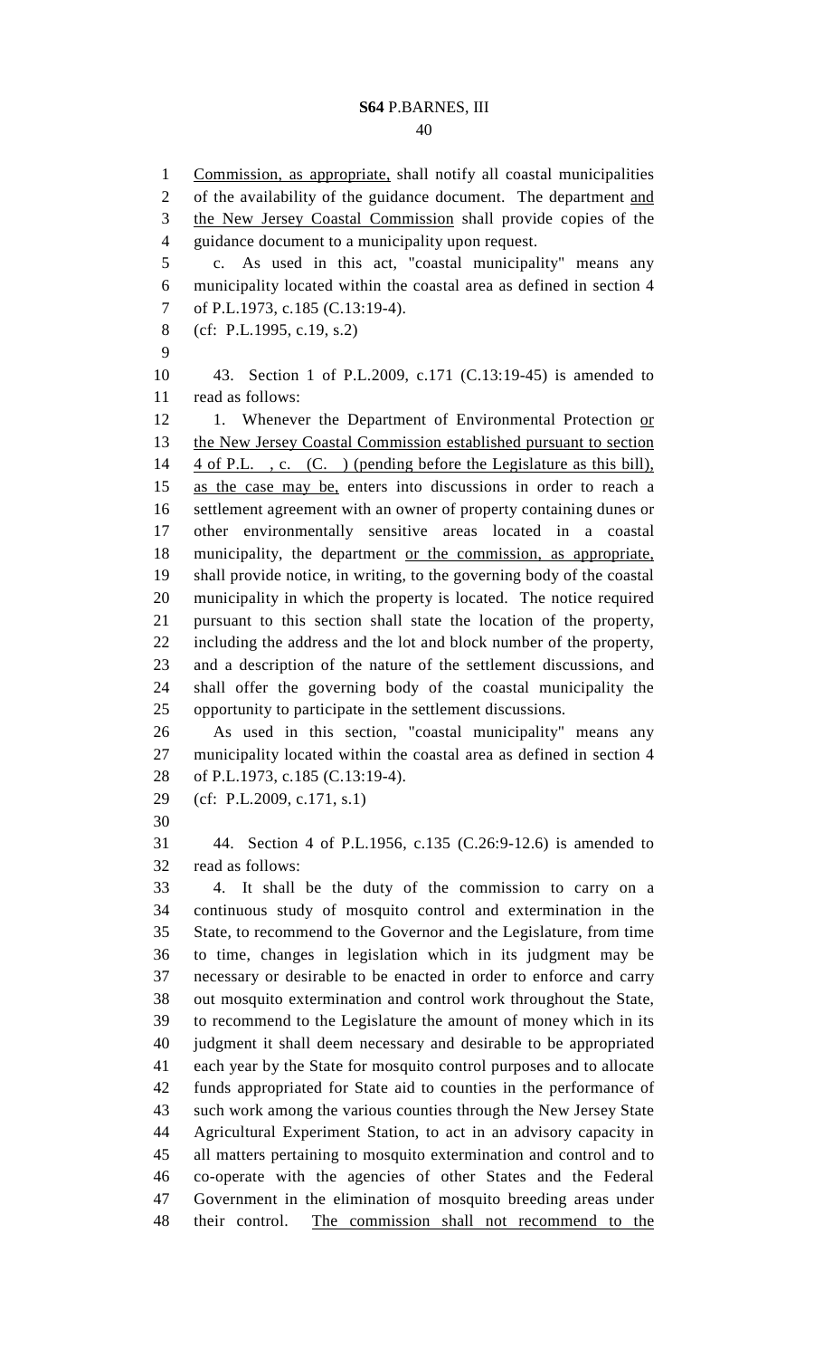Commission, as appropriate, shall notify all coastal municipalities of the availability of the guidance document. The department and the New Jersey Coastal Commission shall provide copies of the guidance document to a municipality upon request.

c. As used in this act, "coastal municipality" means any municipality located within the coastal area as defined in section 4 of P.L.1973, c.185 (C.13:19-4).

(cf: P.L.1995, c.19, s.2)

43. Section 1 of P.L.2009, c.171 (C.13:19-45) is amended to read as follows:

1. Whenever the Department of Environmental Protection or the New Jersey Coastal Commission established pursuant to section 4 of P.L. , c. (C. ) (pending before the Legislature as this bill), as the case may be, enters into discussions in order to reach a settlement agreement with an owner of property containing dunes or other environmentally sensitive areas located in a coastal municipality, the department or the commission, as appropriate, shall provide notice, in writing, to the governing body of the coastal municipality in which the property is located. The notice required pursuant to this section shall state the location of the property, including the address and the lot and block number of the property, and a description of the nature of the settlement discussions, and shall offer the governing body of the coastal municipality the opportunity to participate in the settlement discussions.

As used in this section, "coastal municipality" means any municipality located within the coastal area as defined in section 4 of P.L.1973, c.185 (C.13:19-4).

(cf: P.L.2009, c.171, s.1)

44. Section 4 of P.L.1956, c.135 (C.26:9-12.6) is amended to read as follows:

4. It shall be the duty of the commission to carry on a continuous study of mosquito control and extermination in the State, to recommend to the Governor and the Legislature, from time to time, changes in legislation which in its judgment may be necessary or desirable to be enacted in order to enforce and carry out mosquito extermination and control work throughout the State, to recommend to the Legislature the amount of money which in its judgment it shall deem necessary and desirable to be appropriated each year by the State for mosquito control purposes and to allocate funds appropriated for State aid to counties in the performance of such work among the various counties through the New Jersey State Agricultural Experiment Station, to act in an advisory capacity in all matters pertaining to mosquito extermination and control and to co-operate with the agencies of other States and the Federal Government in the elimination of mosquito breeding areas under their control. The commission shall not recommend to the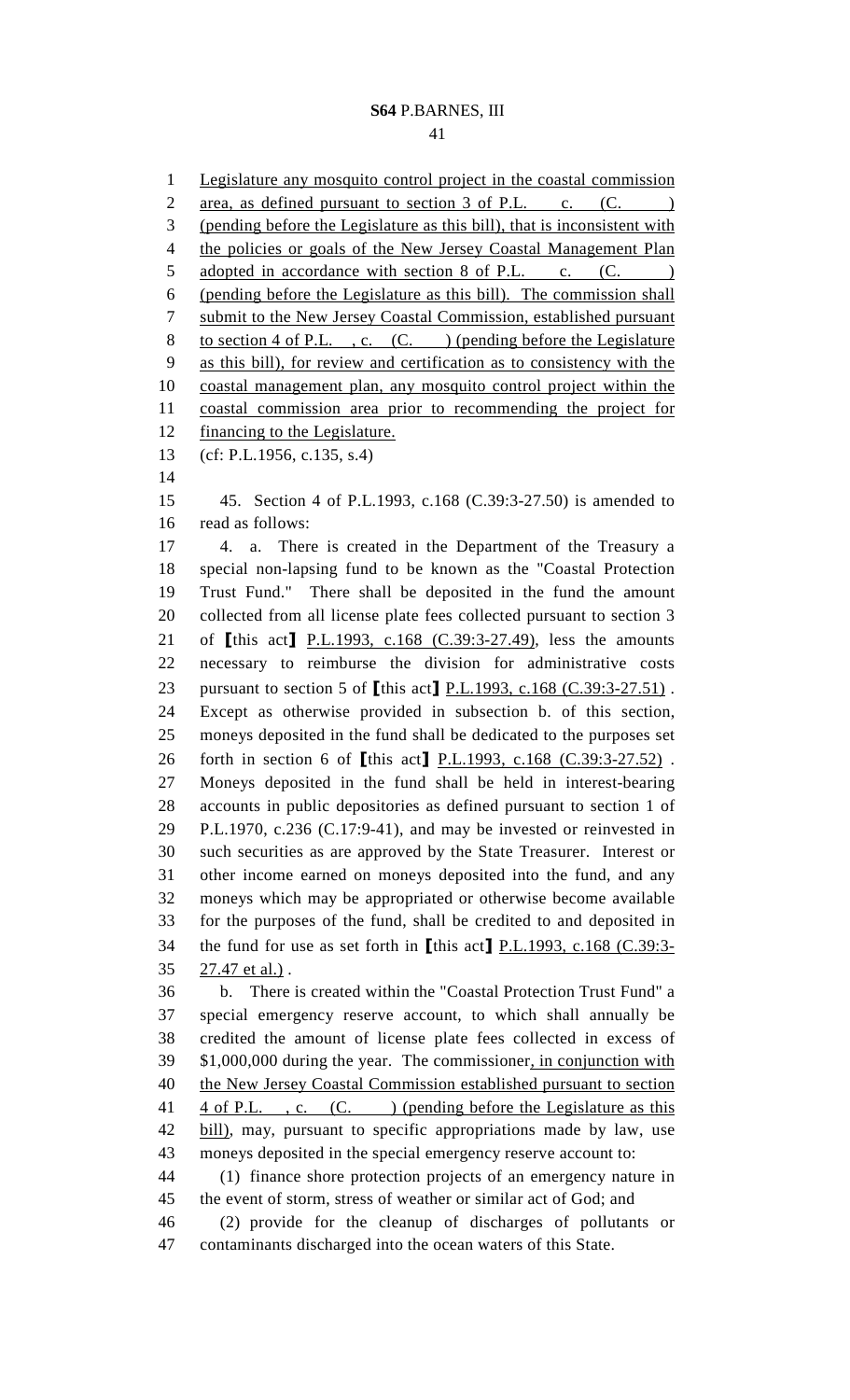Legislature any mosquito control project in the coastal commission area, as defined pursuant to section 3 of P.L. c. (C. ) (pending before the Legislature as this bill), that is inconsistent with the policies or goals of the New Jersey Coastal Management Plan adopted in accordance with section 8 of P.L. c. (C. ) (pending before the Legislature as this bill). The commission shall submit to the New Jersey Coastal Commission, established pursuant to section 4 of P.L. , c. (C. ) (pending before the Legislature as this bill), for review and certification as to consistency with the coastal management plan, any mosquito control project within the coastal commission area prior to recommending the project for financing to the Legislature.

(cf: P.L.1956, c.135, s.4)

45. Section 4 of P.L.1993, c.168 (C.39:3-27.50) is amended to read as follows:

4. a. There is created in the Department of the Treasury a special non-lapsing fund to be known as the "Coastal Protection Trust Fund." There shall be deposited in the fund the amount collected from all license plate fees collected pursuant to section 3 of [this act] P.L.1993, c.168 (C.39:3-27.49), less the amounts necessary to reimburse the division for administrative costs pursuant to section 5 of [this act] P.L.1993, c.168 (C.39:3-27.51) . Except as otherwise provided in subsection b. of this section, moneys deposited in the fund shall be dedicated to the purposes set forth in section 6 of [this act] P.L.1993, c.168 (C.39:3-27.52) . Moneys deposited in the fund shall be held in interest-bearing accounts in public depositories as defined pursuant to section 1 of P.L.1970, c.236 (C.17:9-41), and may be invested or reinvested in such securities as are approved by the State Treasurer. Interest or other income earned on moneys deposited into the fund, and any moneys which may be appropriated or otherwise become available for the purposes of the fund, shall be credited to and deposited in the fund for use as set forth in [this act] P.L.1993, c.168 (C.39:3-27.47 et al.) .

b. There is created within the "Coastal Protection Trust Fund" a special emergency reserve account, to which shall annually be credited the amount of license plate fees collected in excess of $1,000,000 during the year. The commissioner, in conjunction with the New Jersey Coastal Commission established pursuant to section 4 of P.L. , c. (C. ) (pending before the Legislature as this bill), may, pursuant to specific appropriations made by law, use moneys deposited in the special emergency reserve account to:

(1) finance shore protection projects of an emergency nature in the event of storm, stress of weather or similar act of God; and

(2) provide for the cleanup of discharges of pollutants or contaminants discharged into the ocean waters of this State.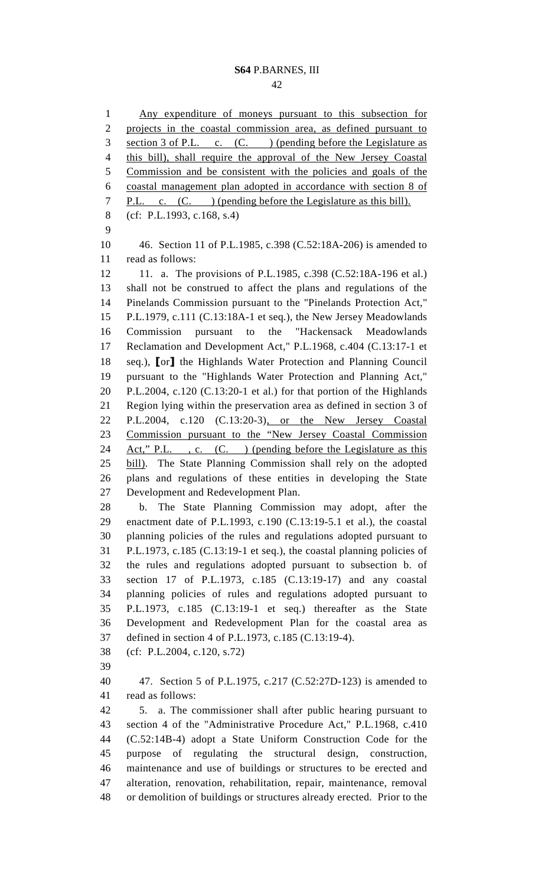Any expenditure of moneys pursuant to this subsection for projects in the coastal commission area, as defined pursuant to section 3 of P.L. c. (C. ) (pending before the Legislature as this bill), shall require the approval of the New Jersey Coastal Commission and be consistent with the policies and goals of the coastal management plan adopted in accordance with section 8 of P.L. c. (C. ) (pending before the Legislature as this bill).

(cf: P.L.1993, c.168, s.4)

46. Section 11 of P.L.1985, c.398 (C.52:18A-206) is amended to read as follows:

11. a. The provisions of P.L.1985, c.398 (C.52:18A-196 et al.) shall not be construed to affect the plans and regulations of the Pinelands Commission pursuant to the "Pinelands Protection Act," P.L.1979, c.111 (C.13:18A-1 et seq.), the New Jersey Meadowlands Commission pursuant to the "Hackensack Meadowlands Reclamation and Development Act," P.L.1968, c.404 (C.13:17-1 et seq.), [or] the Highlands Water Protection and Planning Council pursuant to the "Highlands Water Protection and Planning Act," P.L.2004, c.120 (C.13:20-1 et al.) for that portion of the Highlands Region lying within the preservation area as defined in section 3 of P.L.2004, c.120 (C.13:20-3), or the New Jersey Coastal Commission pursuant to the "New Jersey Coastal Commission Act," P.L. , c. (C. ) (pending before the Legislature as this bill). The State Planning Commission shall rely on the adopted plans and regulations of these entities in developing the State Development and Redevelopment Plan.

b. The State Planning Commission may adopt, after the enactment date of P.L.1993, c.190 (C.13:19-5.1 et al.), the coastal planning policies of the rules and regulations adopted pursuant to P.L.1973, c.185 (C.13:19-1 et seq.), the coastal planning policies of the rules and regulations adopted pursuant to subsection b. of section 17 of P.L.1973, c.185 (C.13:19-17) and any coastal planning policies of rules and regulations adopted pursuant to P.L.1973, c.185 (C.13:19-1 et seq.) thereafter as the State Development and Redevelopment Plan for the coastal area as defined in section 4 of P.L.1973, c.185 (C.13:19-4).

(cf: P.L.2004, c.120, s.72)

47. Section 5 of P.L.1975, c.217 (C.52:27D-123) is amended to read as follows:

5. a. The commissioner shall after public hearing pursuant to section 4 of the "Administrative Procedure Act," P.L.1968, c.410 (C.52:14B-4) adopt a State Uniform Construction Code for the purpose of regulating the structural design, construction, maintenance and use of buildings or structures to be erected and alteration, renovation, rehabilitation, repair, maintenance, removal or demolition of buildings or structures already erected. Prior to the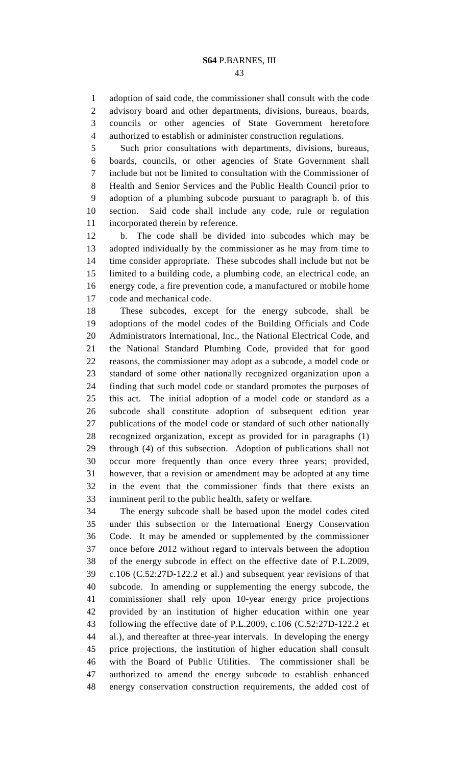adoption of said code, the commissioner shall consult with the code advisory board and other departments, divisions, bureaus, boards, councils or other agencies of State Government heretofore authorized to establish or administer construction regulations.

Such prior consultations with departments, divisions, bureaus, boards, councils, or other agencies of State Government shall include but not be limited to consultation with the Commissioner of Health and Senior Services and the Public Health Council prior to adoption of a plumbing subcode pursuant to paragraph b. of this section. Said code shall include any code, rule or regulation incorporated therein by reference.

b. The code shall be divided into subcodes which may be adopted individually by the commissioner as he may from time to time consider appropriate. These subcodes shall include but not be limited to a building code, a plumbing code, an electrical code, an energy code, a fire prevention code, a manufactured or mobile home code and mechanical code.

These subcodes, except for the energy subcode, shall be adoptions of the model codes of the Building Officials and Code Administrators International, Inc., the National Electrical Code, and the National Standard Plumbing Code, provided that for good reasons, the commissioner may adopt as a subcode, a model code or standard of some other nationally recognized organization upon a finding that such model code or standard promotes the purposes of this act. The initial adoption of a model code or standard as a subcode shall constitute adoption of subsequent edition year publications of the model code or standard of such other nationally recognized organization, except as provided for in paragraphs (1) through (4) of this subsection. Adoption of publications shall not occur more frequently than once every three years; provided, however, that a revision or amendment may be adopted at any time in the event that the commissioner finds that there exists an imminent peril to the public health, safety or welfare.

The energy subcode shall be based upon the model codes cited under this subsection or the International Energy Conservation Code. It may be amended or supplemented by the commissioner once before 2012 without regard to intervals between the adoption of the energy subcode in effect on the effective date of P.L.2009, c.106 (C.52:27D-122.2 et al.) and subsequent year revisions of that subcode. In amending or supplementing the energy subcode, the commissioner shall rely upon 10-year energy price projections provided by an institution of higher education within one year following the effective date of P.L.2009, c.106 (C.52:27D-122.2 et al.), and thereafter at three-year intervals. In developing the energy price projections, the institution of higher education shall consult with the Board of Public Utilities. The commissioner shall be authorized to amend the energy subcode to establish enhanced energy conservation construction requirements, the added cost of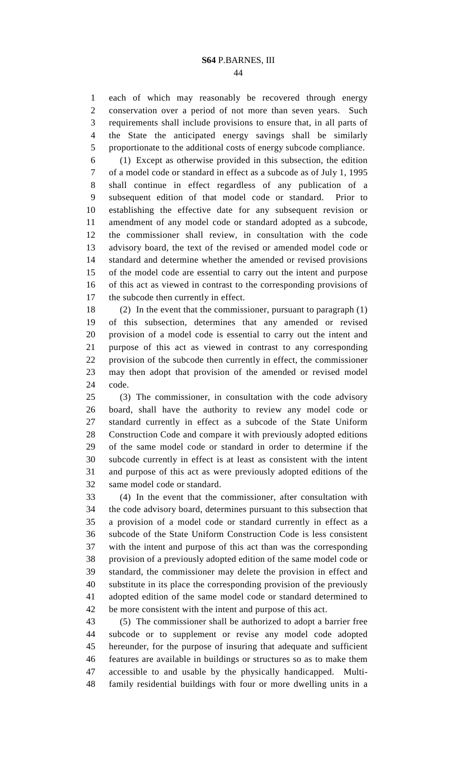each of which may reasonably be recovered through energy conservation over a period of not more than seven years. Such requirements shall include provisions to ensure that, in all parts of the State the anticipated energy savings shall be similarly proportionate to the additional costs of energy subcode compliance.

(1) Except as otherwise provided in this subsection, the edition of a model code or standard in effect as a subcode as of July 1, 1995 shall continue in effect regardless of any publication of a subsequent edition of that model code or standard. Prior to establishing the effective date for any subsequent revision or amendment of any model code or standard adopted as a subcode, the commissioner shall review, in consultation with the code advisory board, the text of the revised or amended model code or standard and determine whether the amended or revised provisions of the model code are essential to carry out the intent and purpose of this act as viewed in contrast to the corresponding provisions of the subcode then currently in effect.

(2) In the event that the commissioner, pursuant to paragraph (1) of this subsection, determines that any amended or revised provision of a model code is essential to carry out the intent and purpose of this act as viewed in contrast to any corresponding provision of the subcode then currently in effect, the commissioner may then adopt that provision of the amended or revised model code.

(3) The commissioner, in consultation with the code advisory board, shall have the authority to review any model code or standard currently in effect as a subcode of the State Uniform Construction Code and compare it with previously adopted editions of the same model code or standard in order to determine if the subcode currently in effect is at least as consistent with the intent and purpose of this act as were previously adopted editions of the same model code or standard.

(4) In the event that the commissioner, after consultation with the code advisory board, determines pursuant to this subsection that a provision of a model code or standard currently in effect as a subcode of the State Uniform Construction Code is less consistent with the intent and purpose of this act than was the corresponding provision of a previously adopted edition of the same model code or standard, the commissioner may delete the provision in effect and substitute in its place the corresponding provision of the previously adopted edition of the same model code or standard determined to be more consistent with the intent and purpose of this act.

(5) The commissioner shall be authorized to adopt a barrier free subcode or to supplement or revise any model code adopted hereunder, for the purpose of insuring that adequate and sufficient features are available in buildings or structures so as to make them accessible to and usable by the physically handicapped. Multi-family residential buildings with four or more dwelling units in a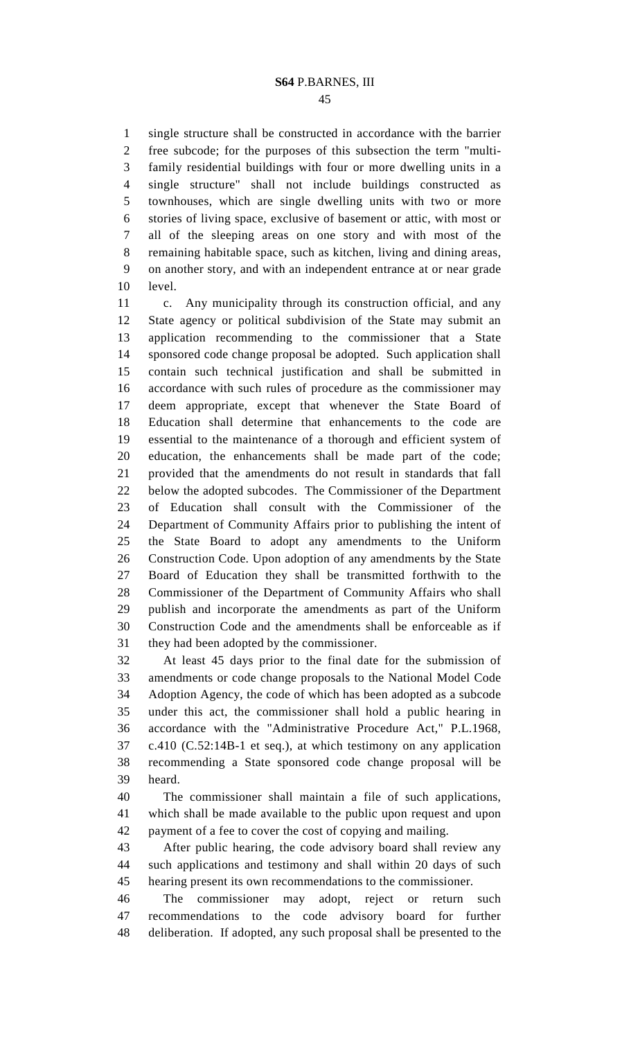single structure shall be constructed in accordance with the barrier free subcode; for the purposes of this subsection the term "multi-family residential buildings with four or more dwelling units in a single structure" shall not include buildings constructed as townhouses, which are single dwelling units with two or more stories of living space, exclusive of basement or attic, with most or all of the sleeping areas on one story and with most of the remaining habitable space, such as kitchen, living and dining areas, on another story, and with an independent entrance at or near grade level.

c. Any municipality through its construction official, and any State agency or political subdivision of the State may submit an application recommending to the commissioner that a State sponsored code change proposal be adopted. Such application shall contain such technical justification and shall be submitted in accordance with such rules of procedure as the commissioner may deem appropriate, except that whenever the State Board of Education shall determine that enhancements to the code are essential to the maintenance of a thorough and efficient system of education, the enhancements shall be made part of the code; provided that the amendments do not result in standards that fall below the adopted subcodes. The Commissioner of the Department of Education shall consult with the Commissioner of the Department of Community Affairs prior to publishing the intent of the State Board to adopt any amendments to the Uniform Construction Code. Upon adoption of any amendments by the State Board of Education they shall be transmitted forthwith to the Commissioner of the Department of Community Affairs who shall publish and incorporate the amendments as part of the Uniform Construction Code and the amendments shall be enforceable as if they had been adopted by the commissioner.

At least 45 days prior to the final date for the submission of amendments or code change proposals to the National Model Code Adoption Agency, the code of which has been adopted as a subcode under this act, the commissioner shall hold a public hearing in accordance with the "Administrative Procedure Act," P.L.1968, c.410 (C.52:14B-1 et seq.), at which testimony on any application recommending a State sponsored code change proposal will be heard.

The commissioner shall maintain a file of such applications, which shall be made available to the public upon request and upon payment of a fee to cover the cost of copying and mailing.

After public hearing, the code advisory board shall review any such applications and testimony and shall within 20 days of such hearing present its own recommendations to the commissioner.

The commissioner may adopt, reject or return such recommendations to the code advisory board for further deliberation. If adopted, any such proposal shall be presented to the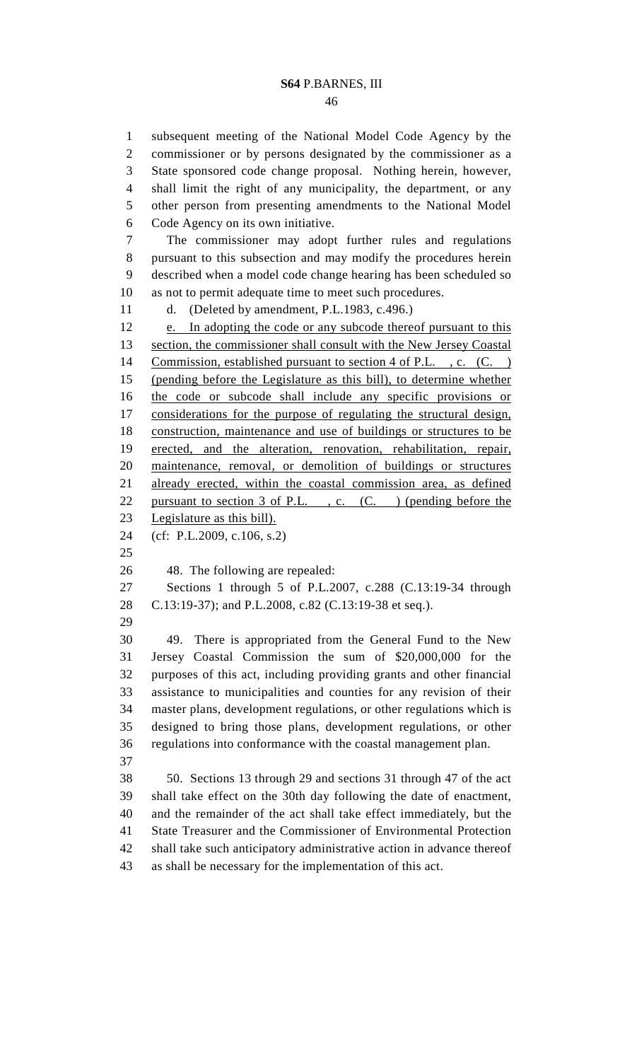subsequent meeting of the National Model Code Agency by the commissioner or by persons designated by the commissioner as a State sponsored code change proposal. Nothing herein, however, shall limit the right of any municipality, the department, or any other person from presenting amendments to the National Model Code Agency on its own initiative.

The commissioner may adopt further rules and regulations pursuant to this subsection and may modify the procedures herein described when a model code change hearing has been scheduled so as not to permit adequate time to meet such procedures.

d. (Deleted by amendment, P.L.1983, c.496.)

<u>e. In adopting the code or any subcode thereof pursuant to this section, the commissioner shall consult with the New Jersey Coastal Commission, established pursuant to section 4 of P.L. , c. (C. ) (pending before the Legislature as this bill), to determine whether the code or subcode shall include any specific provisions or considerations for the purpose of regulating the structural design, construction, maintenance and use of buildings or structures to be erected, and the alteration, renovation, rehabilitation, repair, maintenance, removal, or demolition of buildings or structures already erected, within the coastal commission area, as defined pursuant to section 3 of P.L. , c. (C. ) (pending before the Legislature as this bill).</u>

(cf: P.L.2009, c.106, s.2)

48. The following are repealed:

Sections 1 through 5 of P.L.2007, c.288 (C.13:19-34 through C.13:19-37); and P.L.2008, c.82 (C.13:19-38 et seq.).

49. There is appropriated from the General Fund to the New Jersey Coastal Commission the sum of $20,000,000 for the purposes of this act, including providing grants and other financial assistance to municipalities and counties for any revision of their master plans, development regulations, or other regulations which is designed to bring those plans, development regulations, or other regulations into conformance with the coastal management plan.

50. Sections 13 through 29 and sections 31 through 47 of the act shall take effect on the 30th day following the date of enactment, and the remainder of the act shall take effect immediately, but the State Treasurer and the Commissioner of Environmental Protection shall take such anticipatory administrative action in advance thereof as shall be necessary for the implementation of this act.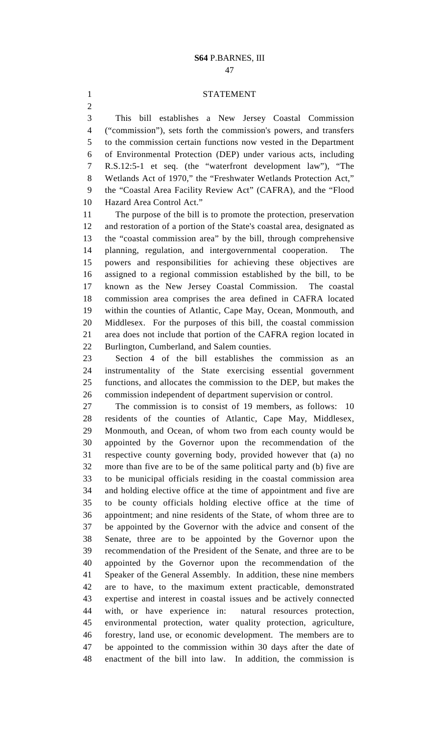## STATEMENT

This bill establishes a New Jersey Coastal Commission ("commission"), sets forth the commission's powers, and transfers to the commission certain functions now vested in the Department of Environmental Protection (DEP) under various acts, including R.S.12:5-1 et seq. (the "waterfront development law"), "The Wetlands Act of 1970," the "Freshwater Wetlands Protection Act," the "Coastal Area Facility Review Act" (CAFRA), and the "Flood Hazard Area Control Act."

The purpose of the bill is to promote the protection, preservation and restoration of a portion of the State's coastal area, designated as the "coastal commission area" by the bill, through comprehensive planning, regulation, and intergovernmental cooperation. The powers and responsibilities for achieving these objectives are assigned to a regional commission established by the bill, to be known as the New Jersey Coastal Commission. The coastal commission area comprises the area defined in CAFRA located within the counties of Atlantic, Cape May, Ocean, Monmouth, and Middlesex. For the purposes of this bill, the coastal commission area does not include that portion of the CAFRA region located in Burlington, Cumberland, and Salem counties.

Section 4 of the bill establishes the commission as an instrumentality of the State exercising essential government functions, and allocates the commission to the DEP, but makes the commission independent of department supervision or control.

The commission is to consist of 19 members, as follows: 10 residents of the counties of Atlantic, Cape May, Middlesex, Monmouth, and Ocean, of whom two from each county would be appointed by the Governor upon the recommendation of the respective county governing body, provided however that (a) no more than five are to be of the same political party and (b) five are to be municipal officials residing in the coastal commission area and holding elective office at the time of appointment and five are to be county officials holding elective office at the time of appointment; and nine residents of the State, of whom three are to be appointed by the Governor with the advice and consent of the Senate, three are to be appointed by the Governor upon the recommendation of the President of the Senate, and three are to be appointed by the Governor upon the recommendation of the Speaker of the General Assembly. In addition, these nine members are to have, to the maximum extent practicable, demonstrated expertise and interest in coastal issues and be actively connected with, or have experience in: natural resources protection, environmental protection, water quality protection, agriculture, forestry, land use, or economic development. The members are to be appointed to the commission within 30 days after the date of enactment of the bill into law. In addition, the commission is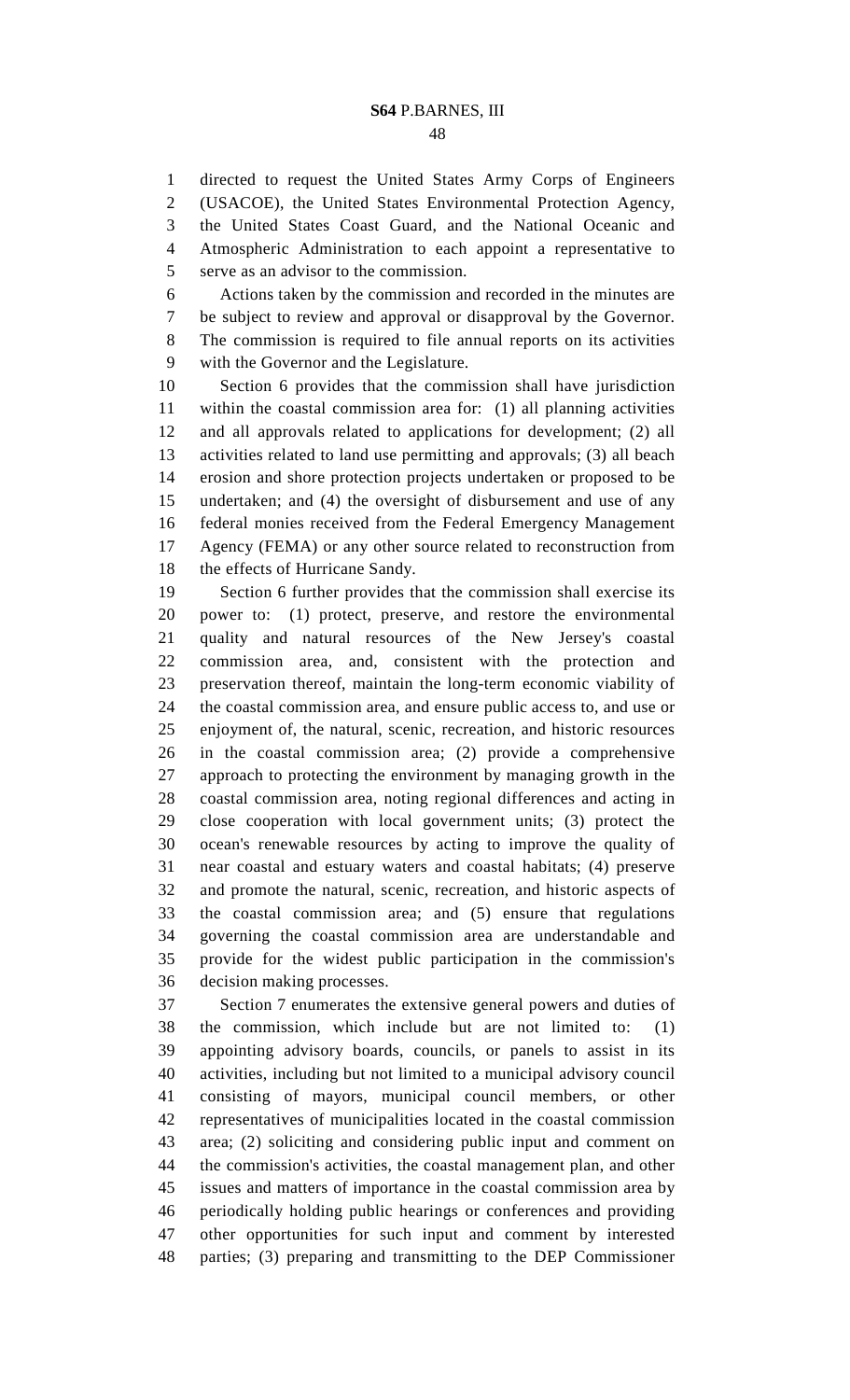directed to request the United States Army Corps of Engineers (USACOE), the United States Environmental Protection Agency, the United States Coast Guard, and the National Oceanic and Atmospheric Administration to each appoint a representative to serve as an advisor to the commission.

Actions taken by the commission and recorded in the minutes are be subject to review and approval or disapproval by the Governor. The commission is required to file annual reports on its activities with the Governor and the Legislature.

Section 6 provides that the commission shall have jurisdiction within the coastal commission area for: (1) all planning activities and all approvals related to applications for development; (2) all activities related to land use permitting and approvals; (3) all beach erosion and shore protection projects undertaken or proposed to be undertaken; and (4) the oversight of disbursement and use of any federal monies received from the Federal Emergency Management Agency (FEMA) or any other source related to reconstruction from the effects of Hurricane Sandy.

Section 6 further provides that the commission shall exercise its power to: (1) protect, preserve, and restore the environmental quality and natural resources of the New Jersey's coastal commission area, and, consistent with the protection and preservation thereof, maintain the long-term economic viability of the coastal commission area, and ensure public access to, and use or enjoyment of, the natural, scenic, recreation, and historic resources in the coastal commission area; (2) provide a comprehensive approach to protecting the environment by managing growth in the coastal commission area, noting regional differences and acting in close cooperation with local government units; (3) protect the ocean's renewable resources by acting to improve the quality of near coastal and estuary waters and coastal habitats; (4) preserve and promote the natural, scenic, recreation, and historic aspects of the coastal commission area; and (5) ensure that regulations governing the coastal commission area are understandable and provide for the widest public participation in the commission's decision making processes.

Section 7 enumerates the extensive general powers and duties of the commission, which include but are not limited to: (1) appointing advisory boards, councils, or panels to assist in its activities, including but not limited to a municipal advisory council consisting of mayors, municipal council members, or other representatives of municipalities located in the coastal commission area; (2) soliciting and considering public input and comment on the commission's activities, the coastal management plan, and other issues and matters of importance in the coastal commission area by periodically holding public hearings or conferences and providing other opportunities for such input and comment by interested parties; (3) preparing and transmitting to the DEP Commissioner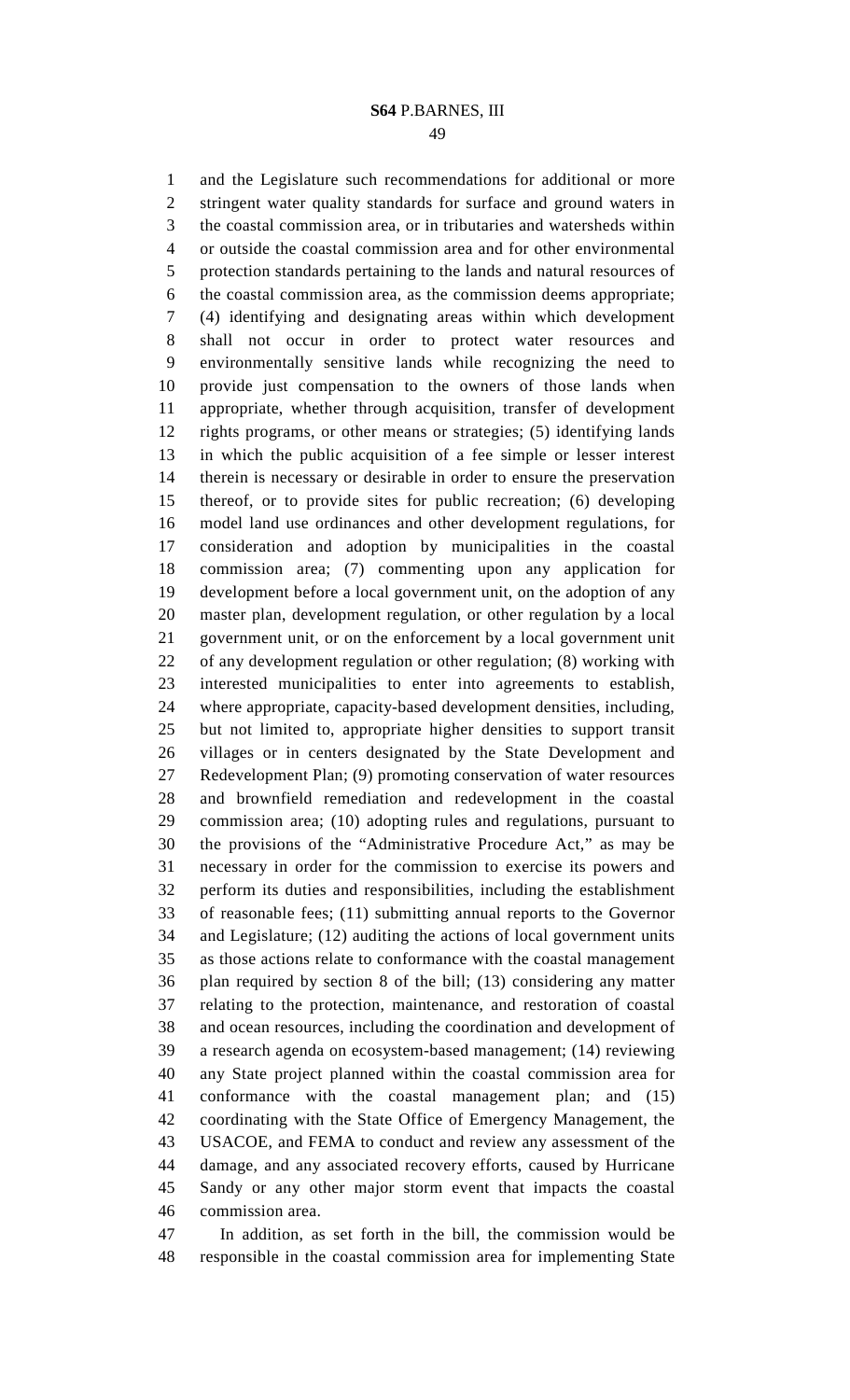and the Legislature such recommendations for additional or more stringent water quality standards for surface and ground waters in the coastal commission area, or in tributaries and watersheds within or outside the coastal commission area and for other environmental protection standards pertaining to the lands and natural resources of the coastal commission area, as the commission deems appropriate; (4) identifying and designating areas within which development shall not occur in order to protect water resources and environmentally sensitive lands while recognizing the need to provide just compensation to the owners of those lands when appropriate, whether through acquisition, transfer of development rights programs, or other means or strategies; (5) identifying lands in which the public acquisition of a fee simple or lesser interest therein is necessary or desirable in order to ensure the preservation thereof, or to provide sites for public recreation; (6) developing model land use ordinances and other development regulations, for consideration and adoption by municipalities in the coastal commission area; (7) commenting upon any application for development before a local government unit, on the adoption of any master plan, development regulation, or other regulation by a local government unit, or on the enforcement by a local government unit of any development regulation or other regulation; (8) working with interested municipalities to enter into agreements to establish, where appropriate, capacity-based development densities, including, but not limited to, appropriate higher densities to support transit villages or in centers designated by the State Development and Redevelopment Plan; (9) promoting conservation of water resources and brownfield remediation and redevelopment in the coastal commission area; (10) adopting rules and regulations, pursuant to the provisions of the "Administrative Procedure Act," as may be necessary in order for the commission to exercise its powers and perform its duties and responsibilities, including the establishment of reasonable fees; (11) submitting annual reports to the Governor and Legislature; (12) auditing the actions of local government units as those actions relate to conformance with the coastal management plan required by section 8 of the bill; (13) considering any matter relating to the protection, maintenance, and restoration of coastal and ocean resources, including the coordination and development of a research agenda on ecosystem-based management; (14) reviewing any State project planned within the coastal commission area for conformance with the coastal management plan; and (15) coordinating with the State Office of Emergency Management, the USACOE, and FEMA to conduct and review any assessment of the damage, and any associated recovery efforts, caused by Hurricane Sandy or any other major storm event that impacts the coastal commission area.

In addition, as set forth in the bill, the commission would be responsible in the coastal commission area for implementing State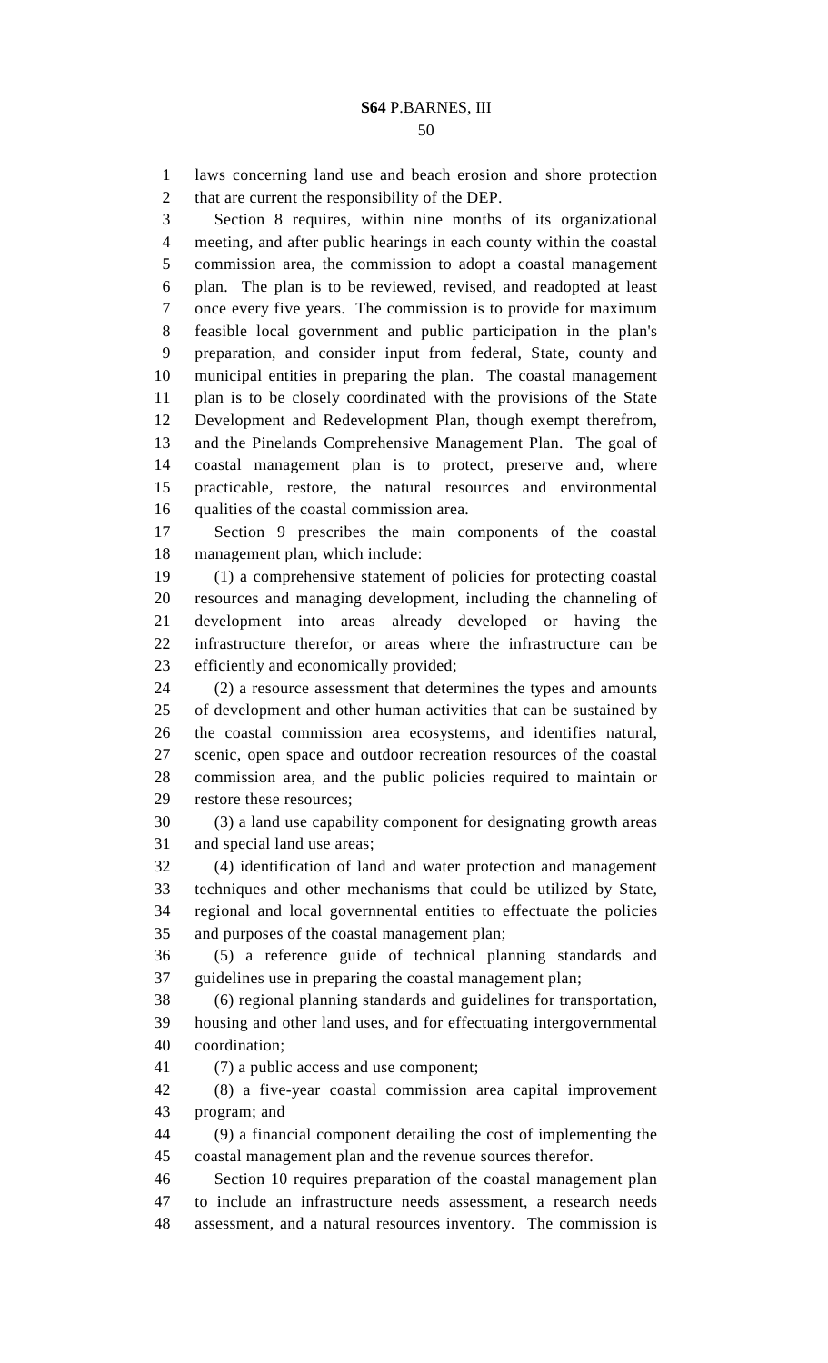laws concerning land use and beach erosion and shore protection that are current the responsibility of the DEP.

Section 8 requires, within nine months of its organizational meeting, and after public hearings in each county within the coastal commission area, the commission to adopt a coastal management plan. The plan is to be reviewed, revised, and readopted at least once every five years. The commission is to provide for maximum feasible local government and public participation in the plan's preparation, and consider input from federal, State, county and municipal entities in preparing the plan. The coastal management plan is to be closely coordinated with the provisions of the State Development and Redevelopment Plan, though exempt therefrom, and the Pinelands Comprehensive Management Plan. The goal of coastal management plan is to protect, preserve and, where practicable, restore, the natural resources and environmental qualities of the coastal commission area.

Section 9 prescribes the main components of the coastal management plan, which include:

(1) a comprehensive statement of policies for protecting coastal resources and managing development, including the channeling of development into areas already developed or having the infrastructure therefor, or areas where the infrastructure can be efficiently and economically provided;

(2) a resource assessment that determines the types and amounts of development and other human activities that can be sustained by the coastal commission area ecosystems, and identifies natural, scenic, open space and outdoor recreation resources of the coastal commission area, and the public policies required to maintain or restore these resources;

(3) a land use capability component for designating growth areas and special land use areas;

(4) identification of land and water protection and management techniques and other mechanisms that could be utilized by State, regional and local governnental entities to effectuate the policies and purposes of the coastal management plan;

(5) a reference guide of technical planning standards and guidelines use in preparing the coastal management plan;

(6) regional planning standards and guidelines for transportation, housing and other land uses, and for effectuating intergovernmental coordination;

(7) a public access and use component;

(8) a five-year coastal commission area capital improvement program; and

(9) a financial component detailing the cost of implementing the coastal management plan and the revenue sources therefor.

Section 10 requires preparation of the coastal management plan to include an infrastructure needs assessment, a research needs assessment, and a natural resources inventory. The commission is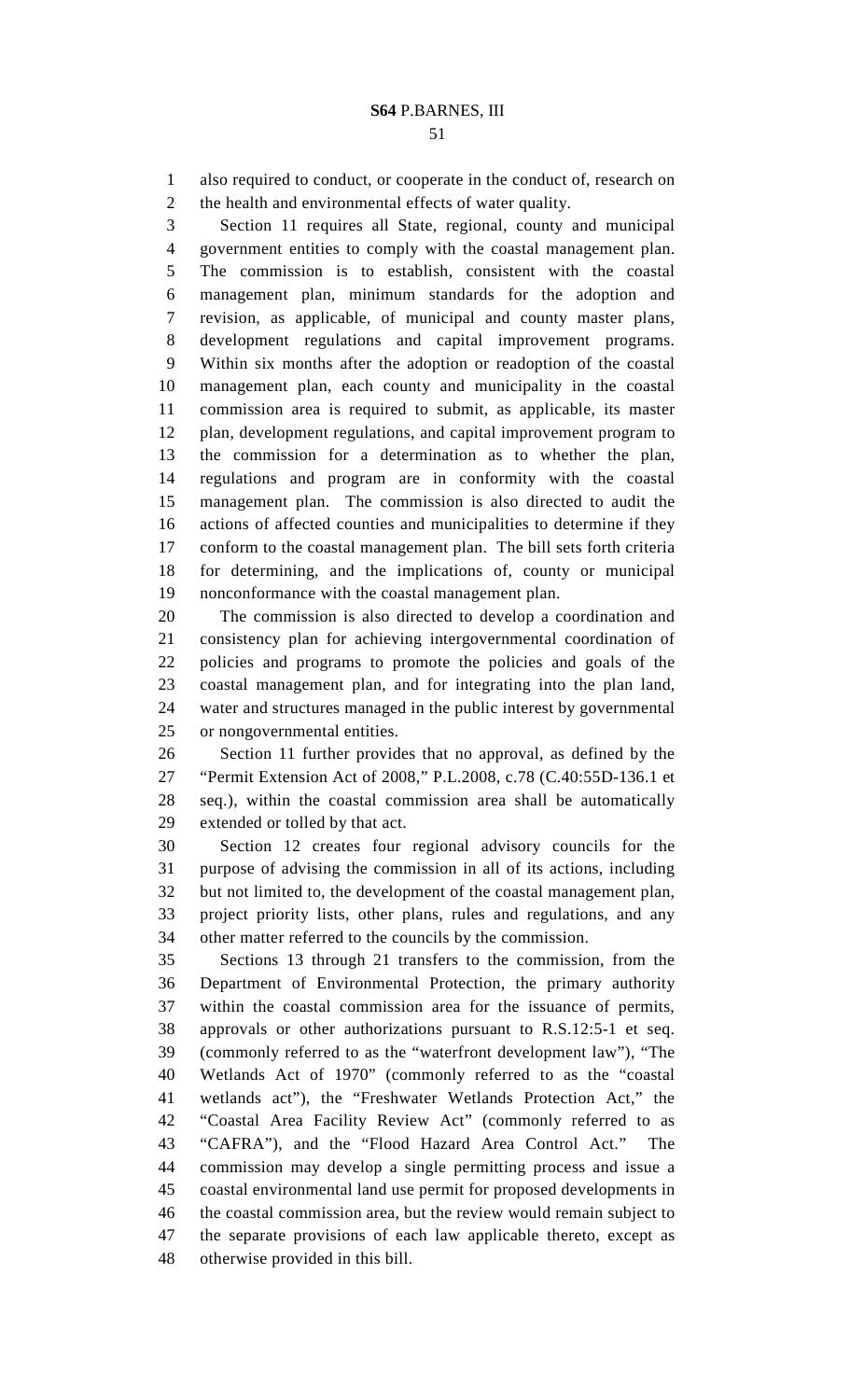also required to conduct, or cooperate in the conduct of, research on the health and environmental effects of water quality.

Section 11 requires all State, regional, county and municipal government entities to comply with the coastal management plan. The commission is to establish, consistent with the coastal management plan, minimum standards for the adoption and revision, as applicable, of municipal and county master plans, development regulations and capital improvement programs. Within six months after the adoption or readoption of the coastal management plan, each county and municipality in the coastal commission area is required to submit, as applicable, its master plan, development regulations, and capital improvement program to the commission for a determination as to whether the plan, regulations and program are in conformity with the coastal management plan. The commission is also directed to audit the actions of affected counties and municipalities to determine if they conform to the coastal management plan. The bill sets forth criteria for determining, and the implications of, county or municipal nonconformance with the coastal management plan.

The commission is also directed to develop a coordination and consistency plan for achieving intergovernmental coordination of policies and programs to promote the policies and goals of the coastal management plan, and for integrating into the plan land, water and structures managed in the public interest by governmental or nongovernmental entities.

Section 11 further provides that no approval, as defined by the "Permit Extension Act of 2008," P.L.2008, c.78 (C.40:55D-136.1 et seq.), within the coastal commission area shall be automatically extended or tolled by that act.

Section 12 creates four regional advisory councils for the purpose of advising the commission in all of its actions, including but not limited to, the development of the coastal management plan, project priority lists, other plans, rules and regulations, and any other matter referred to the councils by the commission.

Sections 13 through 21 transfers to the commission, from the Department of Environmental Protection, the primary authority within the coastal commission area for the issuance of permits, approvals or other authorizations pursuant to R.S.12:5-1 et seq. (commonly referred to as the "waterfront development law"), "The Wetlands Act of 1970" (commonly referred to as the "coastal wetlands act"), the "Freshwater Wetlands Protection Act," the "Coastal Area Facility Review Act" (commonly referred to as "CAFRA"), and the "Flood Hazard Area Control Act." The commission may develop a single permitting process and issue a coastal environmental land use permit for proposed developments in the coastal commission area, but the review would remain subject to the separate provisions of each law applicable thereto, except as otherwise provided in this bill.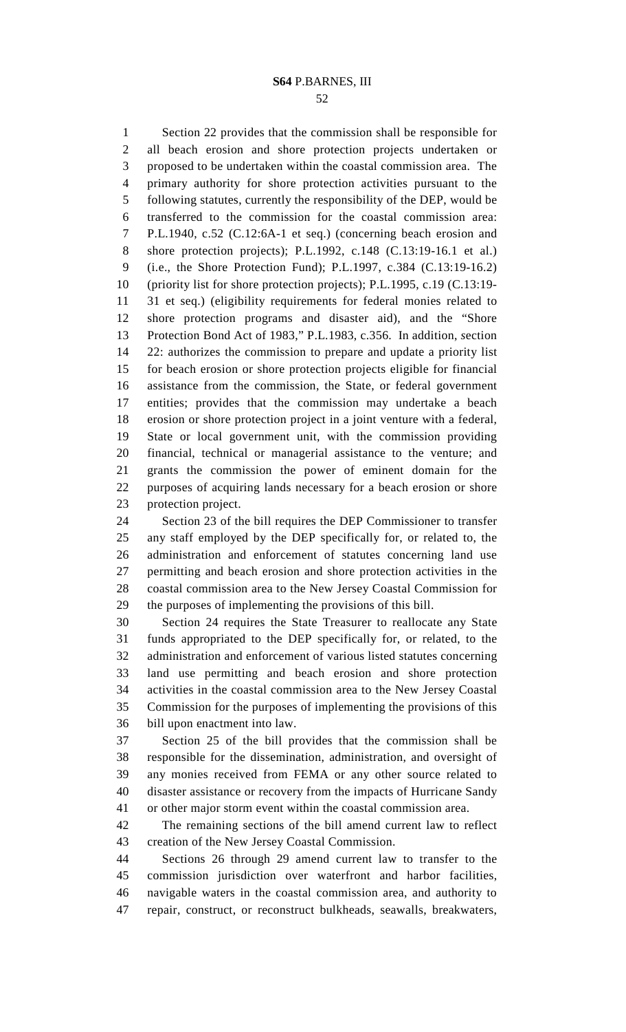Section 22 provides that the commission shall be responsible for all beach erosion and shore protection projects undertaken or proposed to be undertaken within the coastal commission area. The primary authority for shore protection activities pursuant to the following statutes, currently the responsibility of the DEP, would be transferred to the commission for the coastal commission area: P.L.1940, c.52 (C.12:6A-1 et seq.) (concerning beach erosion and shore protection projects); P.L.1992, c.148 (C.13:19-16.1 et al.) (i.e., the Shore Protection Fund); P.L.1997, c.384 (C.13:19-16.2) (priority list for shore protection projects); P.L.1995, c.19 (C.13:19-31 et seq.) (eligibility requirements for federal monies related to shore protection programs and disaster aid), and the "Shore Protection Bond Act of 1983," P.L.1983, c.356. In addition, section 22: authorizes the commission to prepare and update a priority list for beach erosion or shore protection projects eligible for financial assistance from the commission, the State, or federal government entities; provides that the commission may undertake a beach erosion or shore protection project in a joint venture with a federal, State or local government unit, with the commission providing financial, technical or managerial assistance to the venture; and grants the commission the power of eminent domain for the purposes of acquiring lands necessary for a beach erosion or shore protection project.

Section 23 of the bill requires the DEP Commissioner to transfer any staff employed by the DEP specifically for, or related to, the administration and enforcement of statutes concerning land use permitting and beach erosion and shore protection activities in the coastal commission area to the New Jersey Coastal Commission for the purposes of implementing the provisions of this bill.

Section 24 requires the State Treasurer to reallocate any State funds appropriated to the DEP specifically for, or related, to the administration and enforcement of various listed statutes concerning land use permitting and beach erosion and shore protection activities in the coastal commission area to the New Jersey Coastal Commission for the purposes of implementing the provisions of this bill upon enactment into law.

Section 25 of the bill provides that the commission shall be responsible for the dissemination, administration, and oversight of any monies received from FEMA or any other source related to disaster assistance or recovery from the impacts of Hurricane Sandy or other major storm event within the coastal commission area.

The remaining sections of the bill amend current law to reflect creation of the New Jersey Coastal Commission.

Sections 26 through 29 amend current law to transfer to the commission jurisdiction over waterfront and harbor facilities, navigable waters in the coastal commission area, and authority to repair, construct, or reconstruct bulkheads, seawalls, breakwaters,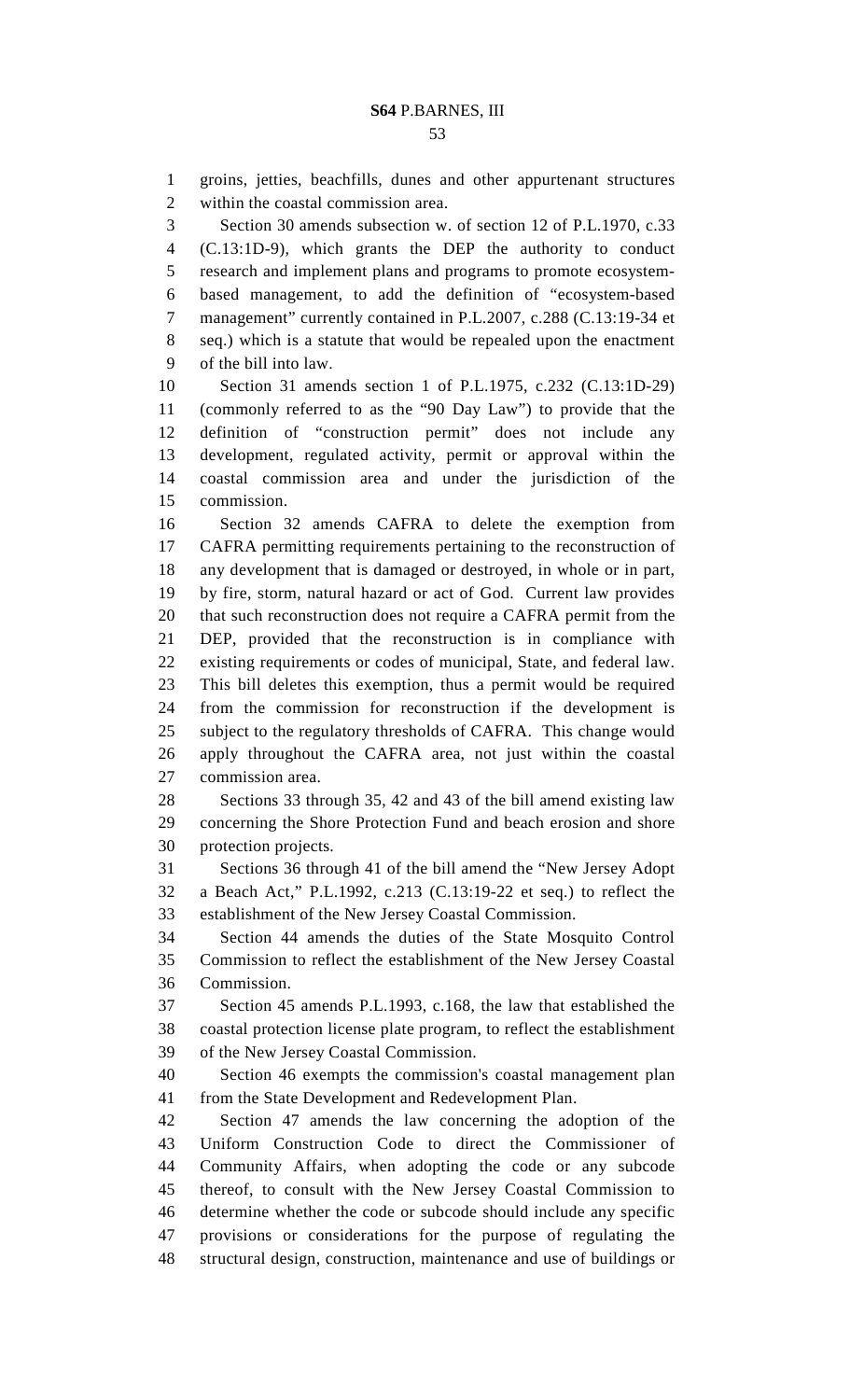groins, jetties, beachfills, dunes and other appurtenant structures within the coastal commission area.

Section 30 amends subsection w. of section 12 of P.L.1970, c.33 (C.13:1D-9), which grants the DEP the authority to conduct research and implement plans and programs to promote ecosystem-based management, to add the definition of "ecosystem-based management" currently contained in P.L.2007, c.288 (C.13:19-34 et seq.) which is a statute that would be repealed upon the enactment of the bill into law.

Section 31 amends section 1 of P.L.1975, c.232 (C.13:1D-29) (commonly referred to as the "90 Day Law") to provide that the definition of "construction permit" does not include any development, regulated activity, permit or approval within the coastal commission area and under the jurisdiction of the commission.

Section 32 amends CAFRA to delete the exemption from CAFRA permitting requirements pertaining to the reconstruction of any development that is damaged or destroyed, in whole or in part, by fire, storm, natural hazard or act of God. Current law provides that such reconstruction does not require a CAFRA permit from the DEP, provided that the reconstruction is in compliance with existing requirements or codes of municipal, State, and federal law. This bill deletes this exemption, thus a permit would be required from the commission for reconstruction if the development is subject to the regulatory thresholds of CAFRA. This change would apply throughout the CAFRA area, not just within the coastal commission area.

Sections 33 through 35, 42 and 43 of the bill amend existing law concerning the Shore Protection Fund and beach erosion and shore protection projects.

Sections 36 through 41 of the bill amend the "New Jersey Adopt a Beach Act," P.L.1992, c.213 (C.13:19-22 et seq.) to reflect the establishment of the New Jersey Coastal Commission.

Section 44 amends the duties of the State Mosquito Control Commission to reflect the establishment of the New Jersey Coastal Commission.

Section 45 amends P.L.1993, c.168, the law that established the coastal protection license plate program, to reflect the establishment of the New Jersey Coastal Commission.

Section 46 exempts the commission's coastal management plan from the State Development and Redevelopment Plan.

Section 47 amends the law concerning the adoption of the Uniform Construction Code to direct the Commissioner of Community Affairs, when adopting the code or any subcode thereof, to consult with the New Jersey Coastal Commission to determine whether the code or subcode should include any specific provisions or considerations for the purpose of regulating the structural design, construction, maintenance and use of buildings or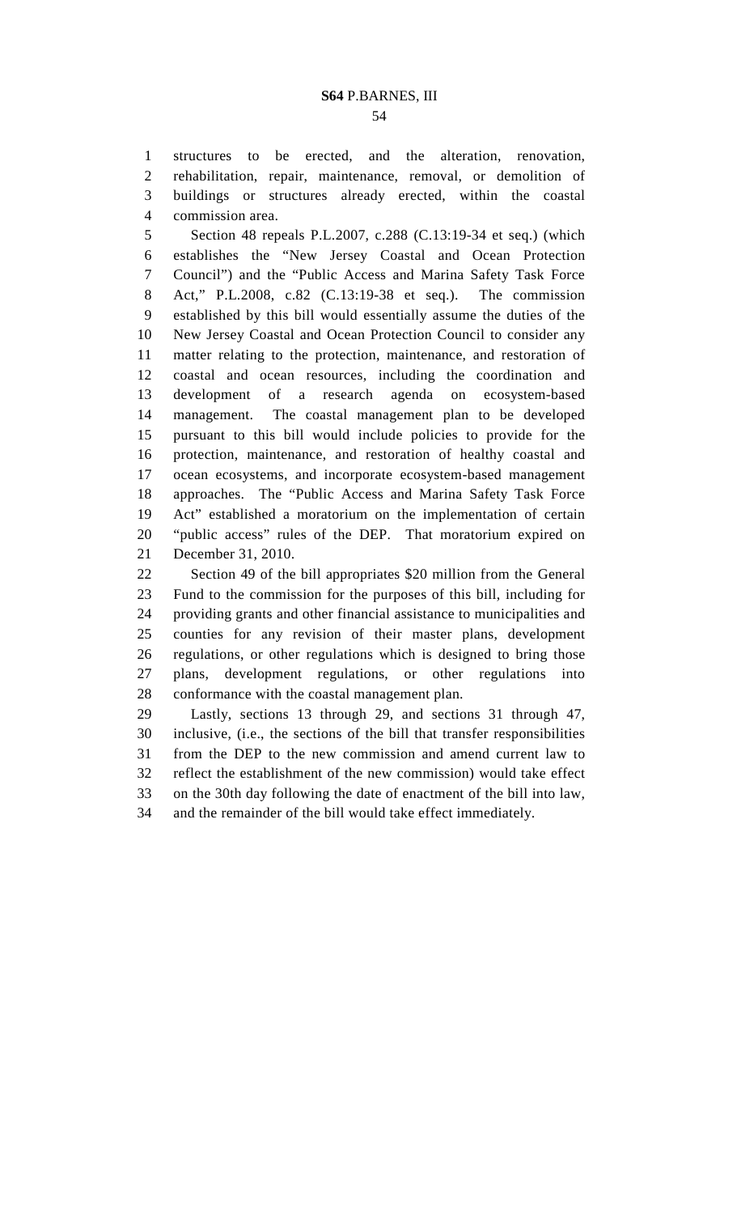structures to be erected, and the alteration, renovation, rehabilitation, repair, maintenance, removal, or demolition of buildings or structures already erected, within the coastal commission area.

Section 48 repeals P.L.2007, c.288 (C.13:19-34 et seq.) (which establishes the "New Jersey Coastal and Ocean Protection Council") and the "Public Access and Marina Safety Task Force Act," P.L.2008, c.82 (C.13:19-38 et seq.). The commission established by this bill would essentially assume the duties of the New Jersey Coastal and Ocean Protection Council to consider any matter relating to the protection, maintenance, and restoration of coastal and ocean resources, including the coordination and development of a research agenda on ecosystem-based management. The coastal management plan to be developed pursuant to this bill would include policies to provide for the protection, maintenance, and restoration of healthy coastal and ocean ecosystems, and incorporate ecosystem-based management approaches. The "Public Access and Marina Safety Task Force Act" established a moratorium on the implementation of certain "public access" rules of the DEP. That moratorium expired on December 31, 2010.

Section 49 of the bill appropriates $20 million from the General Fund to the commission for the purposes of this bill, including for providing grants and other financial assistance to municipalities and counties for any revision of their master plans, development regulations, or other regulations which is designed to bring those plans, development regulations, or other regulations into conformance with the coastal management plan.

Lastly, sections 13 through 29, and sections 31 through 47, inclusive, (i.e., the sections of the bill that transfer responsibilities from the DEP to the new commission and amend current law to reflect the establishment of the new commission) would take effect on the 30th day following the date of enactment of the bill into law, and the remainder of the bill would take effect immediately.